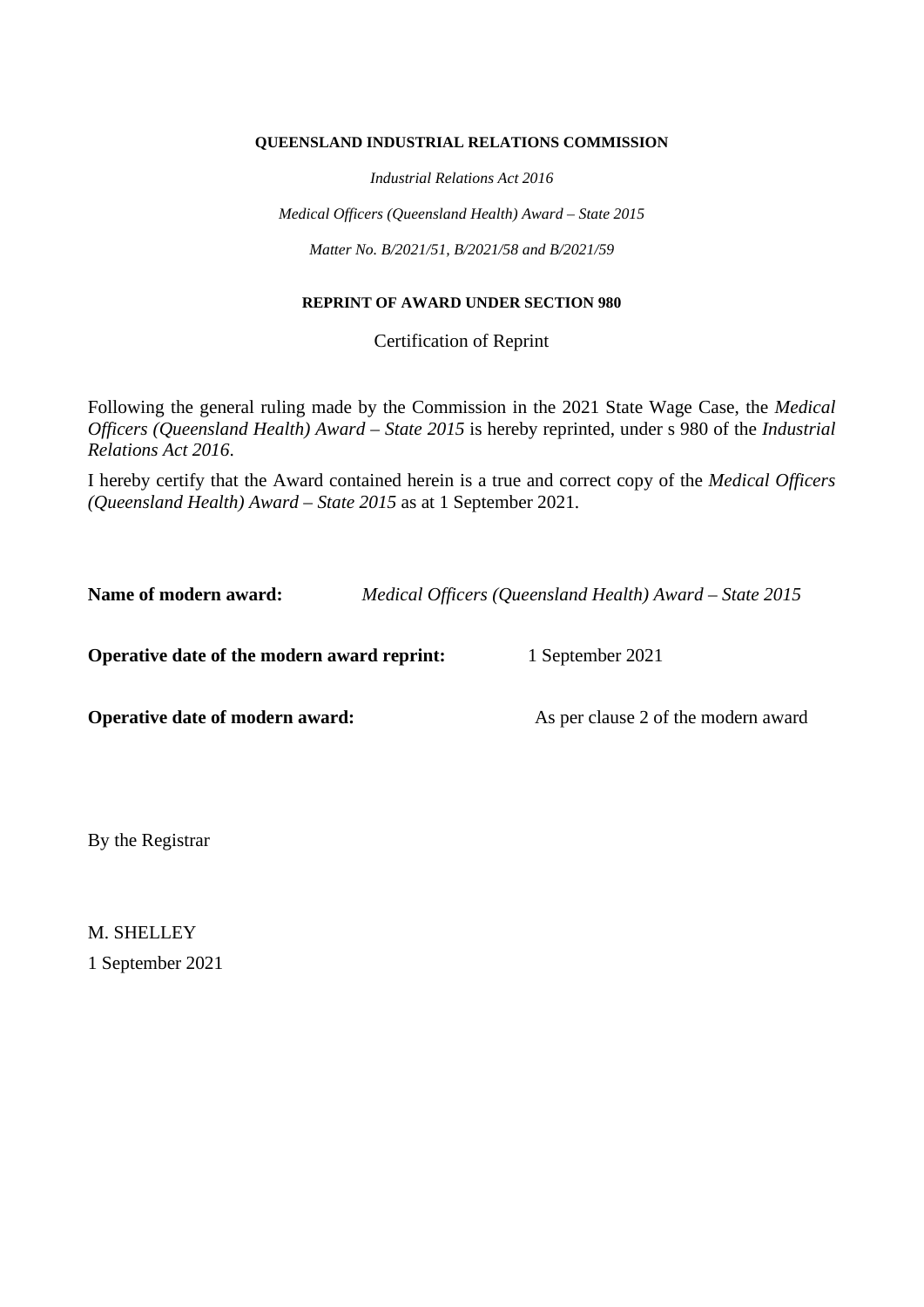**QUEENSLAND INDUSTRIAL RELATIONS COMMISSION**

*Industrial Relations Act 2016*

*Medical Officers (Queensland Health) Award – State 2015*

*Matter No. B/2021/51, B/2021/58 and B/2021/59*

**REPRINT OF AWARD UNDER SECTION 980**

Certification of Reprint

Following the general ruling made by the Commission in the 2021 State Wage Case, the *Medical Officers (Queensland Health) Award – State 2015* is hereby reprinted, under s 980 of the *Industrial Relations Act 2016*.

I hereby certify that the Award contained herein is a true and correct copy of the *Medical Officers (Queensland Health) Award – State 2015* as at 1 September 2021.

**Name of modern award:** *Medical Officers (Queensland Health) Award – State 2015*

**Operative date of the modern award reprint:** 1 September 2021

**Operative date of modern award:** As per clause 2 of the modern award

By the Registrar

M. SHELLEY

1 September 2021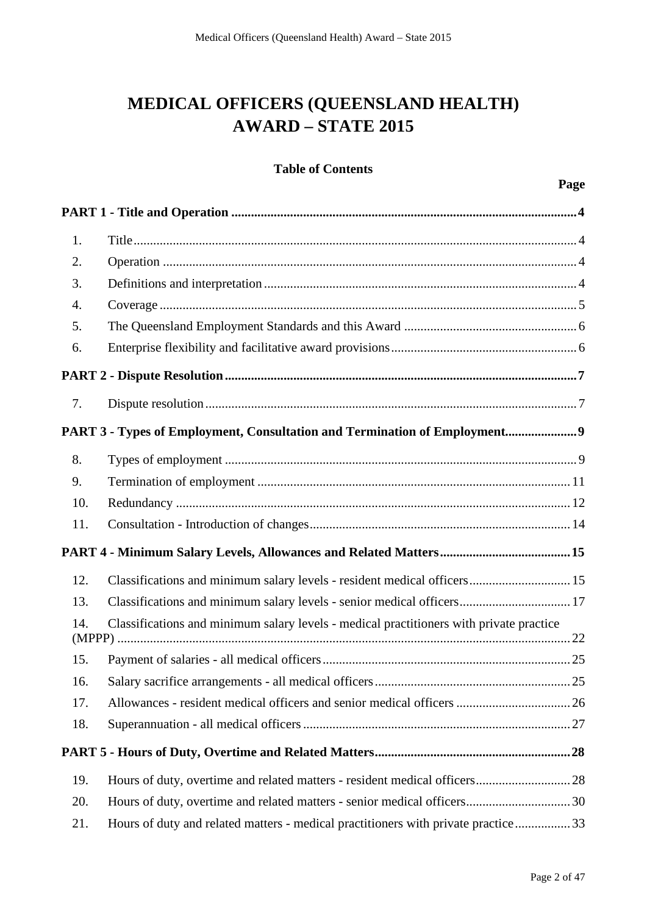# MEDICAL OFFICERS (QUEENSLAND HEALTH) AWARD – STATE 2015

**Table of Contents**

| | | **Page** |
|---|---|---|
| **PART 1 - Title and Operation** | | **4** |
| 1. | Title | 4 |
| 2. | Operation | 4 |
| 3. | Definitions and interpretation | 4 |
| 4. | Coverage | 5 |
| 5. | The Queensland Employment Standards and this Award | 6 |
| 6. | Enterprise flexibility and facilitative award provisions | 6 |
| **PART 2 - Dispute Resolution** | | **7** |
| 7. | Dispute resolution | 7 |
| **PART 3 - Types of Employment, Consultation and Termination of Employment** | | **9** |
| 8. | Types of employment | 9 |
| 9. | Termination of employment | 11 |
| 10. | Redundancy | 12 |
| 11. | Consultation - Introduction of changes | 14 |
| **PART 4 - Minimum Salary Levels, Allowances and Related Matters** | | **15** |
| 12. | Classifications and minimum salary levels - resident medical officers | 15 |
| 13. | Classifications and minimum salary levels - senior medical officers | 17 |
| 14. | Classifications and minimum salary levels - medical practitioners with private practice (MPPP) | 22 |
| 15. | Payment of salaries - all medical officers | 25 |
| 16. | Salary sacrifice arrangements - all medical officers | 25 |
| 17. | Allowances - resident medical officers and senior medical officers | 26 |
| 18. | Superannuation - all medical officers | 27 |
| **PART 5 - Hours of Duty, Overtime and Related Matters** | | **28** |
| 19. | Hours of duty, overtime and related matters - resident medical officers | 28 |
| 20. | Hours of duty, overtime and related matters - senior medical officers | 30 |
| 21. | Hours of duty and related matters - medical practitioners with private practice | 33 |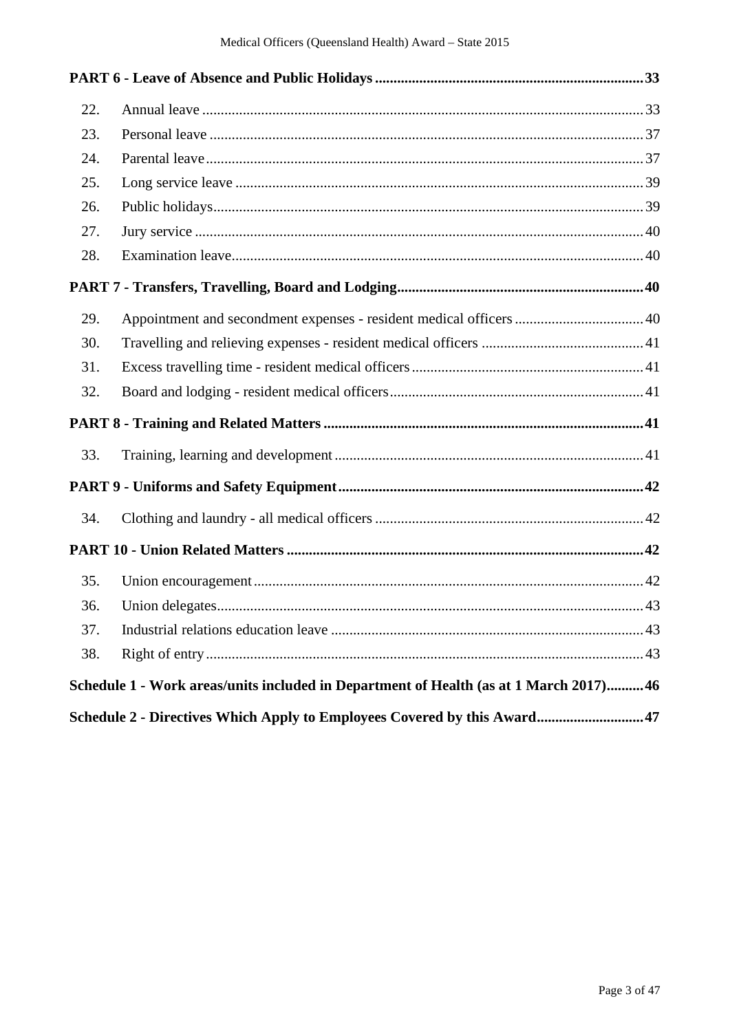**PART 6 - Leave of Absence and Public Holidays** ........ 33

| | | |
|---|---|---|
| 22. | Annual leave | 33 |
| 23. | Personal leave | 37 |
| 24. | Parental leave | 37 |
| 25. | Long service leave | 39 |
| 26. | Public holidays | 39 |
| 27. | Jury service | 40 |
| 28. | Examination leave | 40 |

**PART 7 - Transfers, Travelling, Board and Lodging** ........ 40

| | | |
|---|---|---|
| 29. | Appointment and secondment expenses - resident medical officers | 40 |
| 30. | Travelling and relieving expenses - resident medical officers | 41 |
| 31. | Excess travelling time - resident medical officers | 41 |
| 32. | Board and lodging - resident medical officers | 41 |

**PART 8 - Training and Related Matters** ........ 41

| | | |
|---|---|---|
| 33. | Training, learning and development | 41 |

**PART 9 - Uniforms and Safety Equipment** ........ 42

| | | |
|---|---|---|
| 34. | Clothing and laundry - all medical officers | 42 |

**PART 10 - Union Related Matters** ........ 42

| | | |
|---|---|---|
| 35. | Union encouragement | 42 |
| 36. | Union delegates | 43 |
| 37. | Industrial relations education leave | 43 |
| 38. | Right of entry | 43 |

**Schedule 1 - Work areas/units included in Department of Health (as at 1 March 2017)** ........ 46

**Schedule 2 - Directives Which Apply to Employees Covered by this Award** ........ 47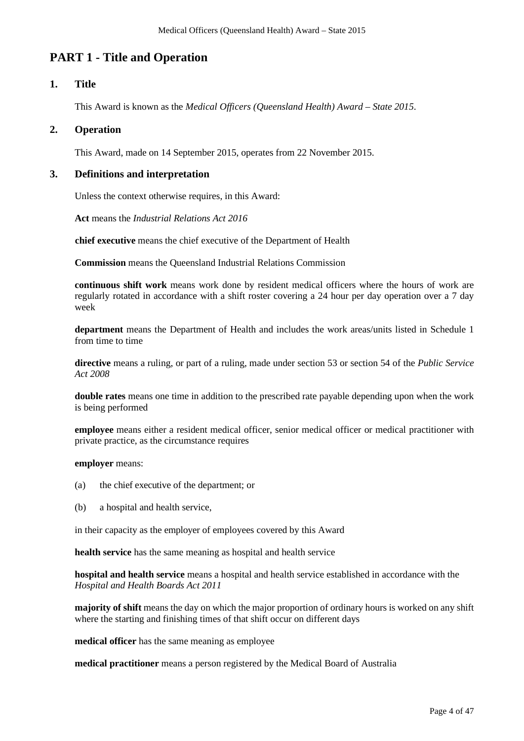# PART 1 - Title and Operation

## 1. Title

This Award is known as the *Medical Officers (Queensland Health) Award – State 2015*.

## 2. Operation

This Award, made on 14 September 2015, operates from 22 November 2015.

## 3. Definitions and interpretation

Unless the context otherwise requires, in this Award:

**Act** means the *Industrial Relations Act 2016*

**chief executive** means the chief executive of the Department of Health

**Commission** means the Queensland Industrial Relations Commission

**continuous shift work** means work done by resident medical officers where the hours of work are regularly rotated in accordance with a shift roster covering a 24 hour per day operation over a 7 day week

**department** means the Department of Health and includes the work areas/units listed in Schedule 1 from time to time

**directive** means a ruling, or part of a ruling, made under section 53 or section 54 of the *Public Service Act 2008*

**double rates** means one time in addition to the prescribed rate payable depending upon when the work is being performed

**employee** means either a resident medical officer, senior medical officer or medical practitioner with private practice, as the circumstance requires

**employer** means:

(a) the chief executive of the department; or

(b) a hospital and health service,

in their capacity as the employer of employees covered by this Award

**health service** has the same meaning as hospital and health service

**hospital and health service** means a hospital and health service established in accordance with the *Hospital and Health Boards Act 2011*

**majority of shift** means the day on which the major proportion of ordinary hours is worked on any shift where the starting and finishing times of that shift occur on different days

**medical officer** has the same meaning as employee

**medical practitioner** means a person registered by the Medical Board of Australia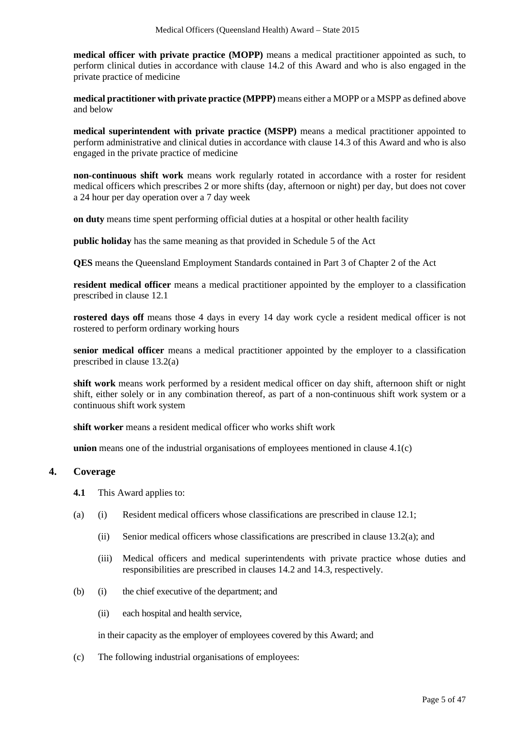**medical officer with private practice (MOPP)** means a medical practitioner appointed as such, to perform clinical duties in accordance with clause 14.2 of this Award and who is also engaged in the private practice of medicine

**medical practitioner with private practice (MPPP)** means either a MOPP or a MSPP as defined above and below

**medical superintendent with private practice (MSPP)** means a medical practitioner appointed to perform administrative and clinical duties in accordance with clause 14.3 of this Award and who is also engaged in the private practice of medicine

**non-continuous shift work** means work regularly rotated in accordance with a roster for resident medical officers which prescribes 2 or more shifts (day, afternoon or night) per day, but does not cover a 24 hour per day operation over a 7 day week

**on duty** means time spent performing official duties at a hospital or other health facility

**public holiday** has the same meaning as that provided in Schedule 5 of the Act

**QES** means the Queensland Employment Standards contained in Part 3 of Chapter 2 of the Act

**resident medical officer** means a medical practitioner appointed by the employer to a classification prescribed in clause 12.1

**rostered days off** means those 4 days in every 14 day work cycle a resident medical officer is not rostered to perform ordinary working hours

**senior medical officer** means a medical practitioner appointed by the employer to a classification prescribed in clause 13.2(a)

**shift work** means work performed by a resident medical officer on day shift, afternoon shift or night shift, either solely or in any combination thereof, as part of a non-continuous shift work system or a continuous shift work system

**shift worker** means a resident medical officer who works shift work

**union** means one of the industrial organisations of employees mentioned in clause 4.1(c)

## 4. Coverage

**4.1** This Award applies to:

(a) (i) Resident medical officers whose classifications are prescribed in clause 12.1;

(ii) Senior medical officers whose classifications are prescribed in clause 13.2(a); and

(iii) Medical officers and medical superintendents with private practice whose duties and responsibilities are prescribed in clauses 14.2 and 14.3, respectively.

(b) (i) the chief executive of the department; and

(ii) each hospital and health service,

in their capacity as the employer of employees covered by this Award; and

(c) The following industrial organisations of employees: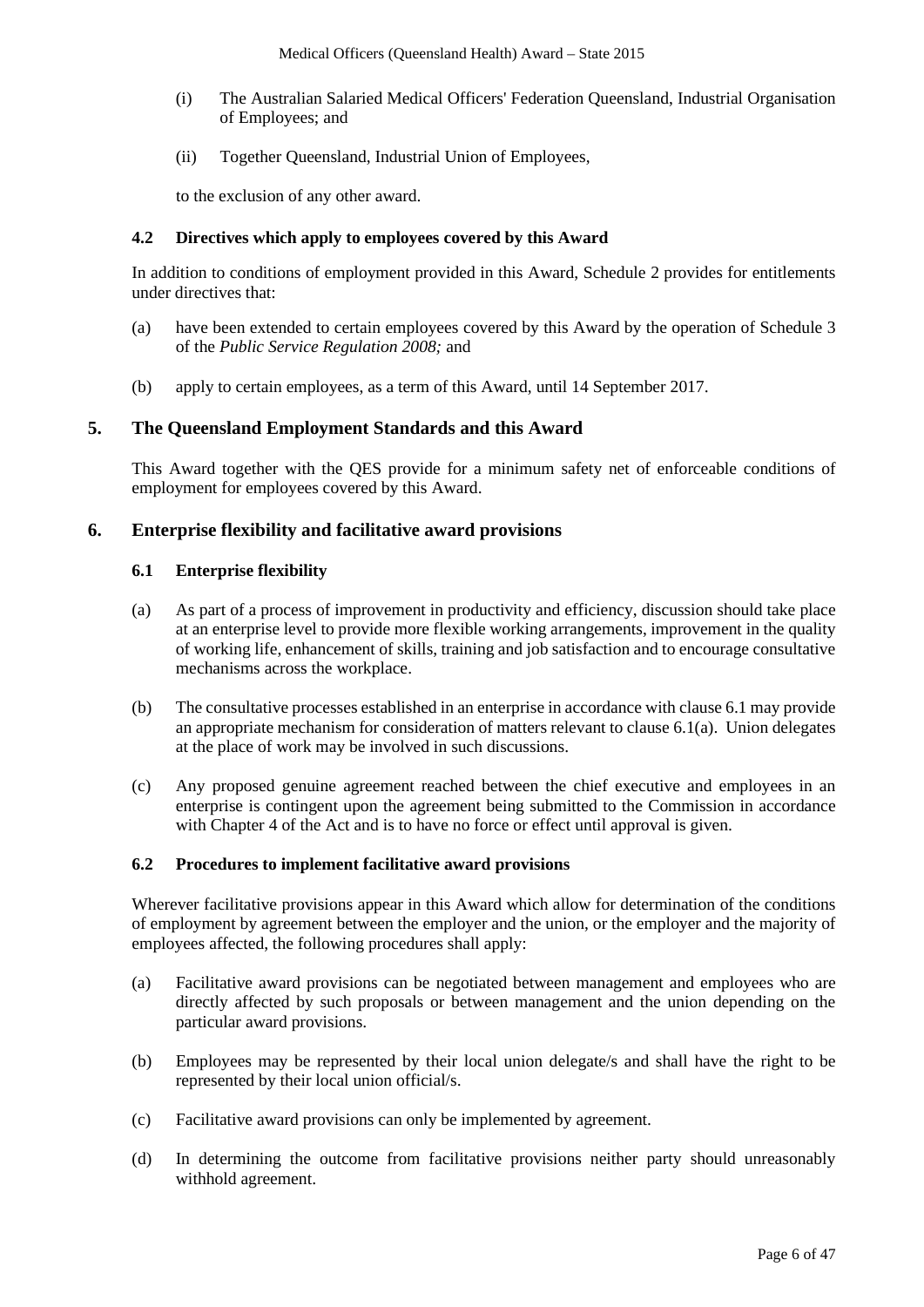(i) The Australian Salaried Medical Officers' Federation Queensland, Industrial Organisation of Employees; and

(ii) Together Queensland, Industrial Union of Employees,

to the exclusion of any other award.

### 4.2 Directives which apply to employees covered by this Award

In addition to conditions of employment provided in this Award, Schedule 2 provides for entitlements under directives that:

(a) have been extended to certain employees covered by this Award by the operation of Schedule 3 of the *Public Service Regulation 2008;* and

(b) apply to certain employees, as a term of this Award, until 14 September 2017.

## 5. The Queensland Employment Standards and this Award

This Award together with the QES provide for a minimum safety net of enforceable conditions of employment for employees covered by this Award.

## 6. Enterprise flexibility and facilitative award provisions

### 6.1 Enterprise flexibility

(a) As part of a process of improvement in productivity and efficiency, discussion should take place at an enterprise level to provide more flexible working arrangements, improvement in the quality of working life, enhancement of skills, training and job satisfaction and to encourage consultative mechanisms across the workplace.

(b) The consultative processes established in an enterprise in accordance with clause 6.1 may provide an appropriate mechanism for consideration of matters relevant to clause 6.1(a). Union delegates at the place of work may be involved in such discussions.

(c) Any proposed genuine agreement reached between the chief executive and employees in an enterprise is contingent upon the agreement being submitted to the Commission in accordance with Chapter 4 of the Act and is to have no force or effect until approval is given.

### 6.2 Procedures to implement facilitative award provisions

Wherever facilitative provisions appear in this Award which allow for determination of the conditions of employment by agreement between the employer and the union, or the employer and the majority of employees affected, the following procedures shall apply:

(a) Facilitative award provisions can be negotiated between management and employees who are directly affected by such proposals or between management and the union depending on the particular award provisions.

(b) Employees may be represented by their local union delegate/s and shall have the right to be represented by their local union official/s.

(c) Facilitative award provisions can only be implemented by agreement.

(d) In determining the outcome from facilitative provisions neither party should unreasonably withhold agreement.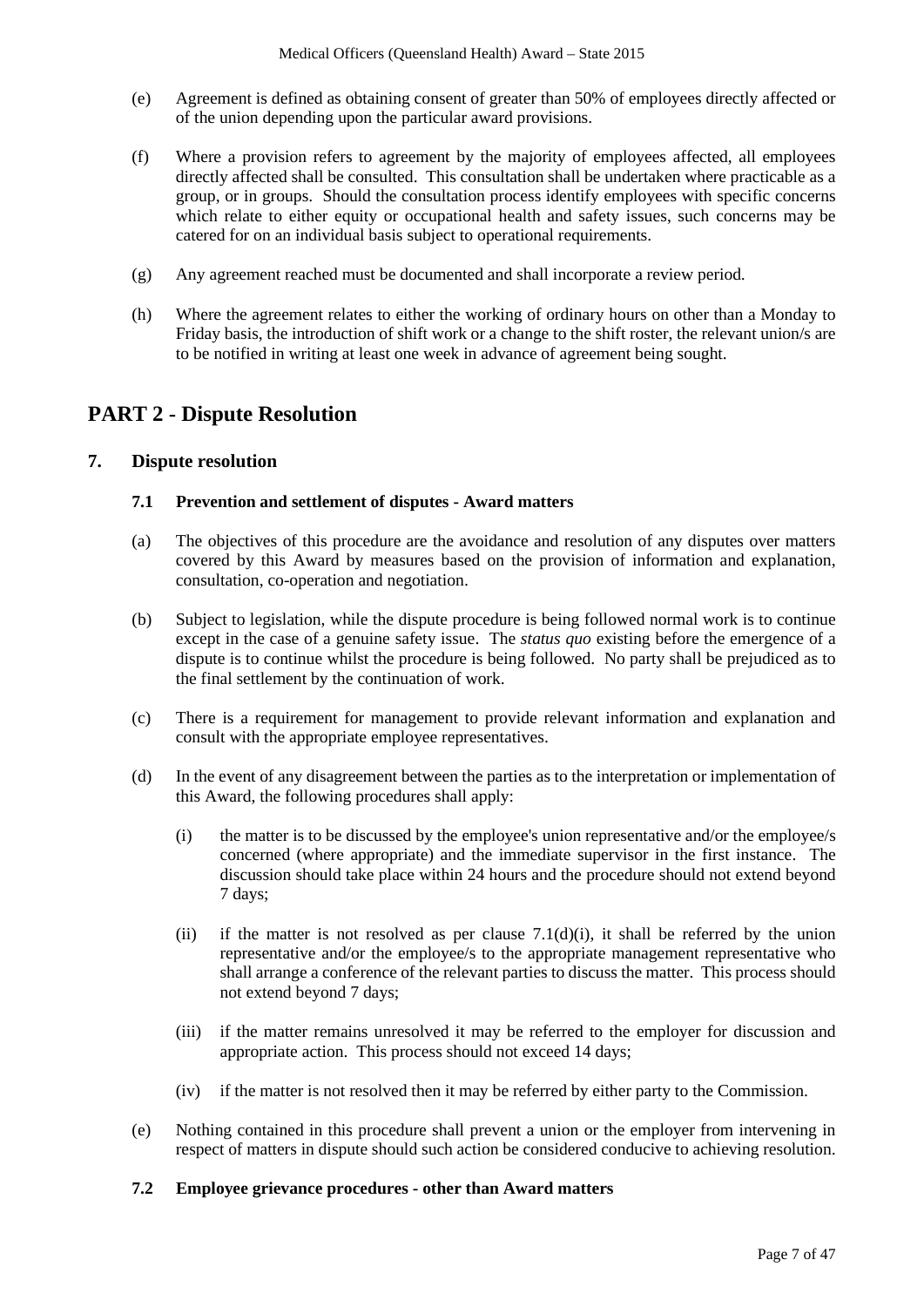(e) Agreement is defined as obtaining consent of greater than 50% of employees directly affected or of the union depending upon the particular award provisions.

(f) Where a provision refers to agreement by the majority of employees affected, all employees directly affected shall be consulted. This consultation shall be undertaken where practicable as a group, or in groups. Should the consultation process identify employees with specific concerns which relate to either equity or occupational health and safety issues, such concerns may be catered for on an individual basis subject to operational requirements.

(g) Any agreement reached must be documented and shall incorporate a review period.

(h) Where the agreement relates to either the working of ordinary hours on other than a Monday to Friday basis, the introduction of shift work or a change to the shift roster, the relevant union/s are to be notified in writing at least one week in advance of agreement being sought.

# PART 2 - Dispute Resolution

## 7. Dispute resolution

### 7.1 Prevention and settlement of disputes - Award matters

(a) The objectives of this procedure are the avoidance and resolution of any disputes over matters covered by this Award by measures based on the provision of information and explanation, consultation, co-operation and negotiation.

(b) Subject to legislation, while the dispute procedure is being followed normal work is to continue except in the case of a genuine safety issue. The *status quo* existing before the emergence of a dispute is to continue whilst the procedure is being followed. No party shall be prejudiced as to the final settlement by the continuation of work.

(c) There is a requirement for management to provide relevant information and explanation and consult with the appropriate employee representatives.

(d) In the event of any disagreement between the parties as to the interpretation or implementation of this Award, the following procedures shall apply:

(i) the matter is to be discussed by the employee's union representative and/or the employee/s concerned (where appropriate) and the immediate supervisor in the first instance. The discussion should take place within 24 hours and the procedure should not extend beyond 7 days;

(ii) if the matter is not resolved as per clause 7.1(d)(i), it shall be referred by the union representative and/or the employee/s to the appropriate management representative who shall arrange a conference of the relevant parties to discuss the matter. This process should not extend beyond 7 days;

(iii) if the matter remains unresolved it may be referred to the employer for discussion and appropriate action. This process should not exceed 14 days;

(iv) if the matter is not resolved then it may be referred by either party to the Commission.

(e) Nothing contained in this procedure shall prevent a union or the employer from intervening in respect of matters in dispute should such action be considered conducive to achieving resolution.

### 7.2 Employee grievance procedures - other than Award matters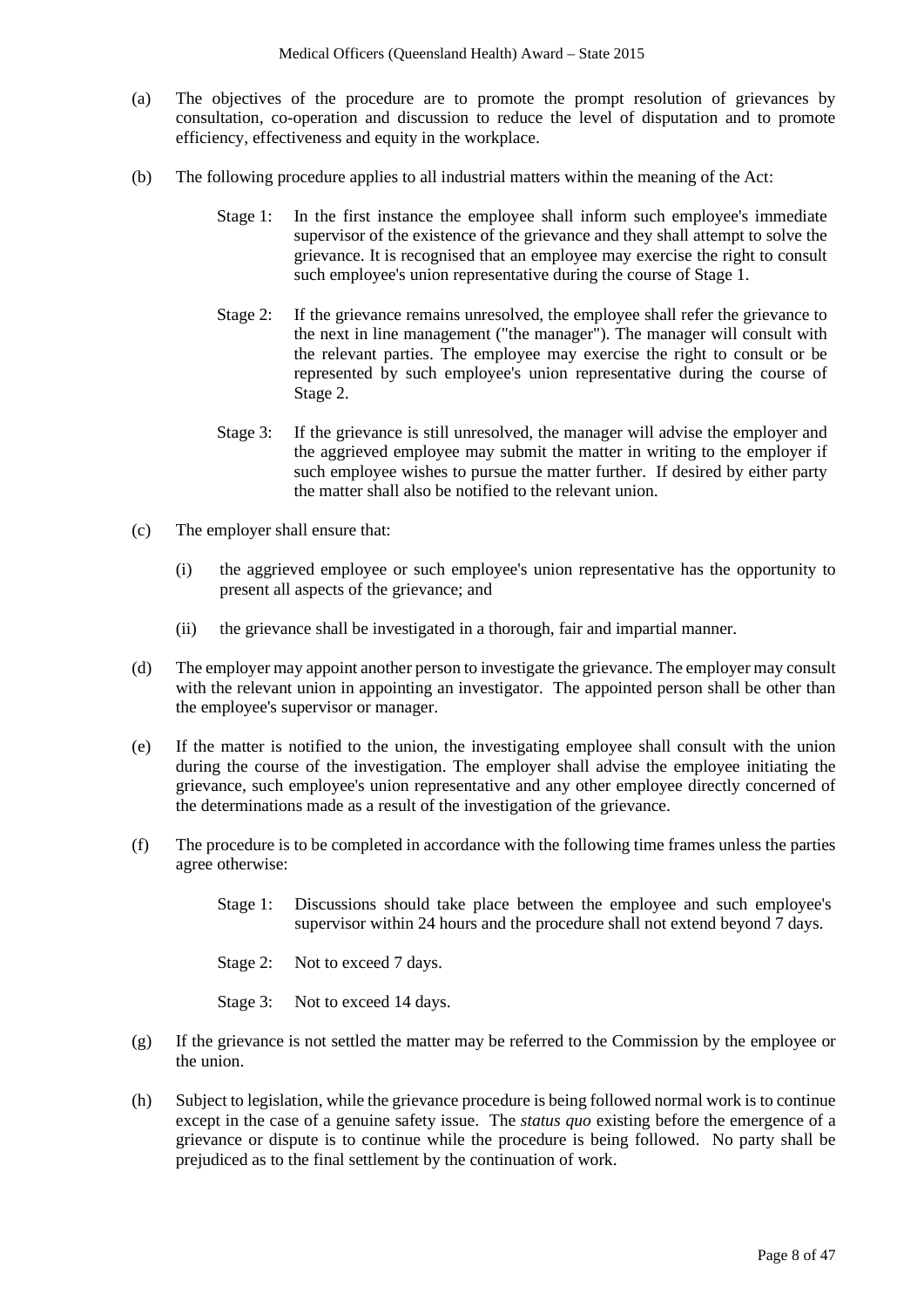(a) The objectives of the procedure are to promote the prompt resolution of grievances by consultation, co-operation and discussion to reduce the level of disputation and to promote efficiency, effectiveness and equity in the workplace.

(b) The following procedure applies to all industrial matters within the meaning of the Act:

Stage 1: In the first instance the employee shall inform such employee's immediate supervisor of the existence of the grievance and they shall attempt to solve the grievance. It is recognised that an employee may exercise the right to consult such employee's union representative during the course of Stage 1.

Stage 2: If the grievance remains unresolved, the employee shall refer the grievance to the next in line management ("the manager"). The manager will consult with the relevant parties. The employee may exercise the right to consult or be represented by such employee's union representative during the course of Stage 2.

Stage 3: If the grievance is still unresolved, the manager will advise the employer and the aggrieved employee may submit the matter in writing to the employer if such employee wishes to pursue the matter further. If desired by either party the matter shall also be notified to the relevant union.

(c) The employer shall ensure that:

(i) the aggrieved employee or such employee's union representative has the opportunity to present all aspects of the grievance; and

(ii) the grievance shall be investigated in a thorough, fair and impartial manner.

(d) The employer may appoint another person to investigate the grievance. The employer may consult with the relevant union in appointing an investigator. The appointed person shall be other than the employee's supervisor or manager.

(e) If the matter is notified to the union, the investigating employee shall consult with the union during the course of the investigation. The employer shall advise the employee initiating the grievance, such employee's union representative and any other employee directly concerned of the determinations made as a result of the investigation of the grievance.

(f) The procedure is to be completed in accordance with the following time frames unless the parties agree otherwise:

Stage 1: Discussions should take place between the employee and such employee's supervisor within 24 hours and the procedure shall not extend beyond 7 days.

Stage 2: Not to exceed 7 days.

Stage 3: Not to exceed 14 days.

(g) If the grievance is not settled the matter may be referred to the Commission by the employee or the union.

(h) Subject to legislation, while the grievance procedure is being followed normal work is to continue except in the case of a genuine safety issue. The *status quo* existing before the emergence of a grievance or dispute is to continue while the procedure is being followed. No party shall be prejudiced as to the final settlement by the continuation of work.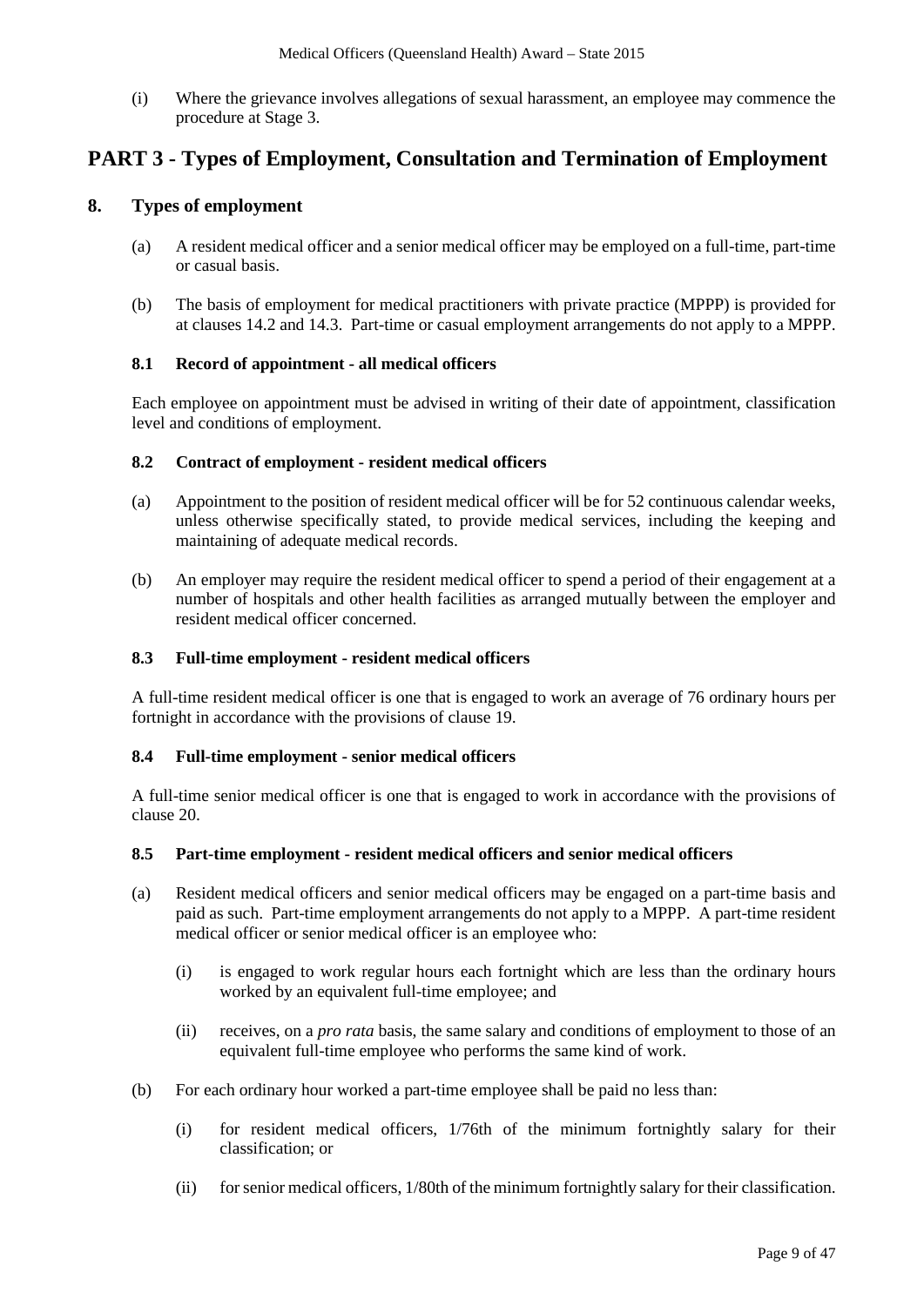(i) Where the grievance involves allegations of sexual harassment, an employee may commence the procedure at Stage 3.

# PART 3 - Types of Employment, Consultation and Termination of Employment

## 8. Types of employment

(a) A resident medical officer and a senior medical officer may be employed on a full-time, part-time or casual basis.

(b) The basis of employment for medical practitioners with private practice (MPPP) is provided for at clauses 14.2 and 14.3. Part-time or casual employment arrangements do not apply to a MPPP.

### 8.1 Record of appointment - all medical officers

Each employee on appointment must be advised in writing of their date of appointment, classification level and conditions of employment.

### 8.2 Contract of employment - resident medical officers

(a) Appointment to the position of resident medical officer will be for 52 continuous calendar weeks, unless otherwise specifically stated, to provide medical services, including the keeping and maintaining of adequate medical records.

(b) An employer may require the resident medical officer to spend a period of their engagement at a number of hospitals and other health facilities as arranged mutually between the employer and resident medical officer concerned.

### 8.3 Full-time employment - resident medical officers

A full-time resident medical officer is one that is engaged to work an average of 76 ordinary hours per fortnight in accordance with the provisions of clause 19.

### 8.4 Full-time employment - senior medical officers

A full-time senior medical officer is one that is engaged to work in accordance with the provisions of clause 20.

### 8.5 Part-time employment - resident medical officers and senior medical officers

(a) Resident medical officers and senior medical officers may be engaged on a part-time basis and paid as such. Part-time employment arrangements do not apply to a MPPP. A part-time resident medical officer or senior medical officer is an employee who:

  (i) is engaged to work regular hours each fortnight which are less than the ordinary hours worked by an equivalent full-time employee; and

  (ii) receives, on a *pro rata* basis, the same salary and conditions of employment to those of an equivalent full-time employee who performs the same kind of work.

(b) For each ordinary hour worked a part-time employee shall be paid no less than:

  (i) for resident medical officers, 1/76th of the minimum fortnightly salary for their classification; or

  (ii) for senior medical officers, 1/80th of the minimum fortnightly salary for their classification.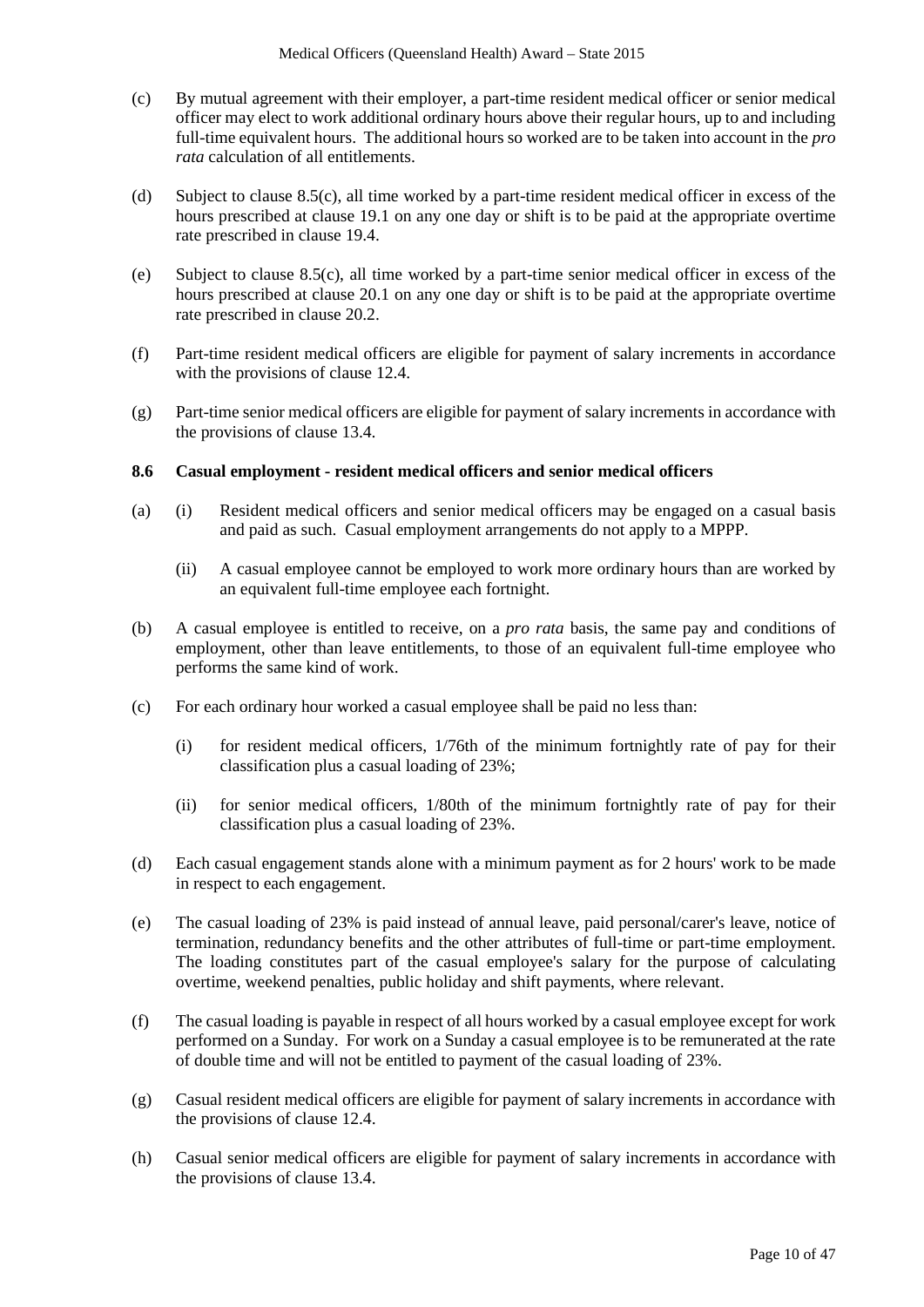(c) By mutual agreement with their employer, a part-time resident medical officer or senior medical officer may elect to work additional ordinary hours above their regular hours, up to and including full-time equivalent hours. The additional hours so worked are to be taken into account in the *pro rata* calculation of all entitlements.

(d) Subject to clause 8.5(c), all time worked by a part-time resident medical officer in excess of the hours prescribed at clause 19.1 on any one day or shift is to be paid at the appropriate overtime rate prescribed in clause 19.4.

(e) Subject to clause 8.5(c), all time worked by a part-time senior medical officer in excess of the hours prescribed at clause 20.1 on any one day or shift is to be paid at the appropriate overtime rate prescribed in clause 20.2.

(f) Part-time resident medical officers are eligible for payment of salary increments in accordance with the provisions of clause 12.4.

(g) Part-time senior medical officers are eligible for payment of salary increments in accordance with the provisions of clause 13.4.

**8.6 Casual employment - resident medical officers and senior medical officers**

(a) (i) Resident medical officers and senior medical officers may be engaged on a casual basis and paid as such. Casual employment arrangements do not apply to a MPPP.

(ii) A casual employee cannot be employed to work more ordinary hours than are worked by an equivalent full-time employee each fortnight.

(b) A casual employee is entitled to receive, on a *pro rata* basis, the same pay and conditions of employment, other than leave entitlements, to those of an equivalent full-time employee who performs the same kind of work.

(c) For each ordinary hour worked a casual employee shall be paid no less than:

(i) for resident medical officers, 1/76th of the minimum fortnightly rate of pay for their classification plus a casual loading of 23%;

(ii) for senior medical officers, 1/80th of the minimum fortnightly rate of pay for their classification plus a casual loading of 23%.

(d) Each casual engagement stands alone with a minimum payment as for 2 hours' work to be made in respect to each engagement.

(e) The casual loading of 23% is paid instead of annual leave, paid personal/carer's leave, notice of termination, redundancy benefits and the other attributes of full-time or part-time employment. The loading constitutes part of the casual employee's salary for the purpose of calculating overtime, weekend penalties, public holiday and shift payments, where relevant.

(f) The casual loading is payable in respect of all hours worked by a casual employee except for work performed on a Sunday. For work on a Sunday a casual employee is to be remunerated at the rate of double time and will not be entitled to payment of the casual loading of 23%.

(g) Casual resident medical officers are eligible for payment of salary increments in accordance with the provisions of clause 12.4.

(h) Casual senior medical officers are eligible for payment of salary increments in accordance with the provisions of clause 13.4.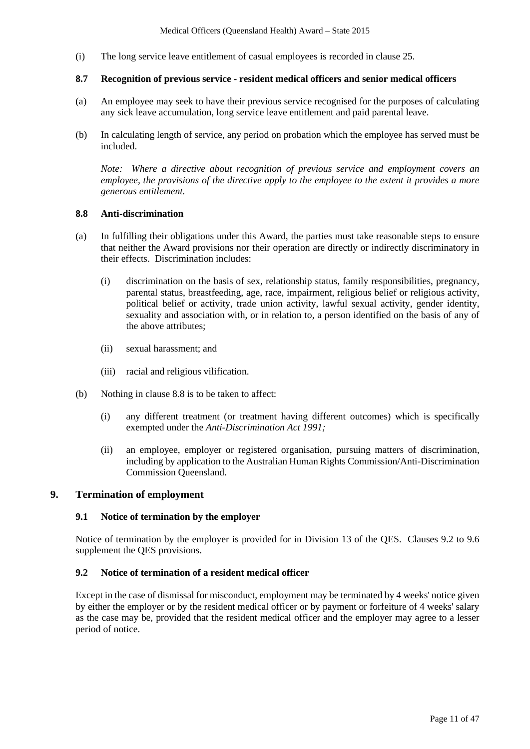(i) The long service leave entitlement of casual employees is recorded in clause 25.

### 8.7 Recognition of previous service - resident medical officers and senior medical officers

(a) An employee may seek to have their previous service recognised for the purposes of calculating any sick leave accumulation, long service leave entitlement and paid parental leave.

(b) In calculating length of service, any period on probation which the employee has served must be included.

*Note: Where a directive about recognition of previous service and employment covers an employee, the provisions of the directive apply to the employee to the extent it provides a more generous entitlement.*

### 8.8 Anti-discrimination

(a) In fulfilling their obligations under this Award, the parties must take reasonable steps to ensure that neither the Award provisions nor their operation are directly or indirectly discriminatory in their effects. Discrimination includes:

   (i) discrimination on the basis of sex, relationship status, family responsibilities, pregnancy, parental status, breastfeeding, age, race, impairment, religious belief or religious activity, political belief or activity, trade union activity, lawful sexual activity, gender identity, sexuality and association with, or in relation to, a person identified on the basis of any of the above attributes;

   (ii) sexual harassment; and

   (iii) racial and religious vilification.

(b) Nothing in clause 8.8 is to be taken to affect:

   (i) any different treatment (or treatment having different outcomes) which is specifically exempted under the *Anti-Discrimination Act 1991;*

   (ii) an employee, employer or registered organisation, pursuing matters of discrimination, including by application to the Australian Human Rights Commission/Anti-Discrimination Commission Queensland.

## 9. Termination of employment

### 9.1 Notice of termination by the employer

Notice of termination by the employer is provided for in Division 13 of the QES. Clauses 9.2 to 9.6 supplement the QES provisions.

### 9.2 Notice of termination of a resident medical officer

Except in the case of dismissal for misconduct, employment may be terminated by 4 weeks' notice given by either the employer or by the resident medical officer or by payment or forfeiture of 4 weeks' salary as the case may be, provided that the resident medical officer and the employer may agree to a lesser period of notice.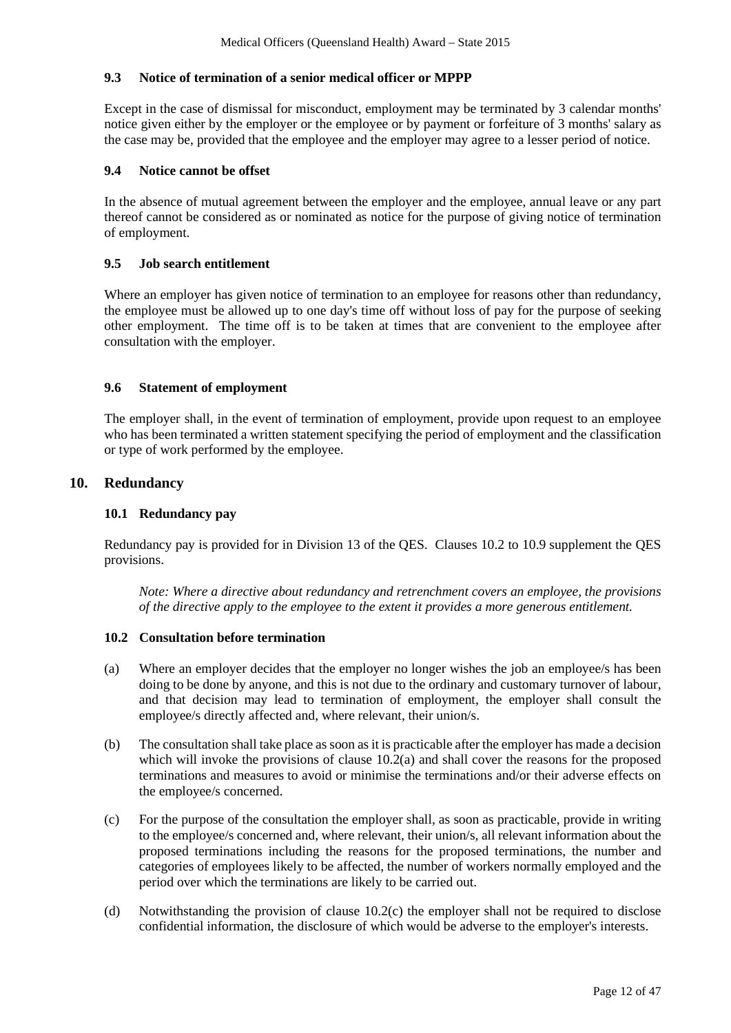### 9.3 Notice of termination of a senior medical officer or MPPP

Except in the case of dismissal for misconduct, employment may be terminated by 3 calendar months' notice given either by the employer or the employee or by payment or forfeiture of 3 months' salary as the case may be, provided that the employee and the employer may agree to a lesser period of notice.

### 9.4 Notice cannot be offset

In the absence of mutual agreement between the employer and the employee, annual leave or any part thereof cannot be considered as or nominated as notice for the purpose of giving notice of termination of employment.

### 9.5 Job search entitlement

Where an employer has given notice of termination to an employee for reasons other than redundancy, the employee must be allowed up to one day's time off without loss of pay for the purpose of seeking other employment. The time off is to be taken at times that are convenient to the employee after consultation with the employer.

### 9.6 Statement of employment

The employer shall, in the event of termination of employment, provide upon request to an employee who has been terminated a written statement specifying the period of employment and the classification or type of work performed by the employee.

## 10. Redundancy

### 10.1 Redundancy pay

Redundancy pay is provided for in Division 13 of the QES. Clauses 10.2 to 10.9 supplement the QES provisions.

*Note: Where a directive about redundancy and retrenchment covers an employee, the provisions of the directive apply to the employee to the extent it provides a more generous entitlement.*

### 10.2 Consultation before termination

(a) Where an employer decides that the employer no longer wishes the job an employee/s has been doing to be done by anyone, and this is not due to the ordinary and customary turnover of labour, and that decision may lead to termination of employment, the employer shall consult the employee/s directly affected and, where relevant, their union/s.

(b) The consultation shall take place as soon as it is practicable after the employer has made a decision which will invoke the provisions of clause 10.2(a) and shall cover the reasons for the proposed terminations and measures to avoid or minimise the terminations and/or their adverse effects on the employee/s concerned.

(c) For the purpose of the consultation the employer shall, as soon as practicable, provide in writing to the employee/s concerned and, where relevant, their union/s, all relevant information about the proposed terminations including the reasons for the proposed terminations, the number and categories of employees likely to be affected, the number of workers normally employed and the period over which the terminations are likely to be carried out.

(d) Notwithstanding the provision of clause 10.2(c) the employer shall not be required to disclose confidential information, the disclosure of which would be adverse to the employer's interests.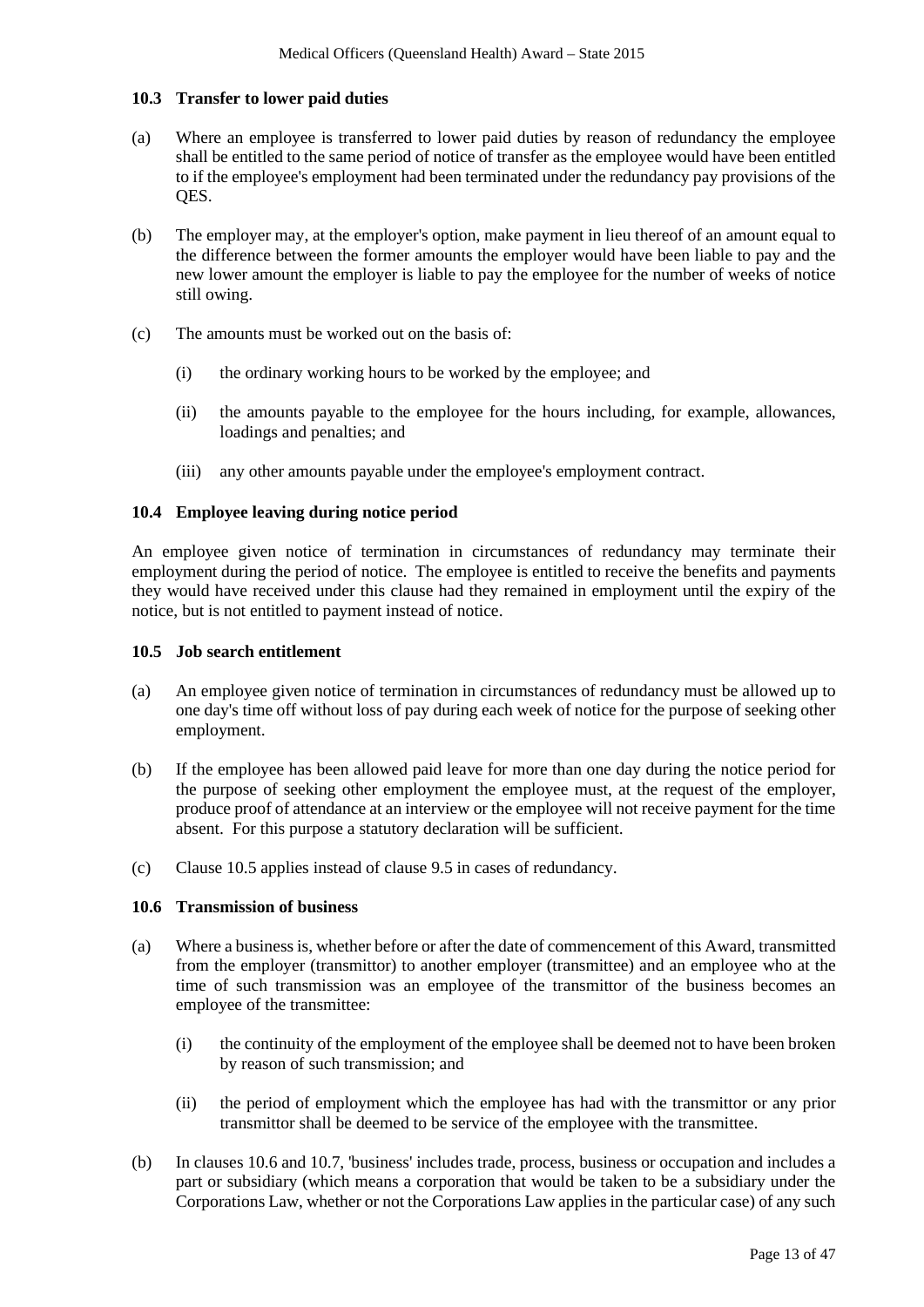### 10.3 Transfer to lower paid duties

(a) Where an employee is transferred to lower paid duties by reason of redundancy the employee shall be entitled to the same period of notice of transfer as the employee would have been entitled to if the employee's employment had been terminated under the redundancy pay provisions of the QES.

(b) The employer may, at the employer's option, make payment in lieu thereof of an amount equal to the difference between the former amounts the employer would have been liable to pay and the new lower amount the employer is liable to pay the employee for the number of weeks of notice still owing.

(c) The amounts must be worked out on the basis of:

   (i) the ordinary working hours to be worked by the employee; and

   (ii) the amounts payable to the employee for the hours including, for example, allowances, loadings and penalties; and

   (iii) any other amounts payable under the employee's employment contract.

### 10.4 Employee leaving during notice period

An employee given notice of termination in circumstances of redundancy may terminate their employment during the period of notice. The employee is entitled to receive the benefits and payments they would have received under this clause had they remained in employment until the expiry of the notice, but is not entitled to payment instead of notice.

### 10.5 Job search entitlement

(a) An employee given notice of termination in circumstances of redundancy must be allowed up to one day's time off without loss of pay during each week of notice for the purpose of seeking other employment.

(b) If the employee has been allowed paid leave for more than one day during the notice period for the purpose of seeking other employment the employee must, at the request of the employer, produce proof of attendance at an interview or the employee will not receive payment for the time absent. For this purpose a statutory declaration will be sufficient.

(c) Clause 10.5 applies instead of clause 9.5 in cases of redundancy.

### 10.6 Transmission of business

(a) Where a business is, whether before or after the date of commencement of this Award, transmitted from the employer (transmittor) to another employer (transmittee) and an employee who at the time of such transmission was an employee of the transmittor of the business becomes an employee of the transmittee:

   (i) the continuity of the employment of the employee shall be deemed not to have been broken by reason of such transmission; and

   (ii) the period of employment which the employee has had with the transmittor or any prior transmittor shall be deemed to be service of the employee with the transmittee.

(b) In clauses 10.6 and 10.7, 'business' includes trade, process, business or occupation and includes a part or subsidiary (which means a corporation that would be taken to be a subsidiary under the Corporations Law, whether or not the Corporations Law applies in the particular case) of any such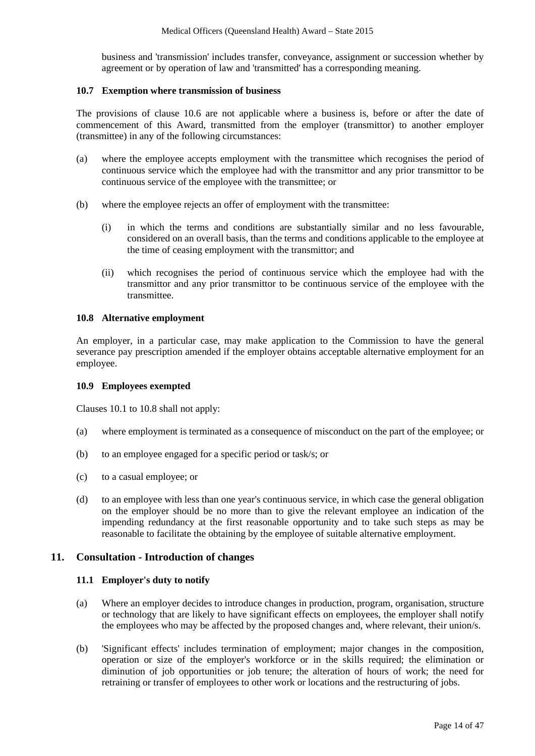business and 'transmission' includes transfer, conveyance, assignment or succession whether by agreement or by operation of law and 'transmitted' has a corresponding meaning.

### 10.7 Exemption where transmission of business

The provisions of clause 10.6 are not applicable where a business is, before or after the date of commencement of this Award, transmitted from the employer (transmittor) to another employer (transmittee) in any of the following circumstances:

(a) where the employee accepts employment with the transmittee which recognises the period of continuous service which the employee had with the transmittor and any prior transmittor to be continuous service of the employee with the transmittee; or

(b) where the employee rejects an offer of employment with the transmittee:

   (i) in which the terms and conditions are substantially similar and no less favourable, considered on an overall basis, than the terms and conditions applicable to the employee at the time of ceasing employment with the transmittor; and

   (ii) which recognises the period of continuous service which the employee had with the transmittor and any prior transmittor to be continuous service of the employee with the transmittee.

### 10.8 Alternative employment

An employer, in a particular case, may make application to the Commission to have the general severance pay prescription amended if the employer obtains acceptable alternative employment for an employee.

### 10.9 Employees exempted

Clauses 10.1 to 10.8 shall not apply:

(a) where employment is terminated as a consequence of misconduct on the part of the employee; or

(b) to an employee engaged for a specific period or task/s; or

(c) to a casual employee; or

(d) to an employee with less than one year's continuous service, in which case the general obligation on the employer should be no more than to give the relevant employee an indication of the impending redundancy at the first reasonable opportunity and to take such steps as may be reasonable to facilitate the obtaining by the employee of suitable alternative employment.

## 11. Consultation - Introduction of changes

### 11.1 Employer's duty to notify

(a) Where an employer decides to introduce changes in production, program, organisation, structure or technology that are likely to have significant effects on employees, the employer shall notify the employees who may be affected by the proposed changes and, where relevant, their union/s.

(b) 'Significant effects' includes termination of employment; major changes in the composition, operation or size of the employer's workforce or in the skills required; the elimination or diminution of job opportunities or job tenure; the alteration of hours of work; the need for retraining or transfer of employees to other work or locations and the restructuring of jobs.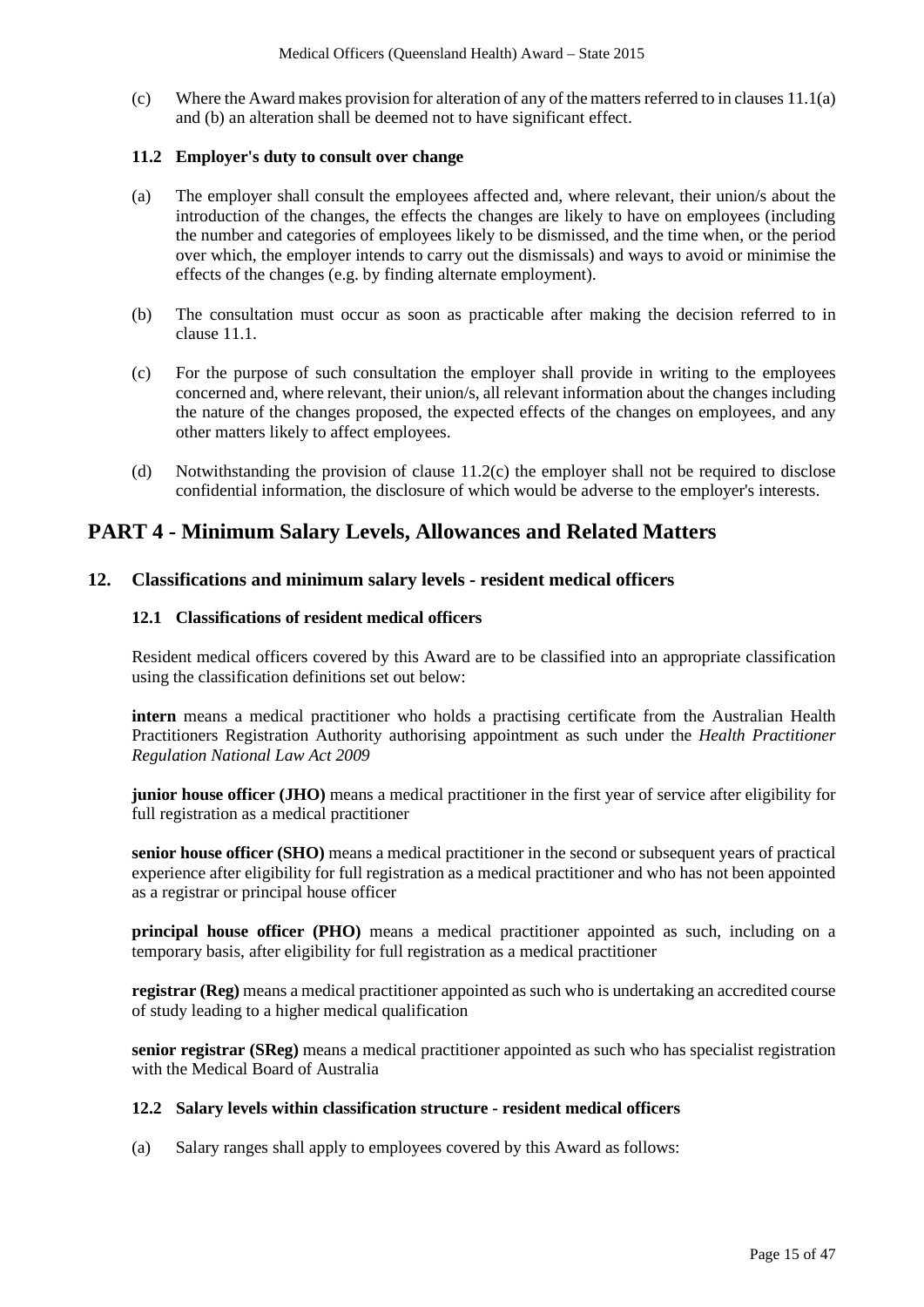(c) Where the Award makes provision for alteration of any of the matters referred to in clauses 11.1(a) and (b) an alteration shall be deemed not to have significant effect.

### 11.2 Employer's duty to consult over change

(a) The employer shall consult the employees affected and, where relevant, their union/s about the introduction of the changes, the effects the changes are likely to have on employees (including the number and categories of employees likely to be dismissed, and the time when, or the period over which, the employer intends to carry out the dismissals) and ways to avoid or minimise the effects of the changes (e.g. by finding alternate employment).

(b) The consultation must occur as soon as practicable after making the decision referred to in clause 11.1.

(c) For the purpose of such consultation the employer shall provide in writing to the employees concerned and, where relevant, their union/s, all relevant information about the changes including the nature of the changes proposed, the expected effects of the changes on employees, and any other matters likely to affect employees.

(d) Notwithstanding the provision of clause 11.2(c) the employer shall not be required to disclose confidential information, the disclosure of which would be adverse to the employer's interests.

# PART 4 - Minimum Salary Levels, Allowances and Related Matters

## 12. Classifications and minimum salary levels - resident medical officers

### 12.1 Classifications of resident medical officers

Resident medical officers covered by this Award are to be classified into an appropriate classification using the classification definitions set out below:

**intern** means a medical practitioner who holds a practising certificate from the Australian Health Practitioners Registration Authority authorising appointment as such under the *Health Practitioner Regulation National Law Act 2009*

**junior house officer (JHO)** means a medical practitioner in the first year of service after eligibility for full registration as a medical practitioner

**senior house officer (SHO)** means a medical practitioner in the second or subsequent years of practical experience after eligibility for full registration as a medical practitioner and who has not been appointed as a registrar or principal house officer

**principal house officer (PHO)** means a medical practitioner appointed as such, including on a temporary basis, after eligibility for full registration as a medical practitioner

**registrar (Reg)** means a medical practitioner appointed as such who is undertaking an accredited course of study leading to a higher medical qualification

**senior registrar (SReg)** means a medical practitioner appointed as such who has specialist registration with the Medical Board of Australia

### 12.2 Salary levels within classification structure - resident medical officers

(a) Salary ranges shall apply to employees covered by this Award as follows: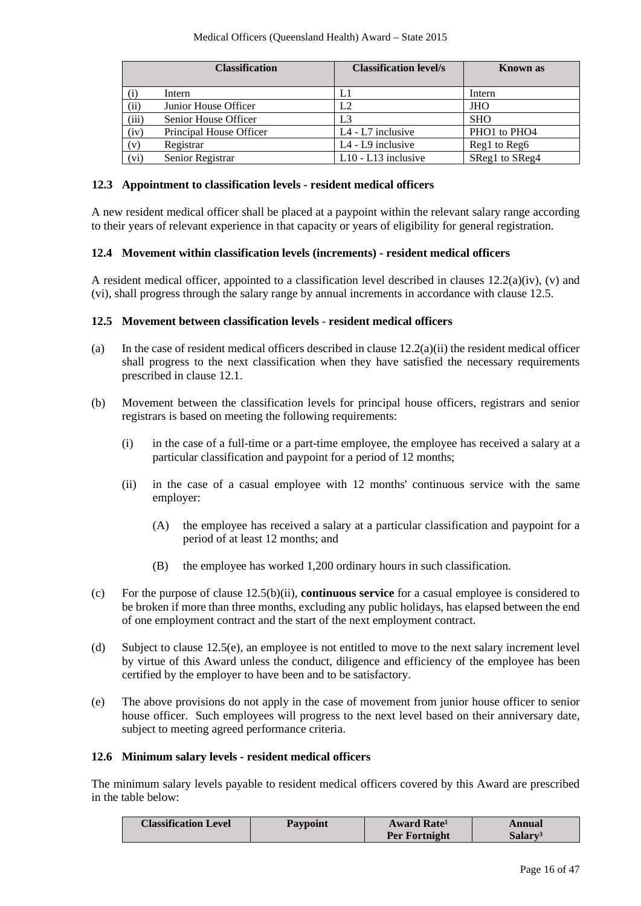| Classification | | Classification level/s | Known as |
|---|---|---|---|
| (i) | Intern | L1 | Intern |
| (ii) | Junior House Officer | L2 | JHO |
| (iii) | Senior House Officer | L3 | SHO |
| (iv) | Principal House Officer | L4 - L7 inclusive | PHO1 to PHO4 |
| (v) | Registrar | L4 - L9 inclusive | Reg1 to Reg6 |
| (vi) | Senior Registrar | L10 - L13 inclusive | SReg1 to SReg4 |

### 12.3 Appointment to classification levels - resident medical officers

A new resident medical officer shall be placed at a paypoint within the relevant salary range according to their years of relevant experience in that capacity or years of eligibility for general registration.

### 12.4 Movement within classification levels (increments) - resident medical officers

A resident medical officer, appointed to a classification level described in clauses 12.2(a)(iv), (v) and (vi), shall progress through the salary range by annual increments in accordance with clause 12.5.

### 12.5 Movement between classification levels - resident medical officers

(a) In the case of resident medical officers described in clause 12.2(a)(ii) the resident medical officer shall progress to the next classification when they have satisfied the necessary requirements prescribed in clause 12.1.

(b) Movement between the classification levels for principal house officers, registrars and senior registrars is based on meeting the following requirements:

  (i) in the case of a full-time or a part-time employee, the employee has received a salary at a particular classification and paypoint for a period of 12 months;

  (ii) in the case of a casual employee with 12 months' continuous service with the same employer:

    (A) the employee has received a salary at a particular classification and paypoint for a period of at least 12 months; and

    (B) the employee has worked 1,200 ordinary hours in such classification.

(c) For the purpose of clause 12.5(b)(ii), **continuous service** for a casual employee is considered to be broken if more than three months, excluding any public holidays, has elapsed between the end of one employment contract and the start of the next employment contract.

(d) Subject to clause 12.5(e), an employee is not entitled to move to the next salary increment level by virtue of this Award unless the conduct, diligence and efficiency of the employee has been certified by the employer to have been and to be satisfactory.

(e) The above provisions do not apply in the case of movement from junior house officer to senior house officer. Such employees will progress to the next level based on their anniversary date, subject to meeting agreed performance criteria.

### 12.6 Minimum salary levels - resident medical officers

The minimum salary levels payable to resident medical officers covered by this Award are prescribed in the table below:

| Classification Level | Paypoint | Award Rate[1] Per Fortnight | Annual Salary[3] |
|---|---|---|---|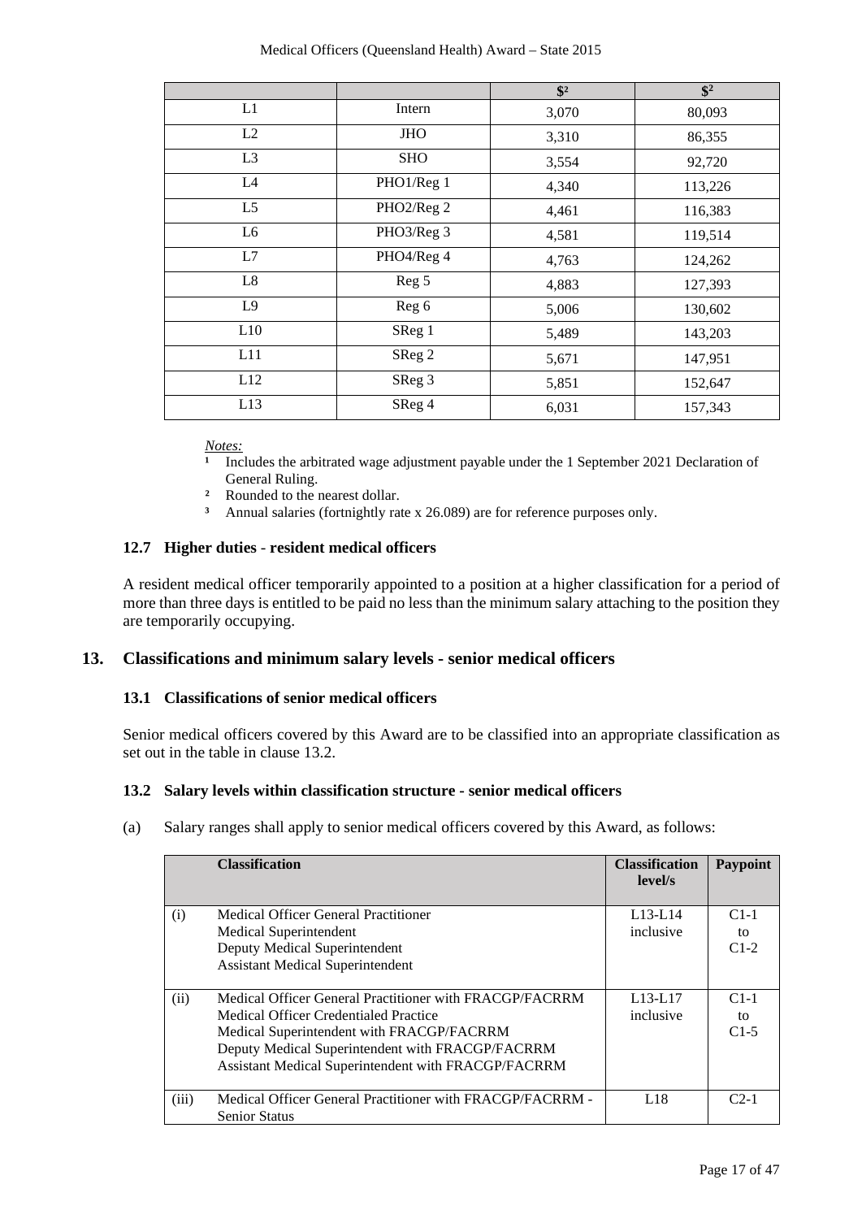| | | $[2] | $[2] |
|---|---|---|---|
| L1 | Intern | 3,070 | 80,093 |
| L2 | JHO | 3,310 | 86,355 |
| L3 | SHO | 3,554 | 92,720 |
| L4 | PHO1/Reg 1 | 4,340 | 113,226 |
| L5 | PHO2/Reg 2 | 4,461 | 116,383 |
| L6 | PHO3/Reg 3 | 4,581 | 119,514 |
| L7 | PHO4/Reg 4 | 4,763 | 124,262 |
| L8 | Reg 5 | 4,883 | 127,393 |
| L9 | Reg 6 | 5,006 | 130,602 |
| L10 | SReg 1 | 5,489 | 143,203 |
| L11 | SReg 2 | 5,671 | 147,951 |
| L12 | SReg 3 | 5,851 | 152,647 |
| L13 | SReg 4 | 6,031 | 157,343 |

*Notes:*

[1] Includes the arbitrated wage adjustment payable under the 1 September 2021 Declaration of General Ruling.

[2] Rounded to the nearest dollar.

[3] Annual salaries (fortnightly rate x 26.089) are for reference purposes only.

### 12.7 Higher duties - resident medical officers

A resident medical officer temporarily appointed to a position at a higher classification for a period of more than three days is entitled to be paid no less than the minimum salary attaching to the position they are temporarily occupying.

## 13. Classifications and minimum salary levels - senior medical officers

### 13.1 Classifications of senior medical officers

Senior medical officers covered by this Award are to be classified into an appropriate classification as set out in the table in clause 13.2.

### 13.2 Salary levels within classification structure - senior medical officers

(a) Salary ranges shall apply to senior medical officers covered by this Award, as follows:

| | Classification | Classification level/s | Paypoint |
|---|---|---|---|
| (i) | Medical Officer General Practitioner<br>Medical Superintendent<br>Deputy Medical Superintendent<br>Assistant Medical Superintendent | L13-L14 inclusive | C1-1 to C1-2 |
| (ii) | Medical Officer General Practitioner with FRACGP/FACRRM<br>Medical Officer Credentialed Practice<br>Medical Superintendent with FRACGP/FACRRM<br>Deputy Medical Superintendent with FRACGP/FACRRM<br>Assistant Medical Superintendent with FRACGP/FACRRM | L13-L17 inclusive | C1-1 to C1-5 |
| (iii) | Medical Officer General Practitioner with FRACGP/FACRRM - Senior Status | L18 | C2-1 |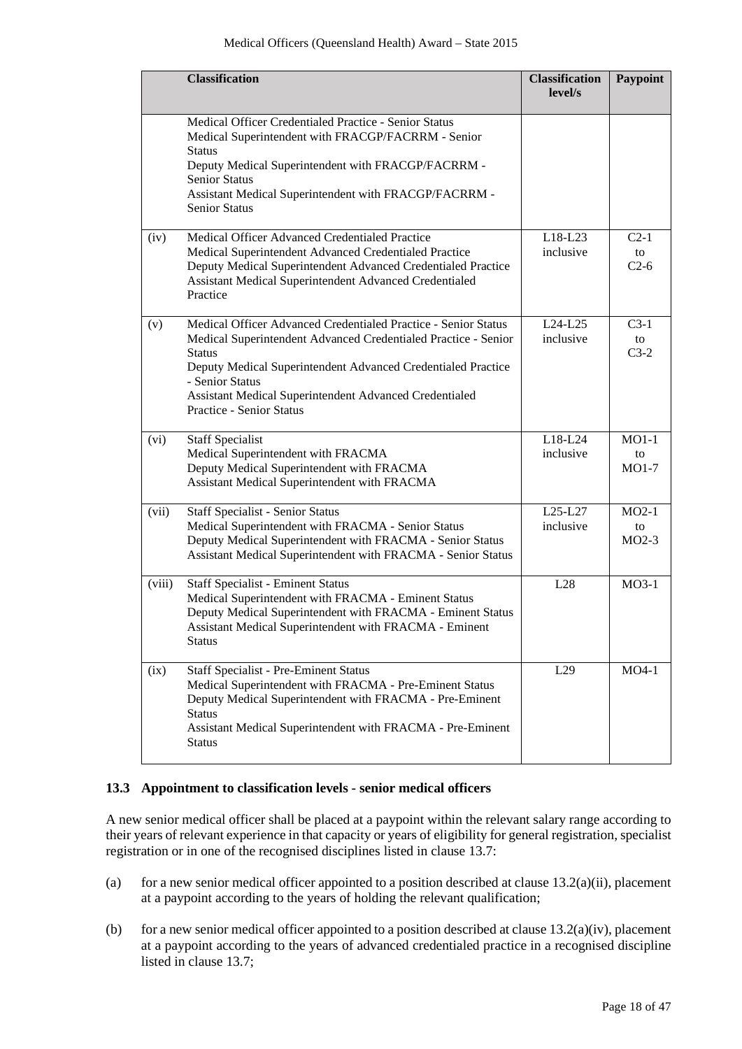| | Classification | Classification level/s | Paypoint |
|---|---|---|---|
| | Medical Officer Credentialed Practice - Senior Status<br>Medical Superintendent with FRACGP/FACRRM - Senior Status<br>Deputy Medical Superintendent with FRACGP/FACRRM - Senior Status<br>Assistant Medical Superintendent with FRACGP/FACRRM - Senior Status | | |
| (iv) | Medical Officer Advanced Credentialed Practice<br>Medical Superintendent Advanced Credentialed Practice<br>Deputy Medical Superintendent Advanced Credentialed Practice<br>Assistant Medical Superintendent Advanced Credentialed Practice | L18-L23 inclusive | C2-1 to C2-6 |
| (v) | Medical Officer Advanced Credentialed Practice - Senior Status<br>Medical Superintendent Advanced Credentialed Practice - Senior Status<br>Deputy Medical Superintendent Advanced Credentialed Practice - Senior Status<br>Assistant Medical Superintendent Advanced Credentialed Practice - Senior Status | L24-L25 inclusive | C3-1 to C3-2 |
| (vi) | Staff Specialist<br>Medical Superintendent with FRACMA<br>Deputy Medical Superintendent with FRACMA<br>Assistant Medical Superintendent with FRACMA | L18-L24 inclusive | MO1-1 to MO1-7 |
| (vii) | Staff Specialist - Senior Status<br>Medical Superintendent with FRACMA - Senior Status<br>Deputy Medical Superintendent with FRACMA - Senior Status<br>Assistant Medical Superintendent with FRACMA - Senior Status | L25-L27 inclusive | MO2-1 to MO2-3 |
| (viii) | Staff Specialist - Eminent Status<br>Medical Superintendent with FRACMA - Eminent Status<br>Deputy Medical Superintendent with FRACMA - Eminent Status<br>Assistant Medical Superintendent with FRACMA - Eminent Status | L28 | MO3-1 |
| (ix) | Staff Specialist - Pre-Eminent Status<br>Medical Superintendent with FRACMA - Pre-Eminent Status<br>Deputy Medical Superintendent with FRACMA - Pre-Eminent Status<br>Assistant Medical Superintendent with FRACMA - Pre-Eminent Status | L29 | MO4-1 |

### 13.3 Appointment to classification levels - senior medical officers

A new senior medical officer shall be placed at a paypoint within the relevant salary range according to their years of relevant experience in that capacity or years of eligibility for general registration, specialist registration or in one of the recognised disciplines listed in clause 13.7:

(a) for a new senior medical officer appointed to a position described at clause 13.2(a)(ii), placement at a paypoint according to the years of holding the relevant qualification;

(b) for a new senior medical officer appointed to a position described at clause 13.2(a)(iv), placement at a paypoint according to the years of advanced credentialed practice in a recognised discipline listed in clause 13.7;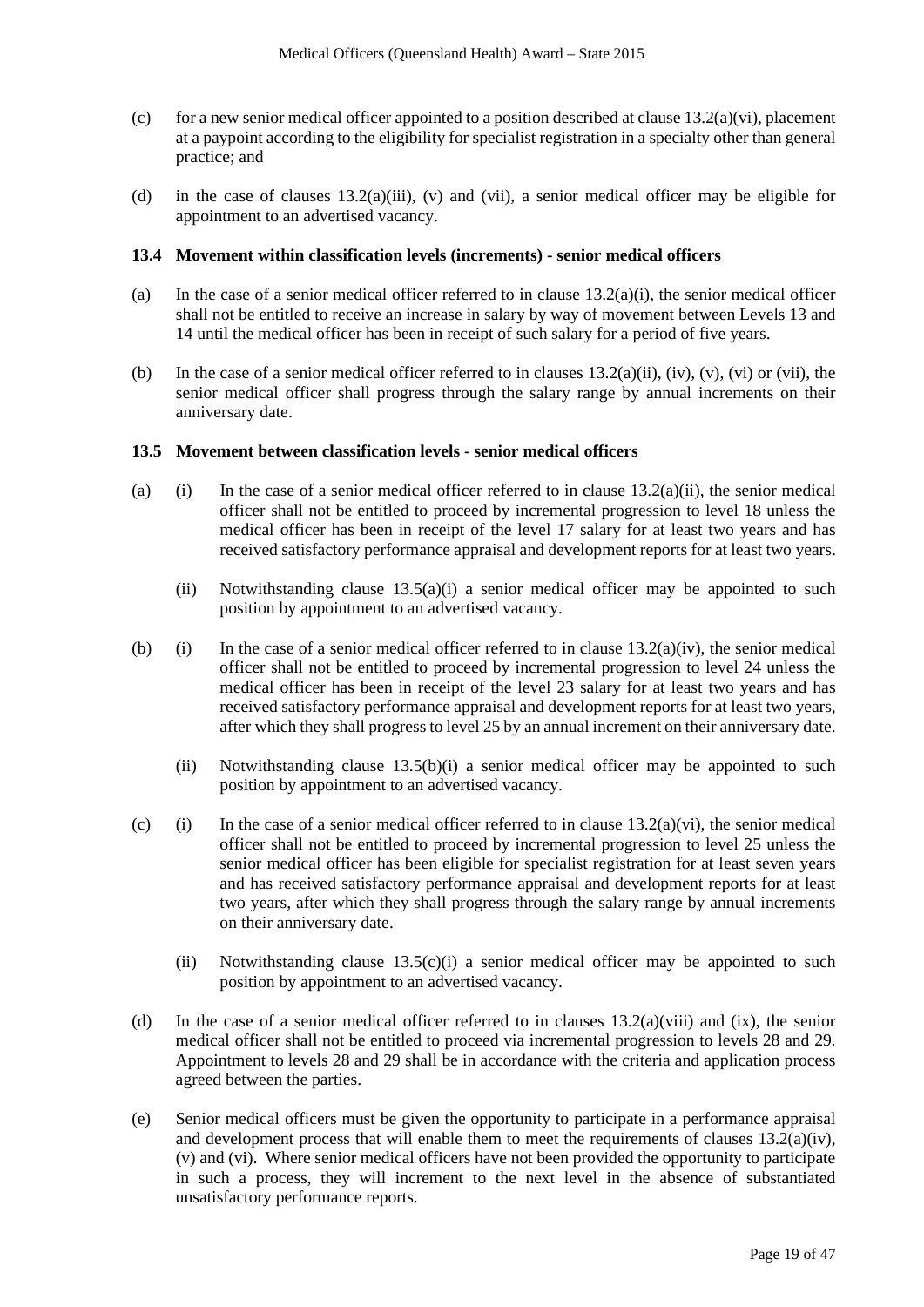(c) for a new senior medical officer appointed to a position described at clause 13.2(a)(vi), placement at a paypoint according to the eligibility for specialist registration in a specialty other than general practice; and

(d) in the case of clauses 13.2(a)(iii), (v) and (vii), a senior medical officer may be eligible for appointment to an advertised vacancy.

### 13.4 Movement within classification levels (increments) - senior medical officers

(a) In the case of a senior medical officer referred to in clause 13.2(a)(i), the senior medical officer shall not be entitled to receive an increase in salary by way of movement between Levels 13 and 14 until the medical officer has been in receipt of such salary for a period of five years.

(b) In the case of a senior medical officer referred to in clauses 13.2(a)(ii), (iv), (v), (vi) or (vii), the senior medical officer shall progress through the salary range by annual increments on their anniversary date.

### 13.5 Movement between classification levels - senior medical officers

(a) (i) In the case of a senior medical officer referred to in clause 13.2(a)(ii), the senior medical officer shall not be entitled to proceed by incremental progression to level 18 unless the medical officer has been in receipt of the level 17 salary for at least two years and has received satisfactory performance appraisal and development reports for at least two years.

(ii) Notwithstanding clause 13.5(a)(i) a senior medical officer may be appointed to such position by appointment to an advertised vacancy.

(b) (i) In the case of a senior medical officer referred to in clause 13.2(a)(iv), the senior medical officer shall not be entitled to proceed by incremental progression to level 24 unless the medical officer has been in receipt of the level 23 salary for at least two years and has received satisfactory performance appraisal and development reports for at least two years, after which they shall progress to level 25 by an annual increment on their anniversary date.

(ii) Notwithstanding clause 13.5(b)(i) a senior medical officer may be appointed to such position by appointment to an advertised vacancy.

(c) (i) In the case of a senior medical officer referred to in clause 13.2(a)(vi), the senior medical officer shall not be entitled to proceed by incremental progression to level 25 unless the senior medical officer has been eligible for specialist registration for at least seven years and has received satisfactory performance appraisal and development reports for at least two years, after which they shall progress through the salary range by annual increments on their anniversary date.

(ii) Notwithstanding clause 13.5(c)(i) a senior medical officer may be appointed to such position by appointment to an advertised vacancy.

(d) In the case of a senior medical officer referred to in clauses 13.2(a)(viii) and (ix), the senior medical officer shall not be entitled to proceed via incremental progression to levels 28 and 29. Appointment to levels 28 and 29 shall be in accordance with the criteria and application process agreed between the parties.

(e) Senior medical officers must be given the opportunity to participate in a performance appraisal and development process that will enable them to meet the requirements of clauses 13.2(a)(iv), (v) and (vi). Where senior medical officers have not been provided the opportunity to participate in such a process, they will increment to the next level in the absence of substantiated unsatisfactory performance reports.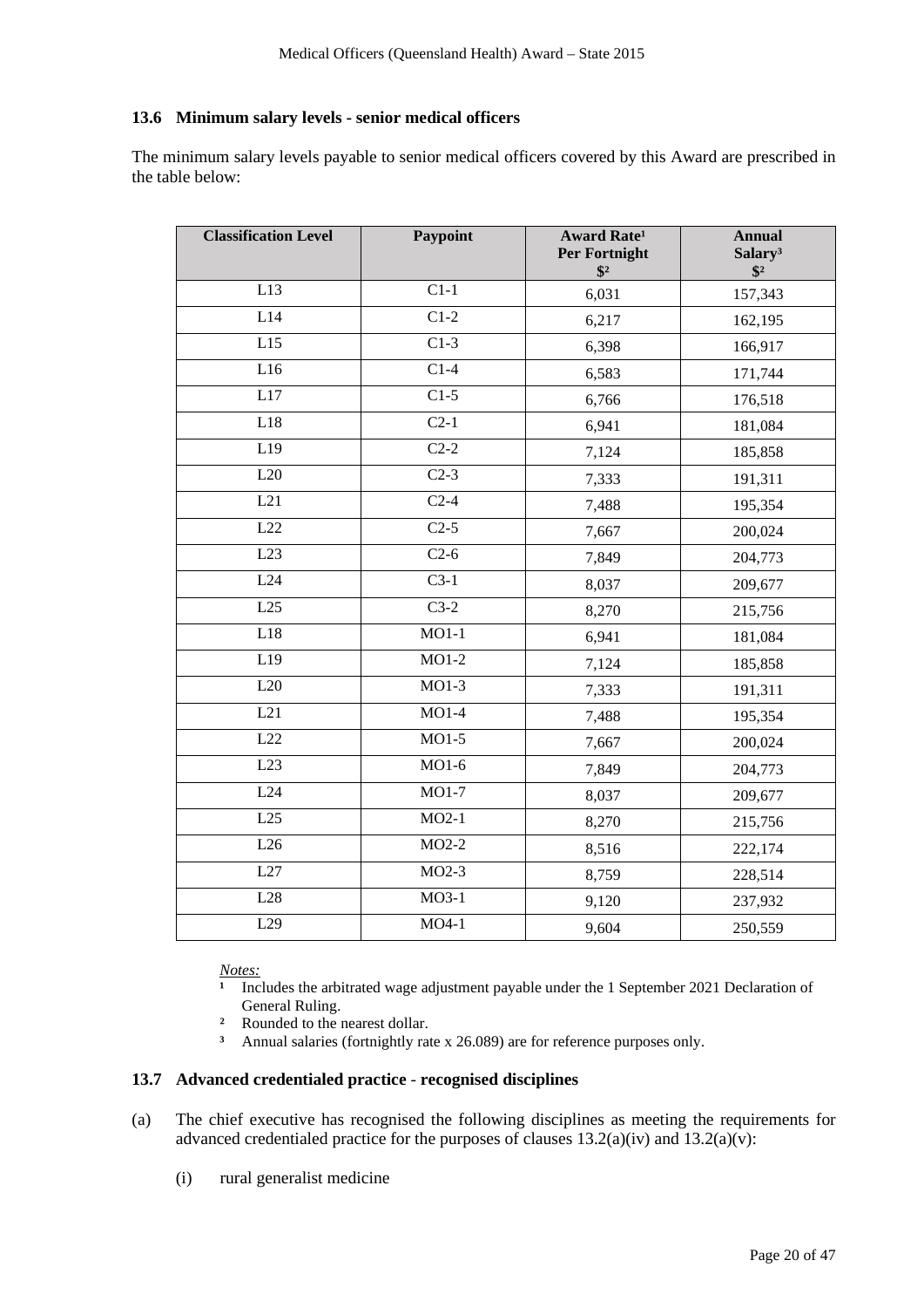### 13.6 Minimum salary levels - senior medical officers

The minimum salary levels payable to senior medical officers covered by this Award are prescribed in the table below:

| Classification Level | Paypoint | Award Rate[1] Per Fortnight $[2] | Annual Salary[3] $[2] |
|---|---|---|---|
| L13 | C1-1 | 6,031 | 157,343 |
| L14 | C1-2 | 6,217 | 162,195 |
| L15 | C1-3 | 6,398 | 166,917 |
| L16 | C1-4 | 6,583 | 171,744 |
| L17 | C1-5 | 6,766 | 176,518 |
| L18 | C2-1 | 6,941 | 181,084 |
| L19 | C2-2 | 7,124 | 185,858 |
| L20 | C2-3 | 7,333 | 191,311 |
| L21 | C2-4 | 7,488 | 195,354 |
| L22 | C2-5 | 7,667 | 200,024 |
| L23 | C2-6 | 7,849 | 204,773 |
| L24 | C3-1 | 8,037 | 209,677 |
| L25 | C3-2 | 8,270 | 215,756 |
| L18 | MO1-1 | 6,941 | 181,084 |
| L19 | MO1-2 | 7,124 | 185,858 |
| L20 | MO1-3 | 7,333 | 191,311 |
| L21 | MO1-4 | 7,488 | 195,354 |
| L22 | MO1-5 | 7,667 | 200,024 |
| L23 | MO1-6 | 7,849 | 204,773 |
| L24 | MO1-7 | 8,037 | 209,677 |
| L25 | MO2-1 | 8,270 | 215,756 |
| L26 | MO2-2 | 8,516 | 222,174 |
| L27 | MO2-3 | 8,759 | 228,514 |
| L28 | MO3-1 | 9,120 | 237,932 |
| L29 | MO4-1 | 9,604 | 250,559 |

*Notes:*

[1] Includes the arbitrated wage adjustment payable under the 1 September 2021 Declaration of General Ruling.

[2] Rounded to the nearest dollar.

[3] Annual salaries (fortnightly rate x 26.089) are for reference purposes only.

### 13.7 Advanced credentialed practice - recognised disciplines

(a) The chief executive has recognised the following disciplines as meeting the requirements for advanced credentialed practice for the purposes of clauses 13.2(a)(iv) and 13.2(a)(v):

(i) rural generalist medicine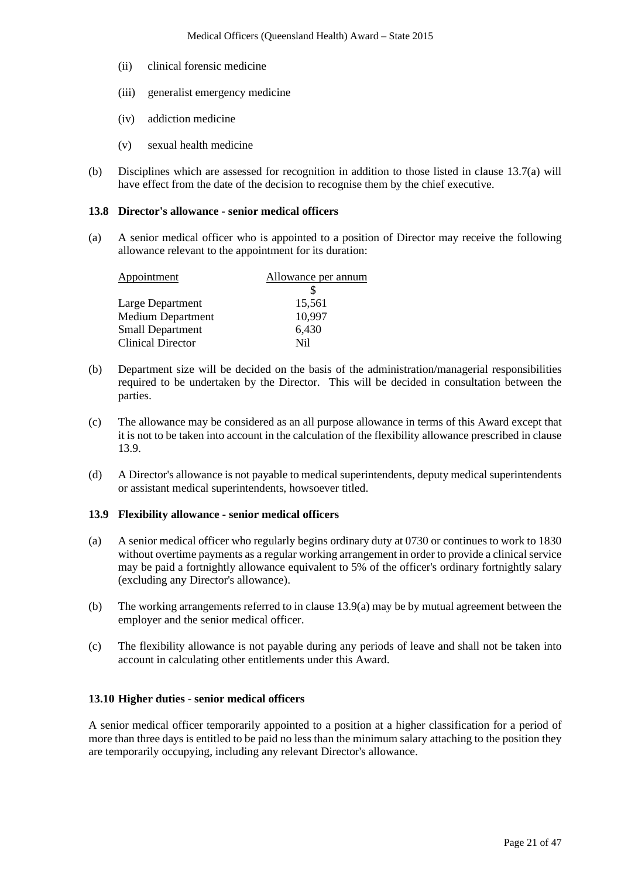(ii) clinical forensic medicine

(iii) generalist emergency medicine

(iv) addiction medicine

(v) sexual health medicine

(b) Disciplines which are assessed for recognition in addition to those listed in clause 13.7(a) will have effect from the date of the decision to recognise them by the chief executive.

### 13.8 Director's allowance - senior medical officers

(a) A senior medical officer who is appointed to a position of Director may receive the following allowance relevant to the appointment for its duration:

| Appointment | Allowance per annum |
|---|---|
| | $ |
| Large Department | 15,561 |
| Medium Department | 10,997 |
| Small Department | 6,430 |
| Clinical Director | Nil |

(b) Department size will be decided on the basis of the administration/managerial responsibilities required to be undertaken by the Director. This will be decided in consultation between the parties.

(c) The allowance may be considered as an all purpose allowance in terms of this Award except that it is not to be taken into account in the calculation of the flexibility allowance prescribed in clause 13.9.

(d) A Director's allowance is not payable to medical superintendents, deputy medical superintendents or assistant medical superintendents, howsoever titled.

### 13.9 Flexibility allowance - senior medical officers

(a) A senior medical officer who regularly begins ordinary duty at 0730 or continues to work to 1830 without overtime payments as a regular working arrangement in order to provide a clinical service may be paid a fortnightly allowance equivalent to 5% of the officer's ordinary fortnightly salary (excluding any Director's allowance).

(b) The working arrangements referred to in clause 13.9(a) may be by mutual agreement between the employer and the senior medical officer.

(c) The flexibility allowance is not payable during any periods of leave and shall not be taken into account in calculating other entitlements under this Award.

### 13.10 Higher duties - senior medical officers

A senior medical officer temporarily appointed to a position at a higher classification for a period of more than three days is entitled to be paid no less than the minimum salary attaching to the position they are temporarily occupying, including any relevant Director's allowance.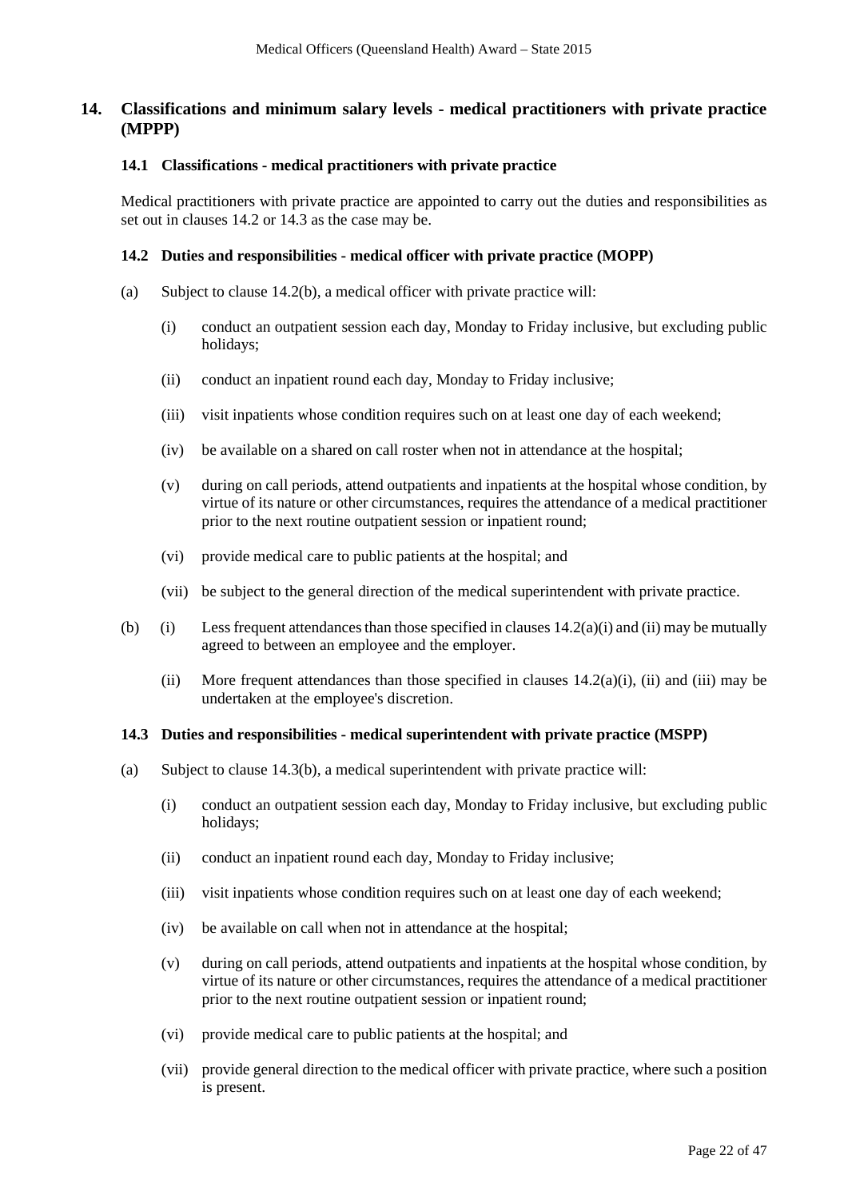## 14. Classifications and minimum salary levels - medical practitioners with private practice (MPPP)

### 14.1 Classifications - medical practitioners with private practice

Medical practitioners with private practice are appointed to carry out the duties and responsibilities as set out in clauses 14.2 or 14.3 as the case may be.

### 14.2 Duties and responsibilities - medical officer with private practice (MOPP)

(a) Subject to clause 14.2(b), a medical officer with private practice will:

- (i) conduct an outpatient session each day, Monday to Friday inclusive, but excluding public holidays;
- (ii) conduct an inpatient round each day, Monday to Friday inclusive;
- (iii) visit inpatients whose condition requires such on at least one day of each weekend;
- (iv) be available on a shared on call roster when not in attendance at the hospital;
- (v) during on call periods, attend outpatients and inpatients at the hospital whose condition, by virtue of its nature or other circumstances, requires the attendance of a medical practitioner prior to the next routine outpatient session or inpatient round;
- (vi) provide medical care to public patients at the hospital; and
- (vii) be subject to the general direction of the medical superintendent with private practice.

(b)

- (i) Less frequent attendances than those specified in clauses 14.2(a)(i) and (ii) may be mutually agreed to between an employee and the employer.
- (ii) More frequent attendances than those specified in clauses 14.2(a)(i), (ii) and (iii) may be undertaken at the employee's discretion.

### 14.3 Duties and responsibilities - medical superintendent with private practice (MSPP)

(a) Subject to clause 14.3(b), a medical superintendent with private practice will:

- (i) conduct an outpatient session each day, Monday to Friday inclusive, but excluding public holidays;
- (ii) conduct an inpatient round each day, Monday to Friday inclusive;
- (iii) visit inpatients whose condition requires such on at least one day of each weekend;
- (iv) be available on call when not in attendance at the hospital;
- (v) during on call periods, attend outpatients and inpatients at the hospital whose condition, by virtue of its nature or other circumstances, requires the attendance of a medical practitioner prior to the next routine outpatient session or inpatient round;
- (vi) provide medical care to public patients at the hospital; and
- (vii) provide general direction to the medical officer with private practice, where such a position is present.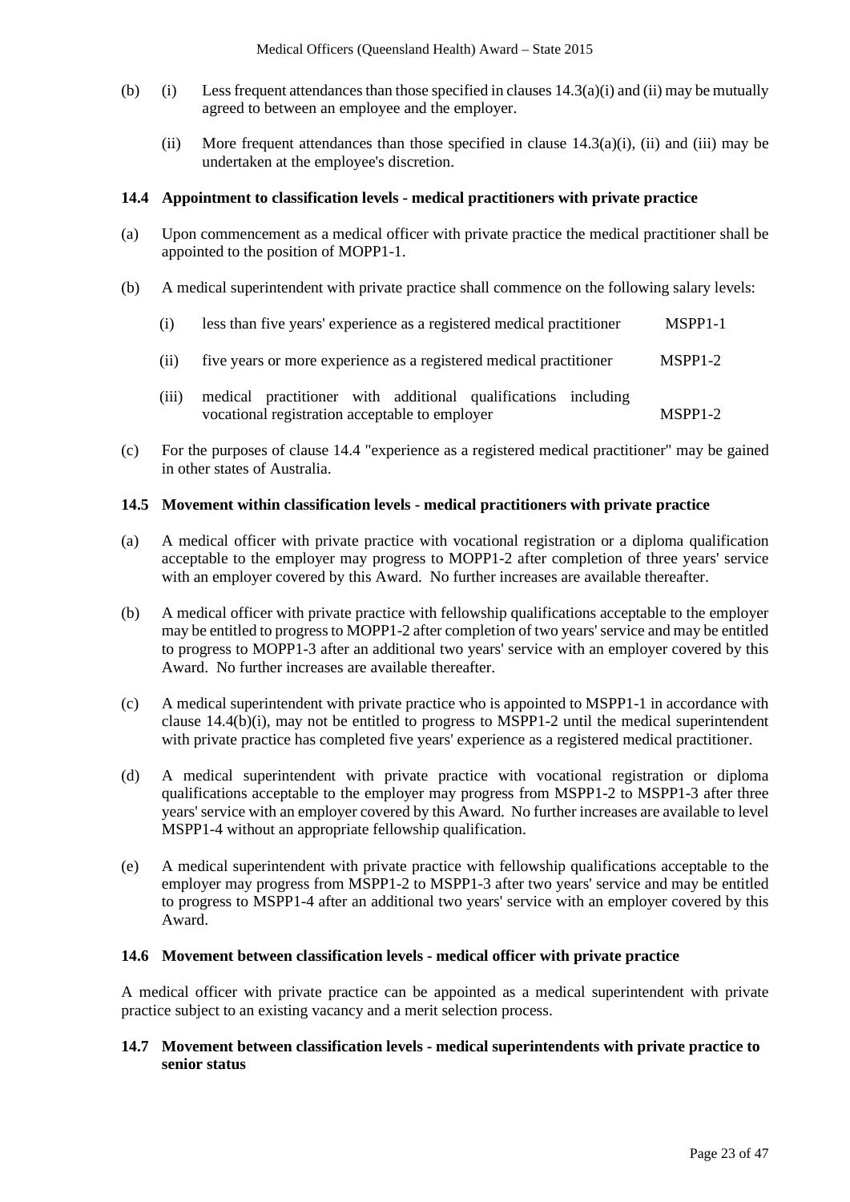(b) (i) Less frequent attendances than those specified in clauses 14.3(a)(i) and (ii) may be mutually agreed to between an employee and the employer.

(ii) More frequent attendances than those specified in clause 14.3(a)(i), (ii) and (iii) may be undertaken at the employee's discretion.

### 14.4 Appointment to classification levels - medical practitioners with private practice

(a) Upon commencement as a medical officer with private practice the medical practitioner shall be appointed to the position of MOPP1-1.

(b) A medical superintendent with private practice shall commence on the following salary levels:

| | | |
|---|---|---|
| (i) | less than five years' experience as a registered medical practitioner | MSPP1-1 |
| (ii) | five years or more experience as a registered medical practitioner | MSPP1-2 |
| (iii) | medical practitioner with additional qualifications including vocational registration acceptable to employer | MSPP1-2 |

(c) For the purposes of clause 14.4 "experience as a registered medical practitioner" may be gained in other states of Australia.

### 14.5 Movement within classification levels - medical practitioners with private practice

(a) A medical officer with private practice with vocational registration or a diploma qualification acceptable to the employer may progress to MOPP1-2 after completion of three years' service with an employer covered by this Award. No further increases are available thereafter.

(b) A medical officer with private practice with fellowship qualifications acceptable to the employer may be entitled to progress to MOPP1-2 after completion of two years' service and may be entitled to progress to MOPP1-3 after an additional two years' service with an employer covered by this Award. No further increases are available thereafter.

(c) A medical superintendent with private practice who is appointed to MSPP1-1 in accordance with clause 14.4(b)(i), may not be entitled to progress to MSPP1-2 until the medical superintendent with private practice has completed five years' experience as a registered medical practitioner.

(d) A medical superintendent with private practice with vocational registration or diploma qualifications acceptable to the employer may progress from MSPP1-2 to MSPP1-3 after three years' service with an employer covered by this Award. No further increases are available to level MSPP1-4 without an appropriate fellowship qualification.

(e) A medical superintendent with private practice with fellowship qualifications acceptable to the employer may progress from MSPP1-2 to MSPP1-3 after two years' service and may be entitled to progress to MSPP1-4 after an additional two years' service with an employer covered by this Award.

### 14.6 Movement between classification levels - medical officer with private practice

A medical officer with private practice can be appointed as a medical superintendent with private practice subject to an existing vacancy and a merit selection process.

### 14.7 Movement between classification levels - medical superintendents with private practice to senior status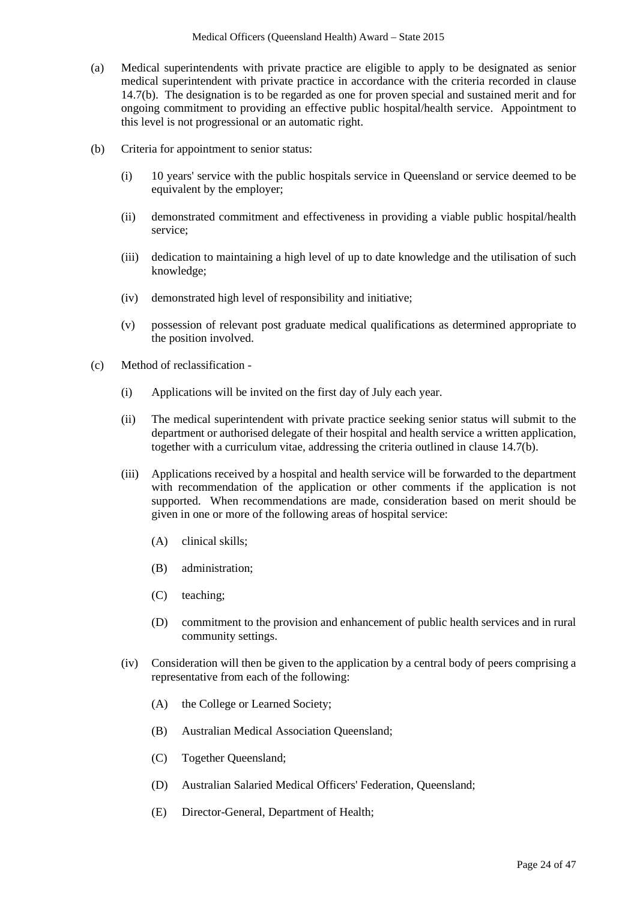(a) Medical superintendents with private practice are eligible to apply to be designated as senior medical superintendent with private practice in accordance with the criteria recorded in clause 14.7(b). The designation is to be regarded as one for proven special and sustained merit and for ongoing commitment to providing an effective public hospital/health service. Appointment to this level is not progressional or an automatic right.

(b) Criteria for appointment to senior status:

   (i) 10 years' service with the public hospitals service in Queensland or service deemed to be equivalent by the employer;

   (ii) demonstrated commitment and effectiveness in providing a viable public hospital/health service;

   (iii) dedication to maintaining a high level of up to date knowledge and the utilisation of such knowledge;

   (iv) demonstrated high level of responsibility and initiative;

   (v) possession of relevant post graduate medical qualifications as determined appropriate to the position involved.

(c) Method of reclassification -

   (i) Applications will be invited on the first day of July each year.

   (ii) The medical superintendent with private practice seeking senior status will submit to the department or authorised delegate of their hospital and health service a written application, together with a curriculum vitae, addressing the criteria outlined in clause 14.7(b).

   (iii) Applications received by a hospital and health service will be forwarded to the department with recommendation of the application or other comments if the application is not supported. When recommendations are made, consideration based on merit should be given in one or more of the following areas of hospital service:

      (A) clinical skills;

      (B) administration;

      (C) teaching;

      (D) commitment to the provision and enhancement of public health services and in rural community settings.

   (iv) Consideration will then be given to the application by a central body of peers comprising a representative from each of the following:

      (A) the College or Learned Society;

      (B) Australian Medical Association Queensland;

      (C) Together Queensland;

      (D) Australian Salaried Medical Officers' Federation, Queensland;

      (E) Director-General, Department of Health;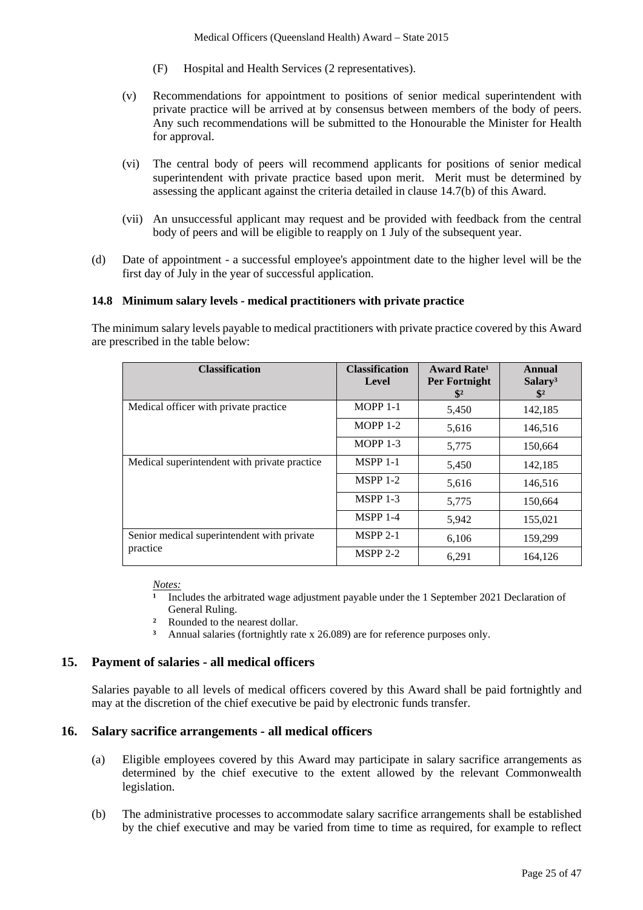(F) Hospital and Health Services (2 representatives).

(v) Recommendations for appointment to positions of senior medical superintendent with private practice will be arrived at by consensus between members of the body of peers. Any such recommendations will be submitted to the Honourable the Minister for Health for approval.

(vi) The central body of peers will recommend applicants for positions of senior medical superintendent with private practice based upon merit. Merit must be determined by assessing the applicant against the criteria detailed in clause 14.7(b) of this Award.

(vii) An unsuccessful applicant may request and be provided with feedback from the central body of peers and will be eligible to reapply on 1 July of the subsequent year.

(d) Date of appointment - a successful employee's appointment date to the higher level will be the first day of July in the year of successful application.

### 14.8 Minimum salary levels - medical practitioners with private practice

The minimum salary levels payable to medical practitioners with private practice covered by this Award are prescribed in the table below:

| Classification | Classification Level | Award Rate[1] Per Fortnight $[2] | Annual Salary[3] $[2] |
|---|---|---|---|
| Medical officer with private practice | MOPP 1-1 | 5,450 | 142,185 |
| | MOPP 1-2 | 5,616 | 146,516 |
| | MOPP 1-3 | 5,775 | 150,664 |
| Medical superintendent with private practice | MSPP 1-1 | 5,450 | 142,185 |
| | MSPP 1-2 | 5,616 | 146,516 |
| | MSPP 1-3 | 5,775 | 150,664 |
| | MSPP 1-4 | 5,942 | 155,021 |
| Senior medical superintendent with private practice | MSPP 2-1 | 6,106 | 159,299 |
| | MSPP 2-2 | 6,291 | 164,126 |

*Notes:*

[1] Includes the arbitrated wage adjustment payable under the 1 September 2021 Declaration of General Ruling.

[2] Rounded to the nearest dollar.

[3] Annual salaries (fortnightly rate x 26.089) are for reference purposes only.

## 15. Payment of salaries - all medical officers

Salaries payable to all levels of medical officers covered by this Award shall be paid fortnightly and may at the discretion of the chief executive be paid by electronic funds transfer.

## 16. Salary sacrifice arrangements - all medical officers

(a) Eligible employees covered by this Award may participate in salary sacrifice arrangements as determined by the chief executive to the extent allowed by the relevant Commonwealth legislation.

(b) The administrative processes to accommodate salary sacrifice arrangements shall be established by the chief executive and may be varied from time to time as required, for example to reflect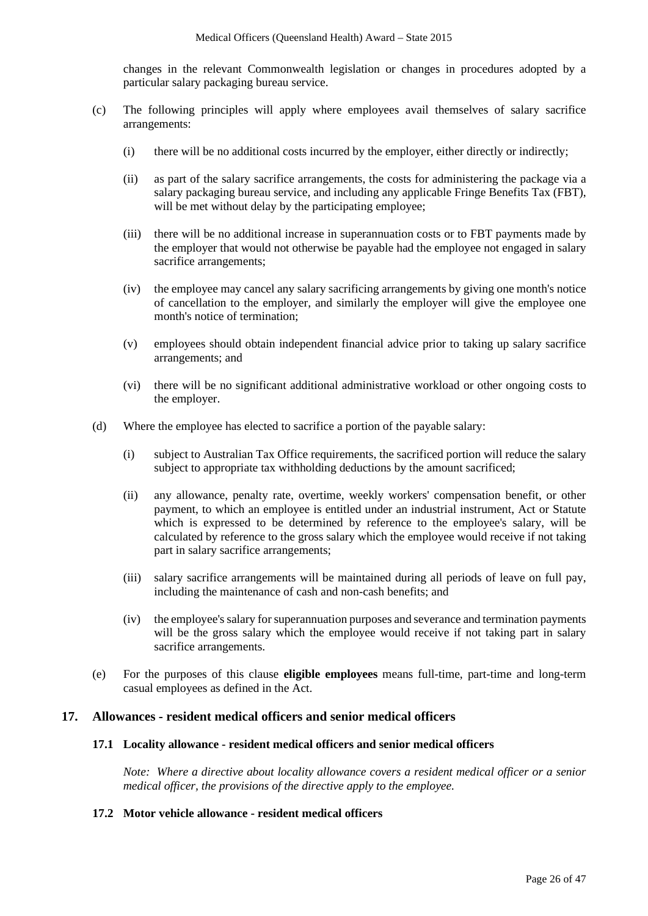changes in the relevant Commonwealth legislation or changes in procedures adopted by a particular salary packaging bureau service.

(c) The following principles will apply where employees avail themselves of salary sacrifice arrangements:

(i) there will be no additional costs incurred by the employer, either directly or indirectly;

(ii) as part of the salary sacrifice arrangements, the costs for administering the package via a salary packaging bureau service, and including any applicable Fringe Benefits Tax (FBT), will be met without delay by the participating employee;

(iii) there will be no additional increase in superannuation costs or to FBT payments made by the employer that would not otherwise be payable had the employee not engaged in salary sacrifice arrangements;

(iv) the employee may cancel any salary sacrificing arrangements by giving one month's notice of cancellation to the employer, and similarly the employer will give the employee one month's notice of termination;

(v) employees should obtain independent financial advice prior to taking up salary sacrifice arrangements; and

(vi) there will be no significant additional administrative workload or other ongoing costs to the employer.

(d) Where the employee has elected to sacrifice a portion of the payable salary:

(i) subject to Australian Tax Office requirements, the sacrificed portion will reduce the salary subject to appropriate tax withholding deductions by the amount sacrificed;

(ii) any allowance, penalty rate, overtime, weekly workers' compensation benefit, or other payment, to which an employee is entitled under an industrial instrument, Act or Statute which is expressed to be determined by reference to the employee's salary, will be calculated by reference to the gross salary which the employee would receive if not taking part in salary sacrifice arrangements;

(iii) salary sacrifice arrangements will be maintained during all periods of leave on full pay, including the maintenance of cash and non-cash benefits; and

(iv) the employee's salary for superannuation purposes and severance and termination payments will be the gross salary which the employee would receive if not taking part in salary sacrifice arrangements.

(e) For the purposes of this clause **eligible employees** means full-time, part-time and long-term casual employees as defined in the Act.

## 17. Allowances - resident medical officers and senior medical officers

### 17.1 Locality allowance - resident medical officers and senior medical officers

*Note: Where a directive about locality allowance covers a resident medical officer or a senior medical officer, the provisions of the directive apply to the employee.*

### 17.2 Motor vehicle allowance - resident medical officers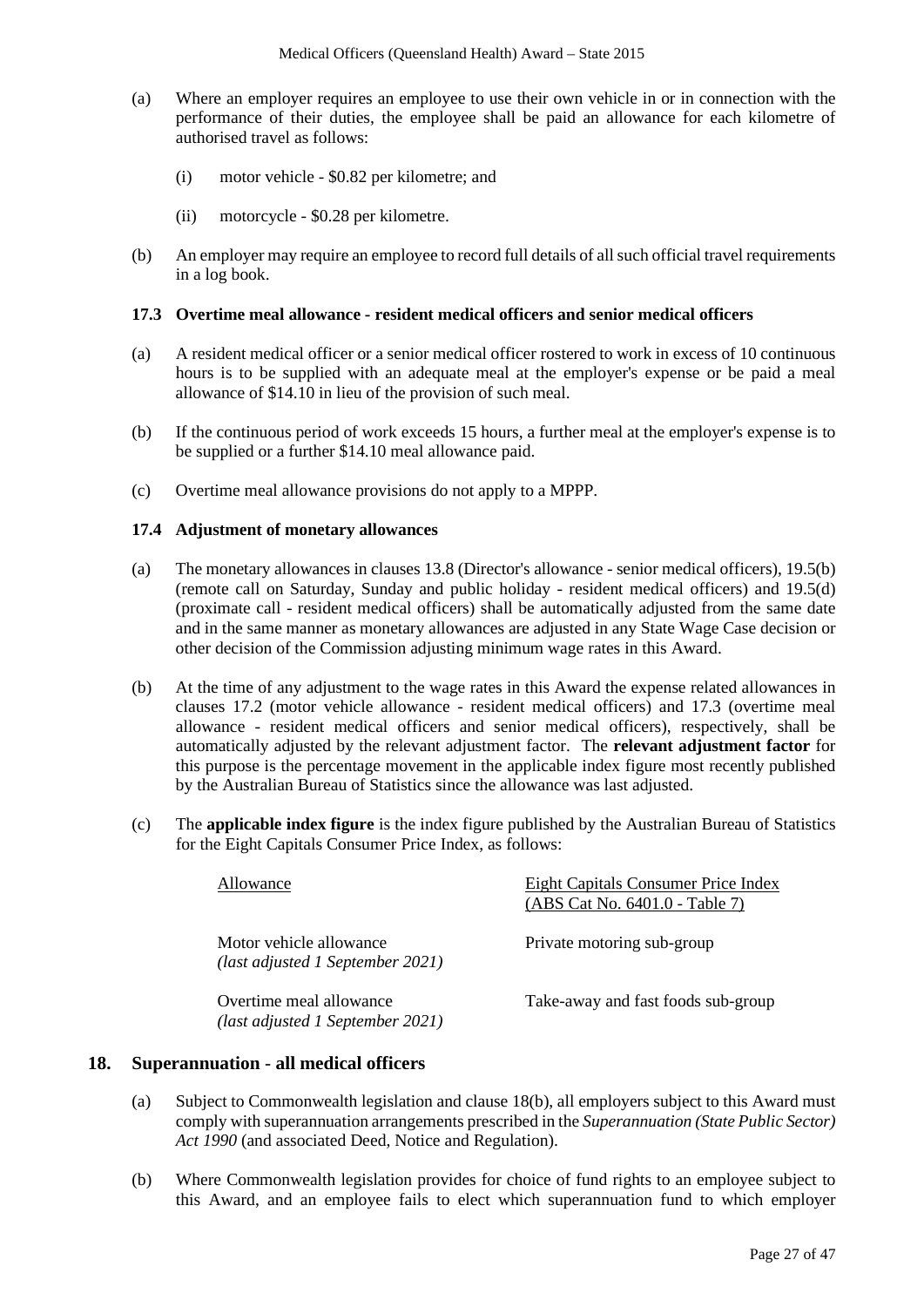(a) Where an employer requires an employee to use their own vehicle in or in connection with the performance of their duties, the employee shall be paid an allowance for each kilometre of authorised travel as follows:

(i) motor vehicle - \$0.82 per kilometre; and

(ii) motorcycle - \$0.28 per kilometre.

(b) An employer may require an employee to record full details of all such official travel requirements in a log book.

### 17.3 Overtime meal allowance - resident medical officers and senior medical officers

(a) A resident medical officer or a senior medical officer rostered to work in excess of 10 continuous hours is to be supplied with an adequate meal at the employer's expense or be paid a meal allowance of \$14.10 in lieu of the provision of such meal.

(b) If the continuous period of work exceeds 15 hours, a further meal at the employer's expense is to be supplied or a further \$14.10 meal allowance paid.

(c) Overtime meal allowance provisions do not apply to a MPPP.

### 17.4 Adjustment of monetary allowances

(a) The monetary allowances in clauses 13.8 (Director's allowance - senior medical officers), 19.5(b) (remote call on Saturday, Sunday and public holiday - resident medical officers) and 19.5(d) (proximate call - resident medical officers) shall be automatically adjusted from the same date and in the same manner as monetary allowances are adjusted in any State Wage Case decision or other decision of the Commission adjusting minimum wage rates in this Award.

(b) At the time of any adjustment to the wage rates in this Award the expense related allowances in clauses 17.2 (motor vehicle allowance - resident medical officers) and 17.3 (overtime meal allowance - resident medical officers and senior medical officers), respectively, shall be automatically adjusted by the relevant adjustment factor. The **relevant adjustment factor** for this purpose is the percentage movement in the applicable index figure most recently published by the Australian Bureau of Statistics since the allowance was last adjusted.

(c) The **applicable index figure** is the index figure published by the Australian Bureau of Statistics for the Eight Capitals Consumer Price Index, as follows:

| Allowance | Eight Capitals Consumer Price Index (ABS Cat No. 6401.0 - Table 7) |
|---|---|
| Motor vehicle allowance *(last adjusted 1 September 2021)* | Private motoring sub-group |
| Overtime meal allowance *(last adjusted 1 September 2021)* | Take-away and fast foods sub-group |

## 18. Superannuation - all medical officers

(a) Subject to Commonwealth legislation and clause 18(b), all employers subject to this Award must comply with superannuation arrangements prescribed in the *Superannuation (State Public Sector) Act 1990* (and associated Deed, Notice and Regulation).

(b) Where Commonwealth legislation provides for choice of fund rights to an employee subject to this Award, and an employee fails to elect which superannuation fund to which employer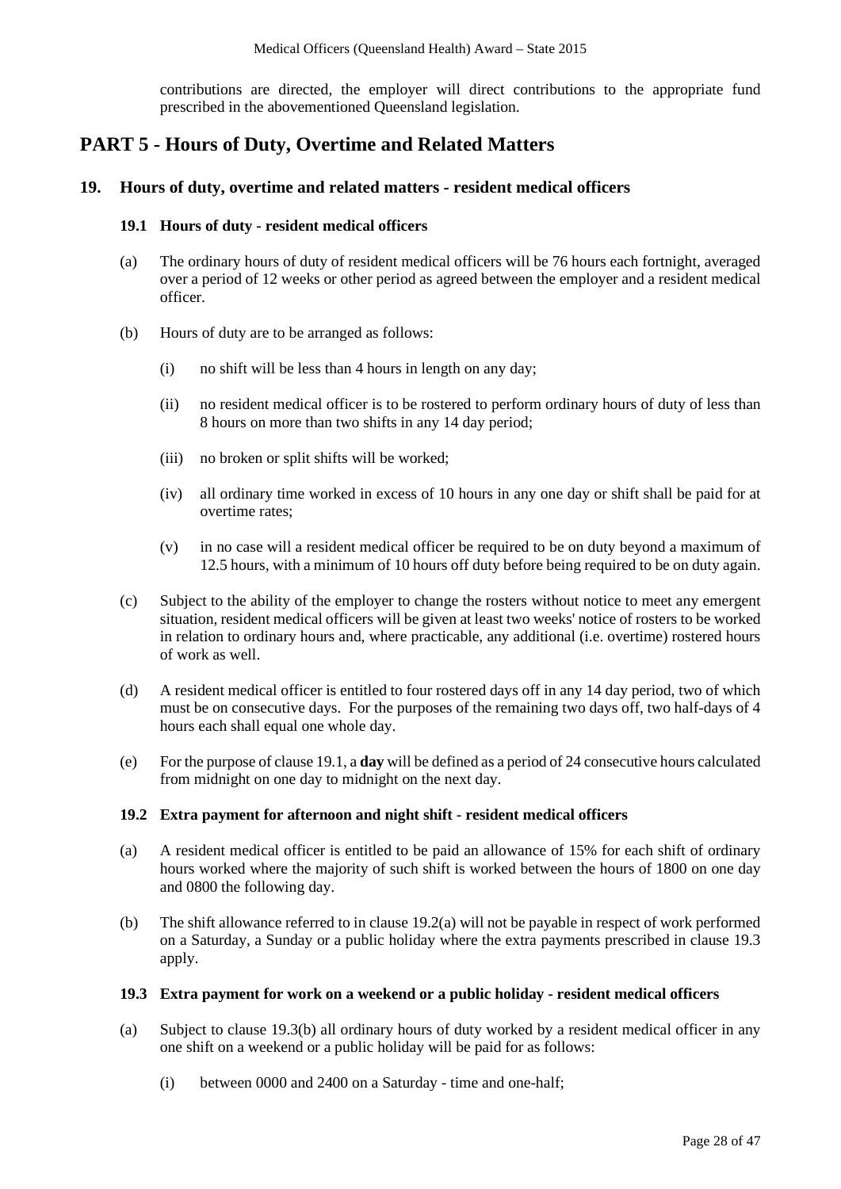contributions are directed, the employer will direct contributions to the appropriate fund prescribed in the abovementioned Queensland legislation.

# PART 5 - Hours of Duty, Overtime and Related Matters

## 19. Hours of duty, overtime and related matters - resident medical officers

### 19.1 Hours of duty - resident medical officers

(a) The ordinary hours of duty of resident medical officers will be 76 hours each fortnight, averaged over a period of 12 weeks or other period as agreed between the employer and a resident medical officer.

(b) Hours of duty are to be arranged as follows:

(i) no shift will be less than 4 hours in length on any day;

(ii) no resident medical officer is to be rostered to perform ordinary hours of duty of less than 8 hours on more than two shifts in any 14 day period;

(iii) no broken or split shifts will be worked;

(iv) all ordinary time worked in excess of 10 hours in any one day or shift shall be paid for at overtime rates;

(v) in no case will a resident medical officer be required to be on duty beyond a maximum of 12.5 hours, with a minimum of 10 hours off duty before being required to be on duty again.

(c) Subject to the ability of the employer to change the rosters without notice to meet any emergent situation, resident medical officers will be given at least two weeks' notice of rosters to be worked in relation to ordinary hours and, where practicable, any additional (i.e. overtime) rostered hours of work as well.

(d) A resident medical officer is entitled to four rostered days off in any 14 day period, two of which must be on consecutive days. For the purposes of the remaining two days off, two half-days of 4 hours each shall equal one whole day.

(e) For the purpose of clause 19.1, a **day** will be defined as a period of 24 consecutive hours calculated from midnight on one day to midnight on the next day.

### 19.2 Extra payment for afternoon and night shift - resident medical officers

(a) A resident medical officer is entitled to be paid an allowance of 15% for each shift of ordinary hours worked where the majority of such shift is worked between the hours of 1800 on one day and 0800 the following day.

(b) The shift allowance referred to in clause 19.2(a) will not be payable in respect of work performed on a Saturday, a Sunday or a public holiday where the extra payments prescribed in clause 19.3 apply.

### 19.3 Extra payment for work on a weekend or a public holiday - resident medical officers

(a) Subject to clause 19.3(b) all ordinary hours of duty worked by a resident medical officer in any one shift on a weekend or a public holiday will be paid for as follows:

(i) between 0000 and 2400 on a Saturday - time and one-half;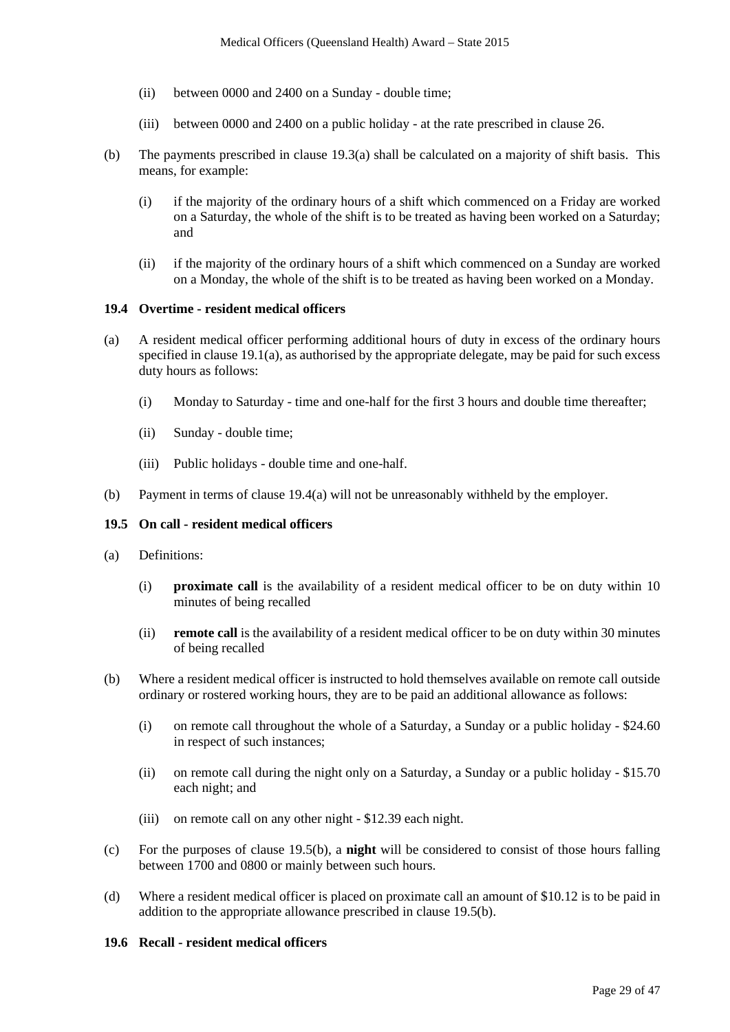(ii) between 0000 and 2400 on a Sunday - double time;

(iii) between 0000 and 2400 on a public holiday - at the rate prescribed in clause 26.

(b) The payments prescribed in clause 19.3(a) shall be calculated on a majority of shift basis. This means, for example:

(i) if the majority of the ordinary hours of a shift which commenced on a Friday are worked on a Saturday, the whole of the shift is to be treated as having been worked on a Saturday; and

(ii) if the majority of the ordinary hours of a shift which commenced on a Sunday are worked on a Monday, the whole of the shift is to be treated as having been worked on a Monday.

### 19.4 Overtime - resident medical officers

(a) A resident medical officer performing additional hours of duty in excess of the ordinary hours specified in clause 19.1(a), as authorised by the appropriate delegate, may be paid for such excess duty hours as follows:

(i) Monday to Saturday - time and one-half for the first 3 hours and double time thereafter;

(ii) Sunday - double time;

(iii) Public holidays - double time and one-half.

(b) Payment in terms of clause 19.4(a) will not be unreasonably withheld by the employer.

### 19.5 On call - resident medical officers

(a) Definitions:

(i) **proximate call** is the availability of a resident medical officer to be on duty within 10 minutes of being recalled

(ii) **remote call** is the availability of a resident medical officer to be on duty within 30 minutes of being recalled

(b) Where a resident medical officer is instructed to hold themselves available on remote call outside ordinary or rostered working hours, they are to be paid an additional allowance as follows:

(i) on remote call throughout the whole of a Saturday, a Sunday or a public holiday - $24.60 in respect of such instances;

(ii) on remote call during the night only on a Saturday, a Sunday or a public holiday - $15.70 each night; and

(iii) on remote call on any other night - $12.39 each night.

(c) For the purposes of clause 19.5(b), a **night** will be considered to consist of those hours falling between 1700 and 0800 or mainly between such hours.

(d) Where a resident medical officer is placed on proximate call an amount of $10.12 is to be paid in addition to the appropriate allowance prescribed in clause 19.5(b).

### 19.6 Recall - resident medical officers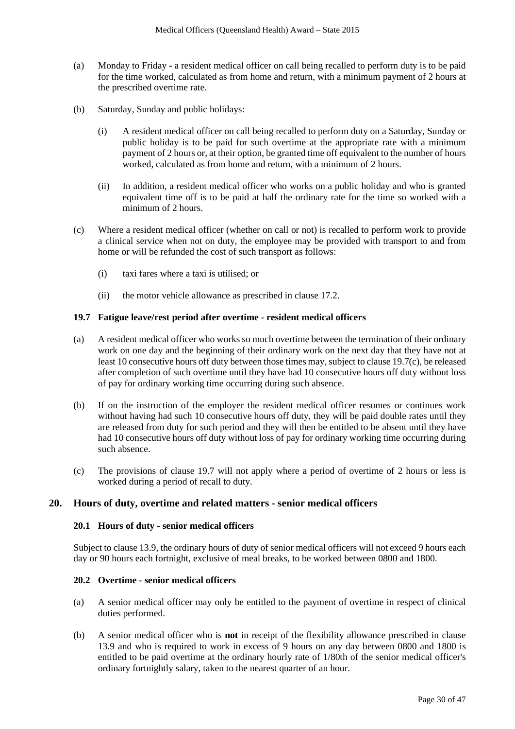(a) Monday to Friday - a resident medical officer on call being recalled to perform duty is to be paid for the time worked, calculated as from home and return, with a minimum payment of 2 hours at the prescribed overtime rate.

(b) Saturday, Sunday and public holidays:

(i) A resident medical officer on call being recalled to perform duty on a Saturday, Sunday or public holiday is to be paid for such overtime at the appropriate rate with a minimum payment of 2 hours or, at their option, be granted time off equivalent to the number of hours worked, calculated as from home and return, with a minimum of 2 hours.

(ii) In addition, a resident medical officer who works on a public holiday and who is granted equivalent time off is to be paid at half the ordinary rate for the time so worked with a minimum of 2 hours.

(c) Where a resident medical officer (whether on call or not) is recalled to perform work to provide a clinical service when not on duty, the employee may be provided with transport to and from home or will be refunded the cost of such transport as follows:

(i) taxi fares where a taxi is utilised; or

(ii) the motor vehicle allowance as prescribed in clause 17.2.

### 19.7 Fatigue leave/rest period after overtime - resident medical officers

(a) A resident medical officer who works so much overtime between the termination of their ordinary work on one day and the beginning of their ordinary work on the next day that they have not at least 10 consecutive hours off duty between those times may, subject to clause 19.7(c), be released after completion of such overtime until they have had 10 consecutive hours off duty without loss of pay for ordinary working time occurring during such absence.

(b) If on the instruction of the employer the resident medical officer resumes or continues work without having had such 10 consecutive hours off duty, they will be paid double rates until they are released from duty for such period and they will then be entitled to be absent until they have had 10 consecutive hours off duty without loss of pay for ordinary working time occurring during such absence.

(c) The provisions of clause 19.7 will not apply where a period of overtime of 2 hours or less is worked during a period of recall to duty.

## 20. Hours of duty, overtime and related matters - senior medical officers

### 20.1 Hours of duty - senior medical officers

Subject to clause 13.9, the ordinary hours of duty of senior medical officers will not exceed 9 hours each day or 90 hours each fortnight, exclusive of meal breaks, to be worked between 0800 and 1800.

### 20.2 Overtime - senior medical officers

(a) A senior medical officer may only be entitled to the payment of overtime in respect of clinical duties performed.

(b) A senior medical officer who is **not** in receipt of the flexibility allowance prescribed in clause 13.9 and who is required to work in excess of 9 hours on any day between 0800 and 1800 is entitled to be paid overtime at the ordinary hourly rate of 1/80th of the senior medical officer's ordinary fortnightly salary, taken to the nearest quarter of an hour.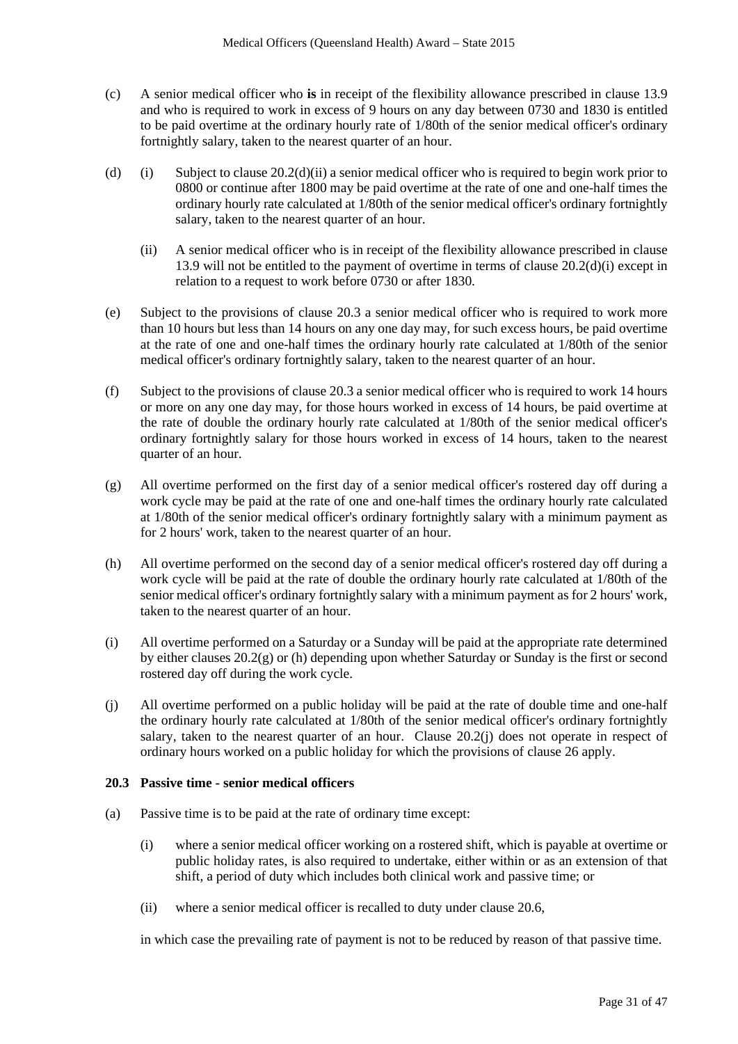(c) A senior medical officer who **is** in receipt of the flexibility allowance prescribed in clause 13.9 and who is required to work in excess of 9 hours on any day between 0730 and 1830 is entitled to be paid overtime at the ordinary hourly rate of 1/80th of the senior medical officer's ordinary fortnightly salary, taken to the nearest quarter of an hour.

(d) (i) Subject to clause 20.2(d)(ii) a senior medical officer who is required to begin work prior to 0800 or continue after 1800 may be paid overtime at the rate of one and one-half times the ordinary hourly rate calculated at 1/80th of the senior medical officer's ordinary fortnightly salary, taken to the nearest quarter of an hour.

(ii) A senior medical officer who is in receipt of the flexibility allowance prescribed in clause 13.9 will not be entitled to the payment of overtime in terms of clause 20.2(d)(i) except in relation to a request to work before 0730 or after 1830.

(e) Subject to the provisions of clause 20.3 a senior medical officer who is required to work more than 10 hours but less than 14 hours on any one day may, for such excess hours, be paid overtime at the rate of one and one-half times the ordinary hourly rate calculated at 1/80th of the senior medical officer's ordinary fortnightly salary, taken to the nearest quarter of an hour.

(f) Subject to the provisions of clause 20.3 a senior medical officer who is required to work 14 hours or more on any one day may, for those hours worked in excess of 14 hours, be paid overtime at the rate of double the ordinary hourly rate calculated at 1/80th of the senior medical officer's ordinary fortnightly salary for those hours worked in excess of 14 hours, taken to the nearest quarter of an hour.

(g) All overtime performed on the first day of a senior medical officer's rostered day off during a work cycle may be paid at the rate of one and one-half times the ordinary hourly rate calculated at 1/80th of the senior medical officer's ordinary fortnightly salary with a minimum payment as for 2 hours' work, taken to the nearest quarter of an hour.

(h) All overtime performed on the second day of a senior medical officer's rostered day off during a work cycle will be paid at the rate of double the ordinary hourly rate calculated at 1/80th of the senior medical officer's ordinary fortnightly salary with a minimum payment as for 2 hours' work, taken to the nearest quarter of an hour.

(i) All overtime performed on a Saturday or a Sunday will be paid at the appropriate rate determined by either clauses 20.2(g) or (h) depending upon whether Saturday or Sunday is the first or second rostered day off during the work cycle.

(j) All overtime performed on a public holiday will be paid at the rate of double time and one-half the ordinary hourly rate calculated at 1/80th of the senior medical officer's ordinary fortnightly salary, taken to the nearest quarter of an hour. Clause 20.2(j) does not operate in respect of ordinary hours worked on a public holiday for which the provisions of clause 26 apply.

### 20.3 Passive time - senior medical officers

(a) Passive time is to be paid at the rate of ordinary time except:

(i) where a senior medical officer working on a rostered shift, which is payable at overtime or public holiday rates, is also required to undertake, either within or as an extension of that shift, a period of duty which includes both clinical work and passive time; or

(ii) where a senior medical officer is recalled to duty under clause 20.6,

in which case the prevailing rate of payment is not to be reduced by reason of that passive time.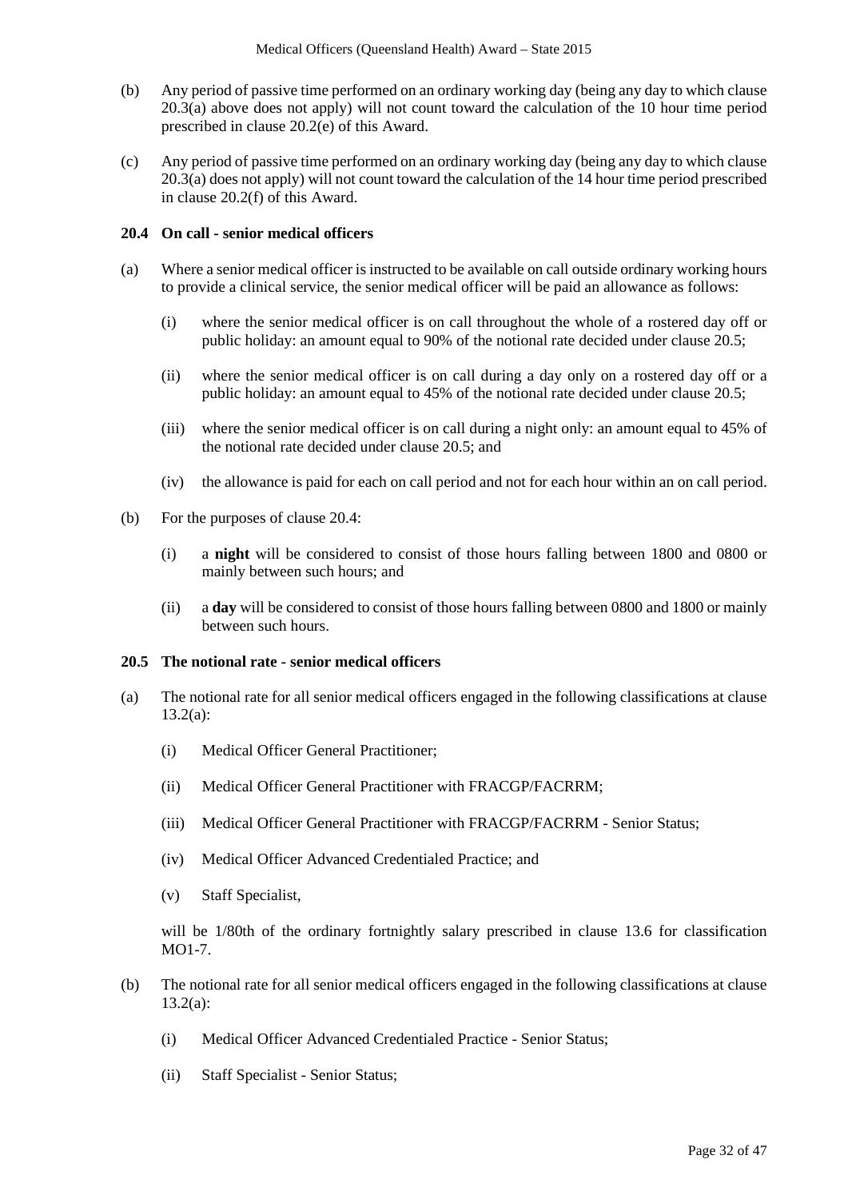(b) Any period of passive time performed on an ordinary working day (being any day to which clause 20.3(a) above does not apply) will not count toward the calculation of the 10 hour time period prescribed in clause 20.2(e) of this Award.

(c) Any period of passive time performed on an ordinary working day (being any day to which clause 20.3(a) does not apply) will not count toward the calculation of the 14 hour time period prescribed in clause 20.2(f) of this Award.

### 20.4 On call - senior medical officers

(a) Where a senior medical officer is instructed to be available on call outside ordinary working hours to provide a clinical service, the senior medical officer will be paid an allowance as follows:

  (i) where the senior medical officer is on call throughout the whole of a rostered day off or public holiday: an amount equal to 90% of the notional rate decided under clause 20.5;

  (ii) where the senior medical officer is on call during a day only on a rostered day off or a public holiday: an amount equal to 45% of the notional rate decided under clause 20.5;

  (iii) where the senior medical officer is on call during a night only: an amount equal to 45% of the notional rate decided under clause 20.5; and

  (iv) the allowance is paid for each on call period and not for each hour within an on call period.

(b) For the purposes of clause 20.4:

  (i) a **night** will be considered to consist of those hours falling between 1800 and 0800 or mainly between such hours; and

  (ii) a **day** will be considered to consist of those hours falling between 0800 and 1800 or mainly between such hours.

### 20.5 The notional rate - senior medical officers

(a) The notional rate for all senior medical officers engaged in the following classifications at clause 13.2(a):

  (i) Medical Officer General Practitioner;

  (ii) Medical Officer General Practitioner with FRACGP/FACRRM;

  (iii) Medical Officer General Practitioner with FRACGP/FACRRM - Senior Status;

  (iv) Medical Officer Advanced Credentialed Practice; and

  (v) Staff Specialist,

  will be 1/80th of the ordinary fortnightly salary prescribed in clause 13.6 for classification MO1-7.

(b) The notional rate for all senior medical officers engaged in the following classifications at clause 13.2(a):

  (i) Medical Officer Advanced Credentialed Practice - Senior Status;

  (ii) Staff Specialist - Senior Status;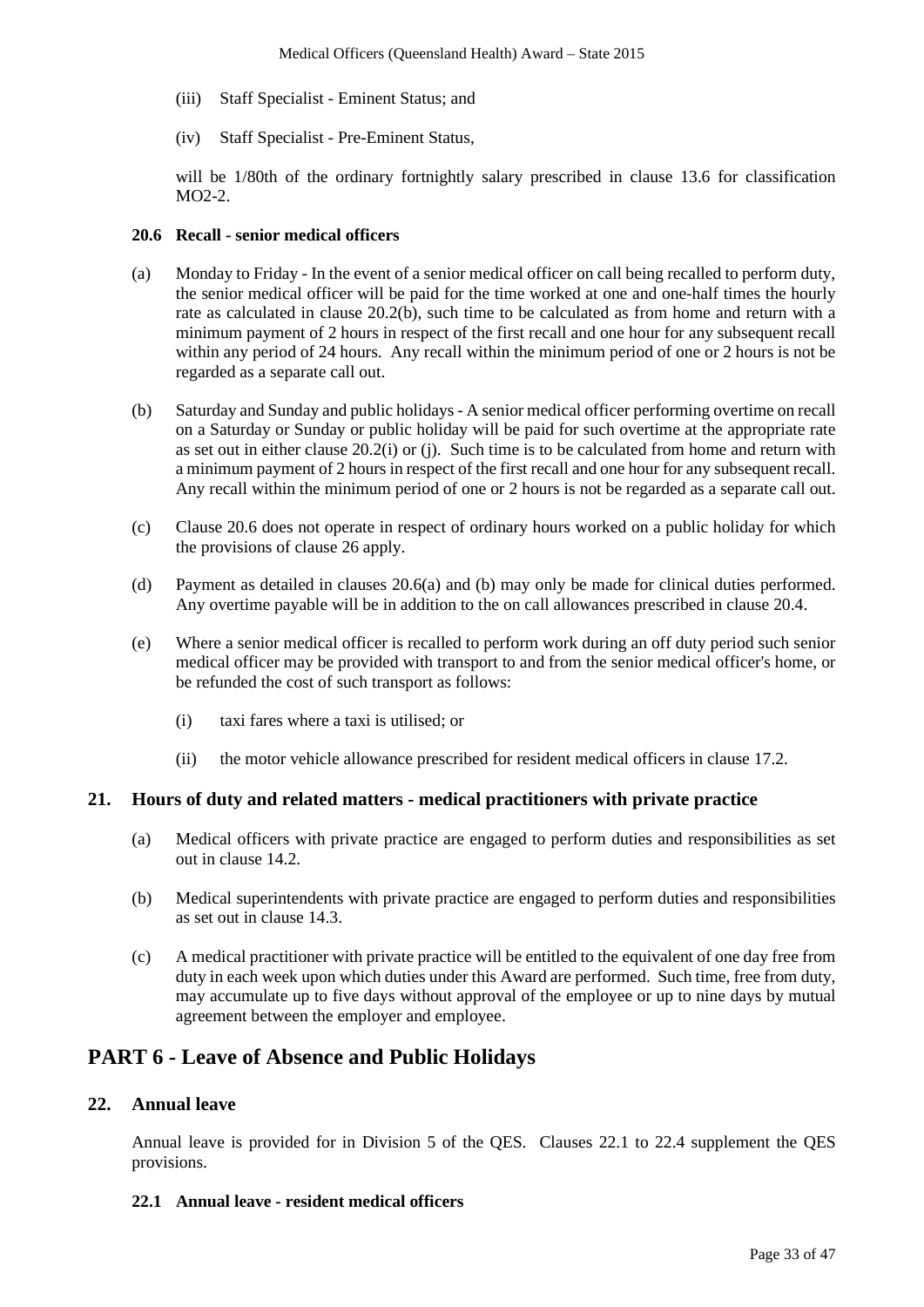(iii) Staff Specialist - Eminent Status; and

(iv) Staff Specialist - Pre-Eminent Status,

will be 1/80th of the ordinary fortnightly salary prescribed in clause 13.6 for classification MO2-2.

### 20.6 Recall - senior medical officers

(a) Monday to Friday - In the event of a senior medical officer on call being recalled to perform duty, the senior medical officer will be paid for the time worked at one and one-half times the hourly rate as calculated in clause 20.2(b), such time to be calculated as from home and return with a minimum payment of 2 hours in respect of the first recall and one hour for any subsequent recall within any period of 24 hours. Any recall within the minimum period of one or 2 hours is not be regarded as a separate call out.

(b) Saturday and Sunday and public holidays - A senior medical officer performing overtime on recall on a Saturday or Sunday or public holiday will be paid for such overtime at the appropriate rate as set out in either clause 20.2(i) or (j). Such time is to be calculated from home and return with a minimum payment of 2 hours in respect of the first recall and one hour for any subsequent recall. Any recall within the minimum period of one or 2 hours is not be regarded as a separate call out.

(c) Clause 20.6 does not operate in respect of ordinary hours worked on a public holiday for which the provisions of clause 26 apply.

(d) Payment as detailed in clauses 20.6(a) and (b) may only be made for clinical duties performed. Any overtime payable will be in addition to the on call allowances prescribed in clause 20.4.

(e) Where a senior medical officer is recalled to perform work during an off duty period such senior medical officer may be provided with transport to and from the senior medical officer's home, or be refunded the cost of such transport as follows:

  (i) taxi fares where a taxi is utilised; or

  (ii) the motor vehicle allowance prescribed for resident medical officers in clause 17.2.

## 21. Hours of duty and related matters - medical practitioners with private practice

(a) Medical officers with private practice are engaged to perform duties and responsibilities as set out in clause 14.2.

(b) Medical superintendents with private practice are engaged to perform duties and responsibilities as set out in clause 14.3.

(c) A medical practitioner with private practice will be entitled to the equivalent of one day free from duty in each week upon which duties under this Award are performed. Such time, free from duty, may accumulate up to five days without approval of the employee or up to nine days by mutual agreement between the employer and employee.

# PART 6 - Leave of Absence and Public Holidays

## 22. Annual leave

Annual leave is provided for in Division 5 of the QES. Clauses 22.1 to 22.4 supplement the QES provisions.

### 22.1 Annual leave - resident medical officers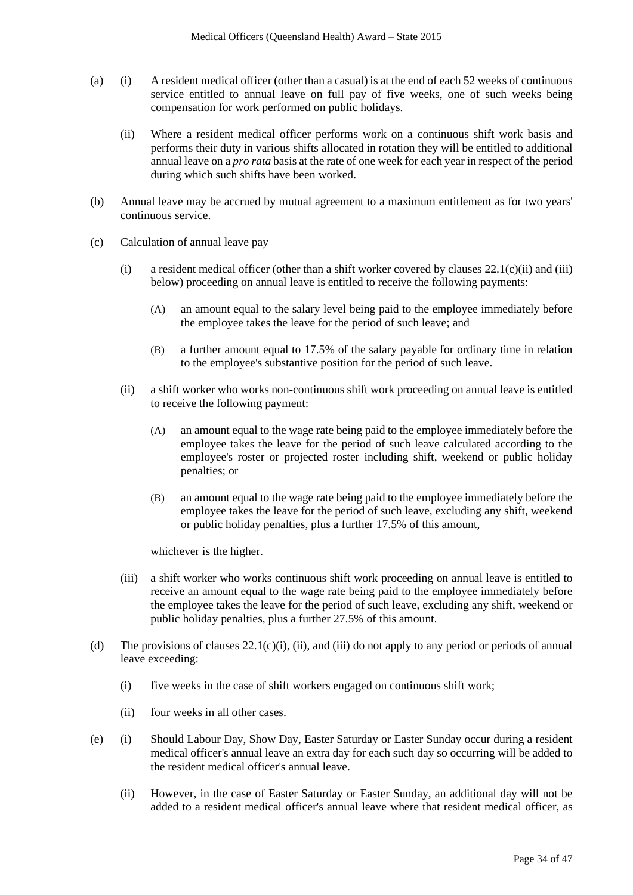(a) (i) A resident medical officer (other than a casual) is at the end of each 52 weeks of continuous service entitled to annual leave on full pay of five weeks, one of such weeks being compensation for work performed on public holidays.

(ii) Where a resident medical officer performs work on a continuous shift work basis and performs their duty in various shifts allocated in rotation they will be entitled to additional annual leave on a *pro rata* basis at the rate of one week for each year in respect of the period during which such shifts have been worked.

(b) Annual leave may be accrued by mutual agreement to a maximum entitlement as for two years' continuous service.

(c) Calculation of annual leave pay

(i) a resident medical officer (other than a shift worker covered by clauses 22.1(c)(ii) and (iii) below) proceeding on annual leave is entitled to receive the following payments:

(A) an amount equal to the salary level being paid to the employee immediately before the employee takes the leave for the period of such leave; and

(B) a further amount equal to 17.5% of the salary payable for ordinary time in relation to the employee's substantive position for the period of such leave.

(ii) a shift worker who works non-continuous shift work proceeding on annual leave is entitled to receive the following payment:

(A) an amount equal to the wage rate being paid to the employee immediately before the employee takes the leave for the period of such leave calculated according to the employee's roster or projected roster including shift, weekend or public holiday penalties; or

(B) an amount equal to the wage rate being paid to the employee immediately before the employee takes the leave for the period of such leave, excluding any shift, weekend or public holiday penalties, plus a further 17.5% of this amount,

whichever is the higher.

(iii) a shift worker who works continuous shift work proceeding on annual leave is entitled to receive an amount equal to the wage rate being paid to the employee immediately before the employee takes the leave for the period of such leave, excluding any shift, weekend or public holiday penalties, plus a further 27.5% of this amount.

(d) The provisions of clauses 22.1(c)(i), (ii), and (iii) do not apply to any period or periods of annual leave exceeding:

(i) five weeks in the case of shift workers engaged on continuous shift work;

(ii) four weeks in all other cases.

(e) (i) Should Labour Day, Show Day, Easter Saturday or Easter Sunday occur during a resident medical officer's annual leave an extra day for each such day so occurring will be added to the resident medical officer's annual leave.

(ii) However, in the case of Easter Saturday or Easter Sunday, an additional day will not be added to a resident medical officer's annual leave where that resident medical officer, as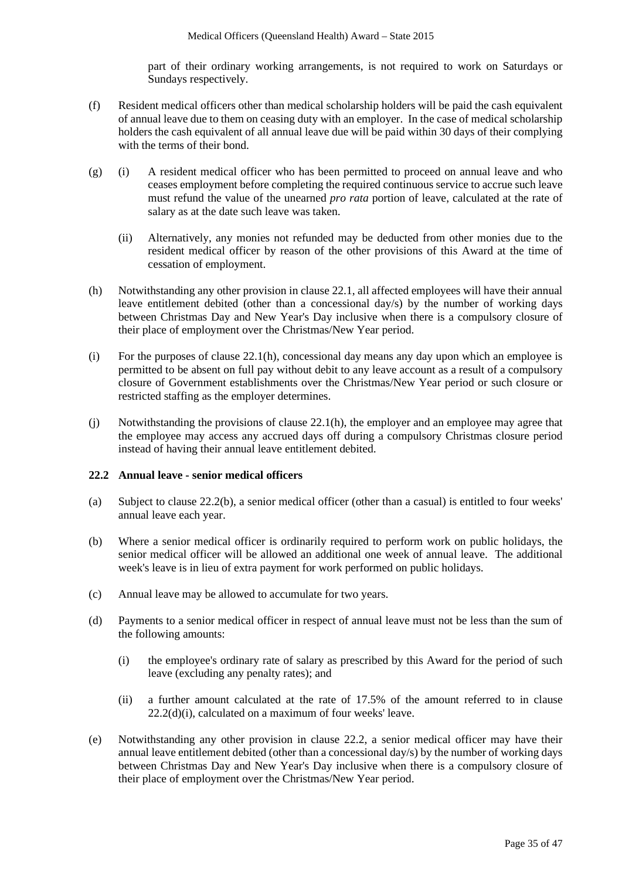part of their ordinary working arrangements, is not required to work on Saturdays or Sundays respectively.

(f) Resident medical officers other than medical scholarship holders will be paid the cash equivalent of annual leave due to them on ceasing duty with an employer. In the case of medical scholarship holders the cash equivalent of all annual leave due will be paid within 30 days of their complying with the terms of their bond.

(g) (i) A resident medical officer who has been permitted to proceed on annual leave and who ceases employment before completing the required continuous service to accrue such leave must refund the value of the unearned *pro rata* portion of leave, calculated at the rate of salary as at the date such leave was taken.

(ii) Alternatively, any monies not refunded may be deducted from other monies due to the resident medical officer by reason of the other provisions of this Award at the time of cessation of employment.

(h) Notwithstanding any other provision in clause 22.1, all affected employees will have their annual leave entitlement debited (other than a concessional day/s) by the number of working days between Christmas Day and New Year's Day inclusive when there is a compulsory closure of their place of employment over the Christmas/New Year period.

(i) For the purposes of clause 22.1(h), concessional day means any day upon which an employee is permitted to be absent on full pay without debit to any leave account as a result of a compulsory closure of Government establishments over the Christmas/New Year period or such closure or restricted staffing as the employer determines.

(j) Notwithstanding the provisions of clause 22.1(h), the employer and an employee may agree that the employee may access any accrued days off during a compulsory Christmas closure period instead of having their annual leave entitlement debited.

### 22.2 Annual leave - senior medical officers

(a) Subject to clause 22.2(b), a senior medical officer (other than a casual) is entitled to four weeks' annual leave each year.

(b) Where a senior medical officer is ordinarily required to perform work on public holidays, the senior medical officer will be allowed an additional one week of annual leave. The additional week's leave is in lieu of extra payment for work performed on public holidays.

(c) Annual leave may be allowed to accumulate for two years.

(d) Payments to a senior medical officer in respect of annual leave must not be less than the sum of the following amounts:

(i) the employee's ordinary rate of salary as prescribed by this Award for the period of such leave (excluding any penalty rates); and

(ii) a further amount calculated at the rate of 17.5% of the amount referred to in clause 22.2(d)(i), calculated on a maximum of four weeks' leave.

(e) Notwithstanding any other provision in clause 22.2, a senior medical officer may have their annual leave entitlement debited (other than a concessional day/s) by the number of working days between Christmas Day and New Year's Day inclusive when there is a compulsory closure of their place of employment over the Christmas/New Year period.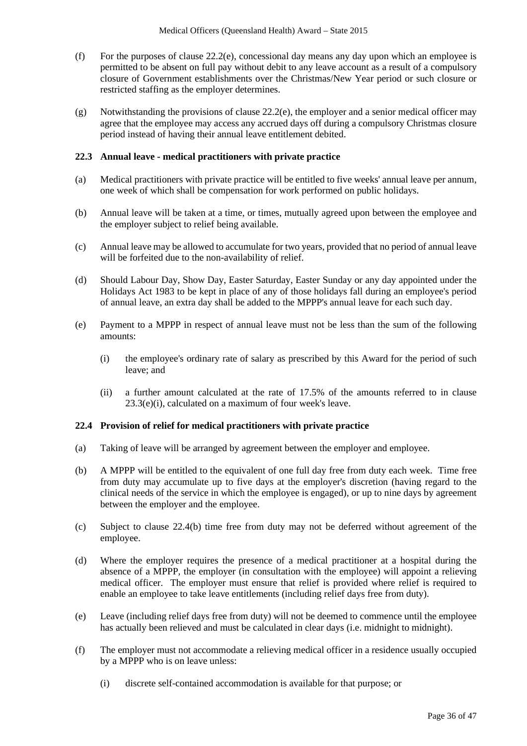(f) For the purposes of clause 22.2(e), concessional day means any day upon which an employee is permitted to be absent on full pay without debit to any leave account as a result of a compulsory closure of Government establishments over the Christmas/New Year period or such closure or restricted staffing as the employer determines.

(g) Notwithstanding the provisions of clause 22.2(e), the employer and a senior medical officer may agree that the employee may access any accrued days off during a compulsory Christmas closure period instead of having their annual leave entitlement debited.

**22.3 Annual leave - medical practitioners with private practice**

(a) Medical practitioners with private practice will be entitled to five weeks' annual leave per annum, one week of which shall be compensation for work performed on public holidays.

(b) Annual leave will be taken at a time, or times, mutually agreed upon between the employee and the employer subject to relief being available.

(c) Annual leave may be allowed to accumulate for two years, provided that no period of annual leave will be forfeited due to the non-availability of relief.

(d) Should Labour Day, Show Day, Easter Saturday, Easter Sunday or any day appointed under the Holidays Act 1983 to be kept in place of any of those holidays fall during an employee's period of annual leave, an extra day shall be added to the MPPP's annual leave for each such day.

(e) Payment to a MPPP in respect of annual leave must not be less than the sum of the following amounts:

  (i) the employee's ordinary rate of salary as prescribed by this Award for the period of such leave; and

  (ii) a further amount calculated at the rate of 17.5% of the amounts referred to in clause 23.3(e)(i), calculated on a maximum of four week's leave.

**22.4 Provision of relief for medical practitioners with private practice**

(a) Taking of leave will be arranged by agreement between the employer and employee.

(b) A MPPP will be entitled to the equivalent of one full day free from duty each week. Time free from duty may accumulate up to five days at the employer's discretion (having regard to the clinical needs of the service in which the employee is engaged), or up to nine days by agreement between the employer and the employee.

(c) Subject to clause 22.4(b) time free from duty may not be deferred without agreement of the employee.

(d) Where the employer requires the presence of a medical practitioner at a hospital during the absence of a MPPP, the employer (in consultation with the employee) will appoint a relieving medical officer. The employer must ensure that relief is provided where relief is required to enable an employee to take leave entitlements (including relief days free from duty).

(e) Leave (including relief days free from duty) will not be deemed to commence until the employee has actually been relieved and must be calculated in clear days (i.e. midnight to midnight).

(f) The employer must not accommodate a relieving medical officer in a residence usually occupied by a MPPP who is on leave unless:

  (i) discrete self-contained accommodation is available for that purpose; or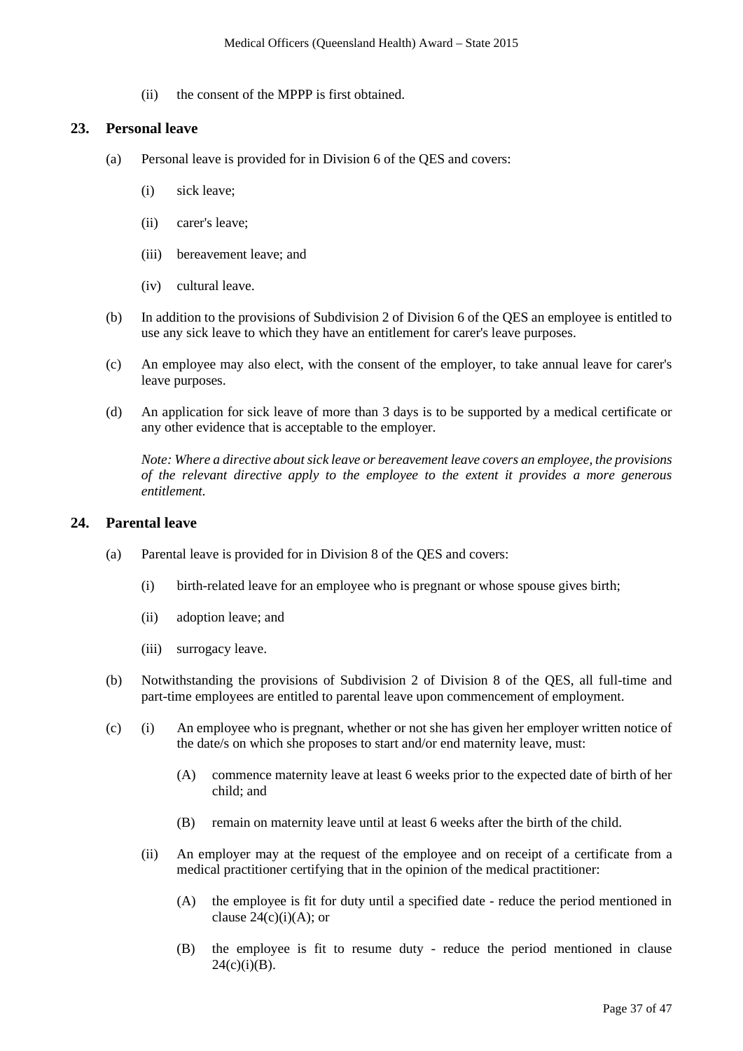(ii) the consent of the MPPP is first obtained.

## 23. Personal leave

(a) Personal leave is provided for in Division 6 of the QES and covers:

(i) sick leave;

(ii) carer's leave;

(iii) bereavement leave; and

(iv) cultural leave.

(b) In addition to the provisions of Subdivision 2 of Division 6 of the QES an employee is entitled to use any sick leave to which they have an entitlement for carer's leave purposes.

(c) An employee may also elect, with the consent of the employer, to take annual leave for carer's leave purposes.

(d) An application for sick leave of more than 3 days is to be supported by a medical certificate or any other evidence that is acceptable to the employer.

*Note: Where a directive about sick leave or bereavement leave covers an employee, the provisions of the relevant directive apply to the employee to the extent it provides a more generous entitlement.*

## 24. Parental leave

(a) Parental leave is provided for in Division 8 of the QES and covers:

(i) birth-related leave for an employee who is pregnant or whose spouse gives birth;

(ii) adoption leave; and

(iii) surrogacy leave.

(b) Notwithstanding the provisions of Subdivision 2 of Division 8 of the QES, all full-time and part-time employees are entitled to parental leave upon commencement of employment.

(c) (i) An employee who is pregnant, whether or not she has given her employer written notice of the date/s on which she proposes to start and/or end maternity leave, must:

(A) commence maternity leave at least 6 weeks prior to the expected date of birth of her child; and

(B) remain on maternity leave until at least 6 weeks after the birth of the child.

(ii) An employer may at the request of the employee and on receipt of a certificate from a medical practitioner certifying that in the opinion of the medical practitioner:

(A) the employee is fit for duty until a specified date - reduce the period mentioned in clause 24(c)(i)(A); or

(B) the employee is fit to resume duty - reduce the period mentioned in clause 24(c)(i)(B).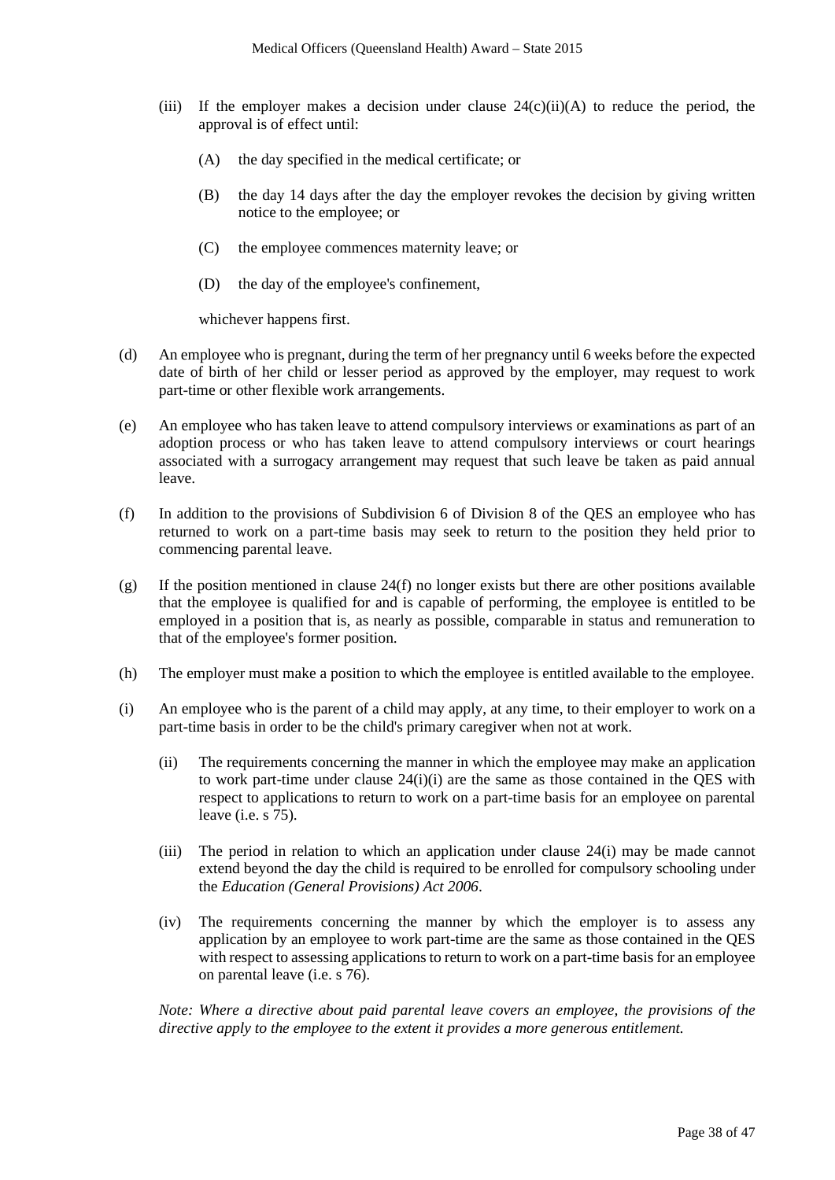(iii) If the employer makes a decision under clause 24(c)(ii)(A) to reduce the period, the approval is of effect until:

(A) the day specified in the medical certificate; or

(B) the day 14 days after the day the employer revokes the decision by giving written notice to the employee; or

(C) the employee commences maternity leave; or

(D) the day of the employee's confinement,

whichever happens first.

(d) An employee who is pregnant, during the term of her pregnancy until 6 weeks before the expected date of birth of her child or lesser period as approved by the employer, may request to work part-time or other flexible work arrangements.

(e) An employee who has taken leave to attend compulsory interviews or examinations as part of an adoption process or who has taken leave to attend compulsory interviews or court hearings associated with a surrogacy arrangement may request that such leave be taken as paid annual leave.

(f) In addition to the provisions of Subdivision 6 of Division 8 of the QES an employee who has returned to work on a part-time basis may seek to return to the position they held prior to commencing parental leave.

(g) If the position mentioned in clause 24(f) no longer exists but there are other positions available that the employee is qualified for and is capable of performing, the employee is entitled to be employed in a position that is, as nearly as possible, comparable in status and remuneration to that of the employee's former position.

(h) The employer must make a position to which the employee is entitled available to the employee.

(i) An employee who is the parent of a child may apply, at any time, to their employer to work on a part-time basis in order to be the child's primary caregiver when not at work.

(ii) The requirements concerning the manner in which the employee may make an application to work part-time under clause 24(i)(i) are the same as those contained in the QES with respect to applications to return to work on a part-time basis for an employee on parental leave (i.e. s 75).

(iii) The period in relation to which an application under clause 24(i) may be made cannot extend beyond the day the child is required to be enrolled for compulsory schooling under the *Education (General Provisions) Act 2006*.

(iv) The requirements concerning the manner by which the employer is to assess any application by an employee to work part-time are the same as those contained in the QES with respect to assessing applications to return to work on a part-time basis for an employee on parental leave (i.e. s 76).

*Note: Where a directive about paid parental leave covers an employee, the provisions of the directive apply to the employee to the extent it provides a more generous entitlement.*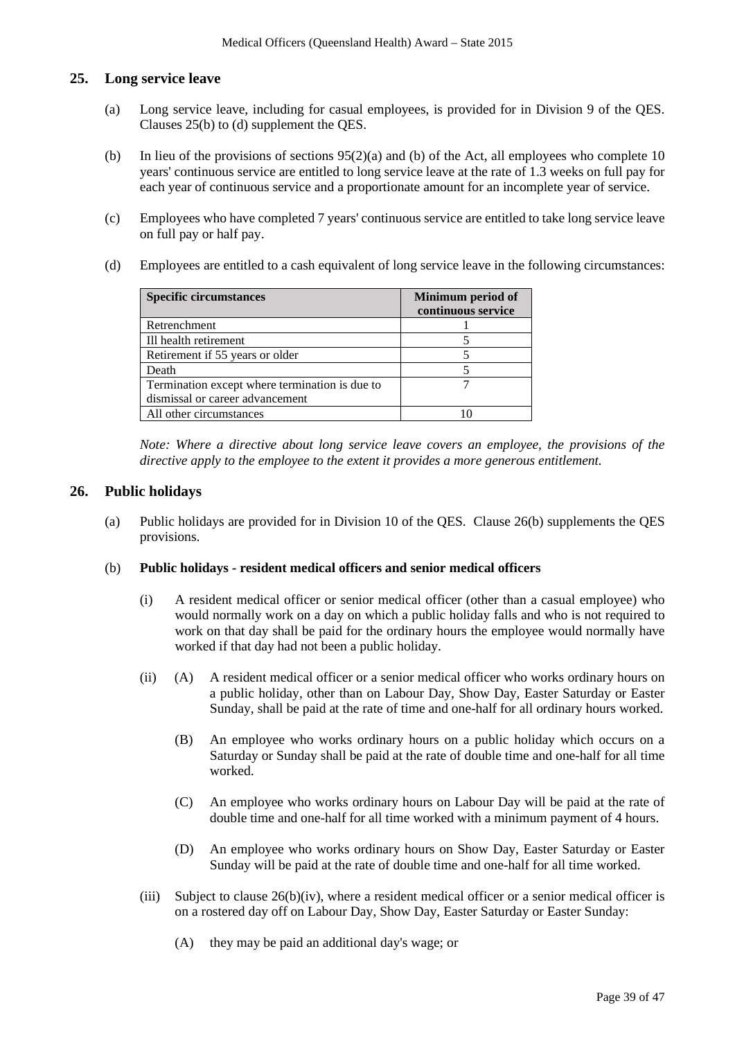## 25. Long service leave

(a) Long service leave, including for casual employees, is provided for in Division 9 of the QES. Clauses 25(b) to (d) supplement the QES.

(b) In lieu of the provisions of sections 95(2)(a) and (b) of the Act, all employees who complete 10 years' continuous service are entitled to long service leave at the rate of 1.3 weeks on full pay for each year of continuous service and a proportionate amount for an incomplete year of service.

(c) Employees who have completed 7 years' continuous service are entitled to take long service leave on full pay or half pay.

(d) Employees are entitled to a cash equivalent of long service leave in the following circumstances:

| Specific circumstances | Minimum period of continuous service |
|---|---|
| Retrenchment | 1 |
| Ill health retirement | 5 |
| Retirement if 55 years or older | 5 |
| Death | 5 |
| Termination except where termination is due to dismissal or career advancement | 7 |
| All other circumstances | 10 |

*Note: Where a directive about long service leave covers an employee, the provisions of the directive apply to the employee to the extent it provides a more generous entitlement.*

## 26. Public holidays

(a) Public holidays are provided for in Division 10 of the QES. Clause 26(b) supplements the QES provisions.

(b) **Public holidays - resident medical officers and senior medical officers**

(i) A resident medical officer or senior medical officer (other than a casual employee) who would normally work on a day on which a public holiday falls and who is not required to work on that day shall be paid for the ordinary hours the employee would normally have worked if that day had not been a public holiday.

(ii) (A) A resident medical officer or a senior medical officer who works ordinary hours on a public holiday, other than on Labour Day, Show Day, Easter Saturday or Easter Sunday, shall be paid at the rate of time and one-half for all ordinary hours worked.

(B) An employee who works ordinary hours on a public holiday which occurs on a Saturday or Sunday shall be paid at the rate of double time and one-half for all time worked.

(C) An employee who works ordinary hours on Labour Day will be paid at the rate of double time and one-half for all time worked with a minimum payment of 4 hours.

(D) An employee who works ordinary hours on Show Day, Easter Saturday or Easter Sunday will be paid at the rate of double time and one-half for all time worked.

(iii) Subject to clause 26(b)(iv), where a resident medical officer or a senior medical officer is on a rostered day off on Labour Day, Show Day, Easter Saturday or Easter Sunday:

(A) they may be paid an additional day's wage; or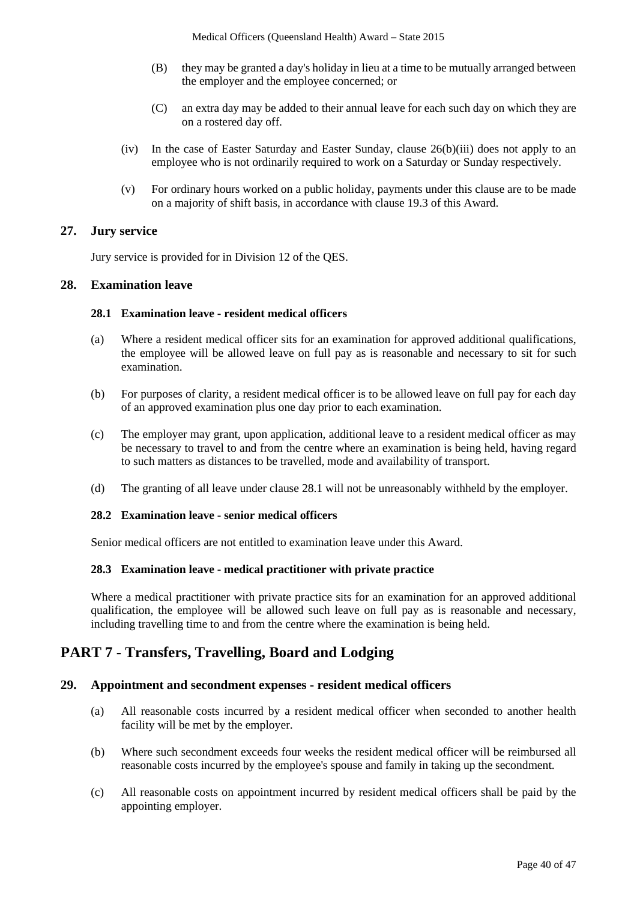(B) they may be granted a day's holiday in lieu at a time to be mutually arranged between the employer and the employee concerned; or

(C) an extra day may be added to their annual leave for each such day on which they are on a rostered day off.

(iv) In the case of Easter Saturday and Easter Sunday, clause 26(b)(iii) does not apply to an employee who is not ordinarily required to work on a Saturday or Sunday respectively.

(v) For ordinary hours worked on a public holiday, payments under this clause are to be made on a majority of shift basis, in accordance with clause 19.3 of this Award.

### 27. Jury service

Jury service is provided for in Division 12 of the QES.

### 28. Examination leave

#### 28.1 Examination leave - resident medical officers

(a) Where a resident medical officer sits for an examination for approved additional qualifications, the employee will be allowed leave on full pay as is reasonable and necessary to sit for such examination.

(b) For purposes of clarity, a resident medical officer is to be allowed leave on full pay for each day of an approved examination plus one day prior to each examination.

(c) The employer may grant, upon application, additional leave to a resident medical officer as may be necessary to travel to and from the centre where an examination is being held, having regard to such matters as distances to be travelled, mode and availability of transport.

(d) The granting of all leave under clause 28.1 will not be unreasonably withheld by the employer.

#### 28.2 Examination leave - senior medical officers

Senior medical officers are not entitled to examination leave under this Award.

#### 28.3 Examination leave - medical practitioner with private practice

Where a medical practitioner with private practice sits for an examination for an approved additional qualification, the employee will be allowed such leave on full pay as is reasonable and necessary, including travelling time to and from the centre where the examination is being held.

## PART 7 - Transfers, Travelling, Board and Lodging

### 29. Appointment and secondment expenses - resident medical officers

(a) All reasonable costs incurred by a resident medical officer when seconded to another health facility will be met by the employer.

(b) Where such secondment exceeds four weeks the resident medical officer will be reimbursed all reasonable costs incurred by the employee's spouse and family in taking up the secondment.

(c) All reasonable costs on appointment incurred by resident medical officers shall be paid by the appointing employer.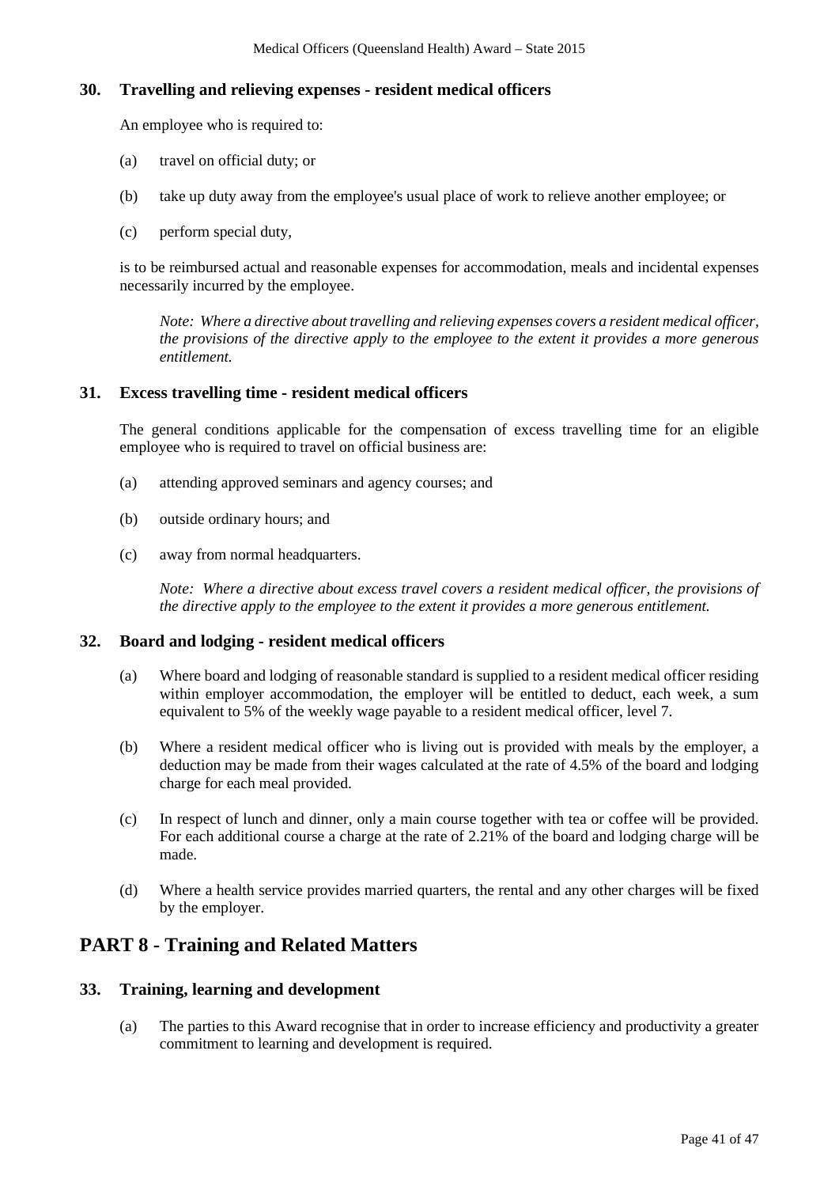### 30. Travelling and relieving expenses - resident medical officers

An employee who is required to:

(a) travel on official duty; or

(b) take up duty away from the employee's usual place of work to relieve another employee; or

(c) perform special duty,

is to be reimbursed actual and reasonable expenses for accommodation, meals and incidental expenses necessarily incurred by the employee.

> *Note: Where a directive about travelling and relieving expenses covers a resident medical officer, the provisions of the directive apply to the employee to the extent it provides a more generous entitlement.*

### 31. Excess travelling time - resident medical officers

The general conditions applicable for the compensation of excess travelling time for an eligible employee who is required to travel on official business are:

(a) attending approved seminars and agency courses; and

(b) outside ordinary hours; and

(c) away from normal headquarters.

> *Note: Where a directive about excess travel covers a resident medical officer, the provisions of the directive apply to the employee to the extent it provides a more generous entitlement.*

### 32. Board and lodging - resident medical officers

(a) Where board and lodging of reasonable standard is supplied to a resident medical officer residing within employer accommodation, the employer will be entitled to deduct, each week, a sum equivalent to 5% of the weekly wage payable to a resident medical officer, level 7.

(b) Where a resident medical officer who is living out is provided with meals by the employer, a deduction may be made from their wages calculated at the rate of 4.5% of the board and lodging charge for each meal provided.

(c) In respect of lunch and dinner, only a main course together with tea or coffee will be provided. For each additional course a charge at the rate of 2.21% of the board and lodging charge will be made.

(d) Where a health service provides married quarters, the rental and any other charges will be fixed by the employer.

## PART 8 - Training and Related Matters

### 33. Training, learning and development

(a) The parties to this Award recognise that in order to increase efficiency and productivity a greater commitment to learning and development is required.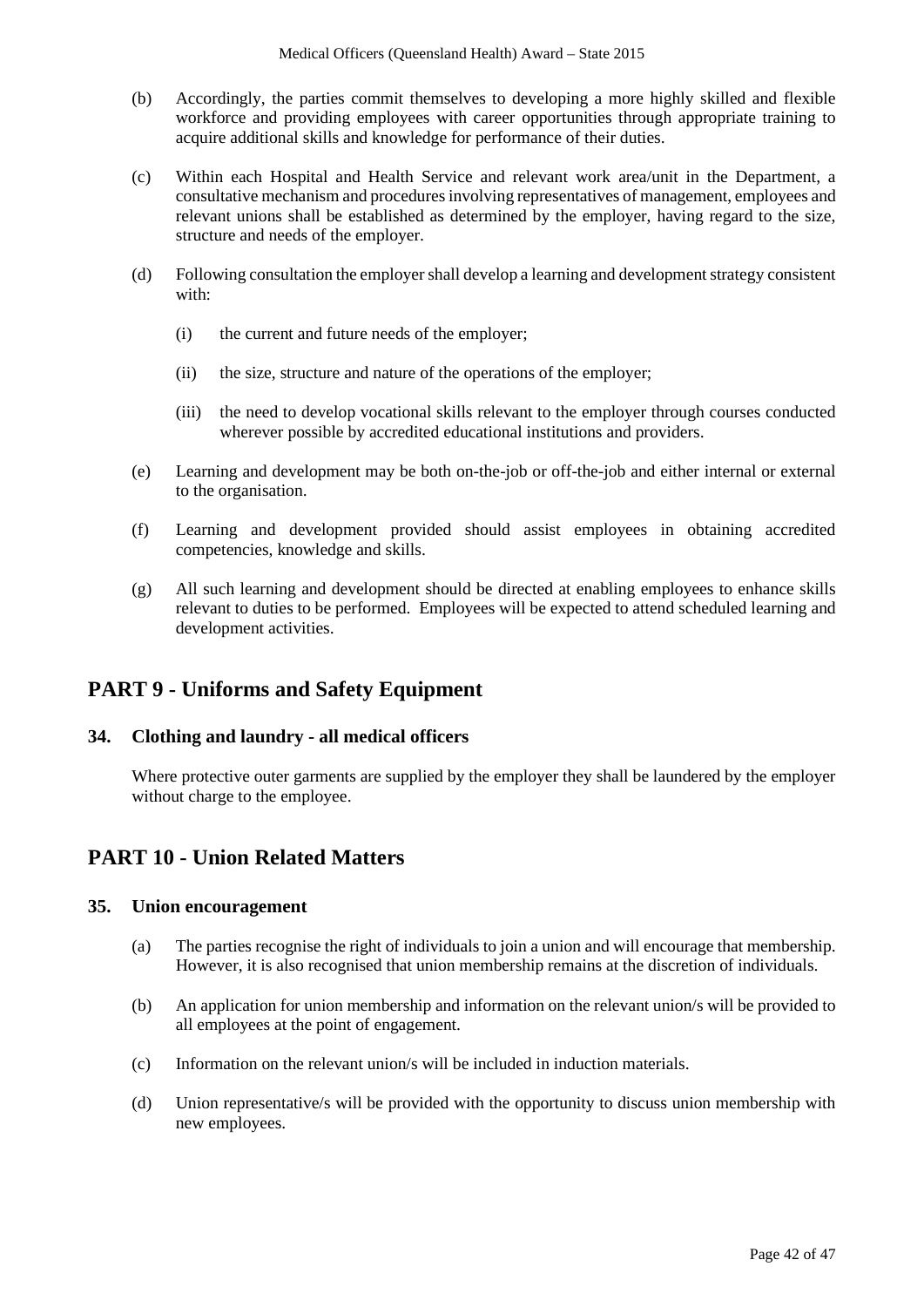(b) Accordingly, the parties commit themselves to developing a more highly skilled and flexible workforce and providing employees with career opportunities through appropriate training to acquire additional skills and knowledge for performance of their duties.

(c) Within each Hospital and Health Service and relevant work area/unit in the Department, a consultative mechanism and procedures involving representatives of management, employees and relevant unions shall be established as determined by the employer, having regard to the size, structure and needs of the employer.

(d) Following consultation the employer shall develop a learning and development strategy consistent with:

   (i) the current and future needs of the employer;

   (ii) the size, structure and nature of the operations of the employer;

   (iii) the need to develop vocational skills relevant to the employer through courses conducted wherever possible by accredited educational institutions and providers.

(e) Learning and development may be both on-the-job or off-the-job and either internal or external to the organisation.

(f) Learning and development provided should assist employees in obtaining accredited competencies, knowledge and skills.

(g) All such learning and development should be directed at enabling employees to enhance skills relevant to duties to be performed. Employees will be expected to attend scheduled learning and development activities.

# PART 9 - Uniforms and Safety Equipment

## 34. Clothing and laundry - all medical officers

Where protective outer garments are supplied by the employer they shall be laundered by the employer without charge to the employee.

# PART 10 - Union Related Matters

## 35. Union encouragement

(a) The parties recognise the right of individuals to join a union and will encourage that membership. However, it is also recognised that union membership remains at the discretion of individuals.

(b) An application for union membership and information on the relevant union/s will be provided to all employees at the point of engagement.

(c) Information on the relevant union/s will be included in induction materials.

(d) Union representative/s will be provided with the opportunity to discuss union membership with new employees.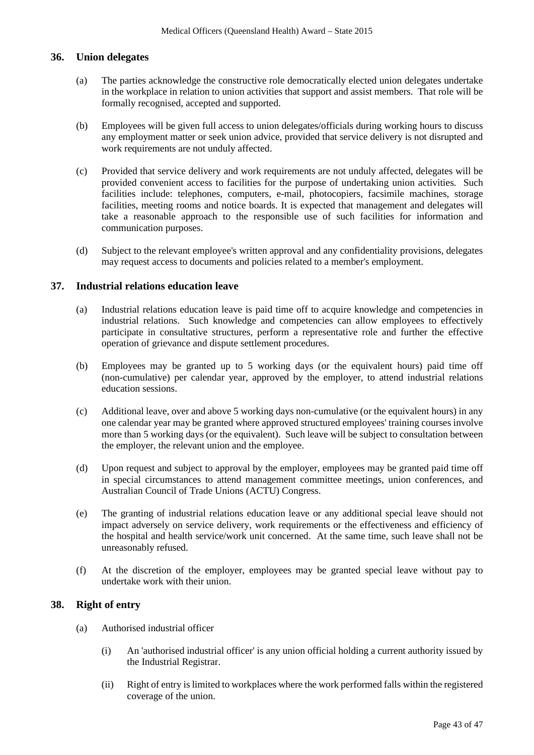## 36. Union delegates

(a) The parties acknowledge the constructive role democratically elected union delegates undertake in the workplace in relation to union activities that support and assist members. That role will be formally recognised, accepted and supported.

(b) Employees will be given full access to union delegates/officials during working hours to discuss any employment matter or seek union advice, provided that service delivery is not disrupted and work requirements are not unduly affected.

(c) Provided that service delivery and work requirements are not unduly affected, delegates will be provided convenient access to facilities for the purpose of undertaking union activities. Such facilities include: telephones, computers, e-mail, photocopiers, facsimile machines, storage facilities, meeting rooms and notice boards. It is expected that management and delegates will take a reasonable approach to the responsible use of such facilities for information and communication purposes.

(d) Subject to the relevant employee's written approval and any confidentiality provisions, delegates may request access to documents and policies related to a member's employment.

## 37. Industrial relations education leave

(a) Industrial relations education leave is paid time off to acquire knowledge and competencies in industrial relations. Such knowledge and competencies can allow employees to effectively participate in consultative structures, perform a representative role and further the effective operation of grievance and dispute settlement procedures.

(b) Employees may be granted up to 5 working days (or the equivalent hours) paid time off (non-cumulative) per calendar year, approved by the employer, to attend industrial relations education sessions.

(c) Additional leave, over and above 5 working days non-cumulative (or the equivalent hours) in any one calendar year may be granted where approved structured employees' training courses involve more than 5 working days (or the equivalent). Such leave will be subject to consultation between the employer, the relevant union and the employee.

(d) Upon request and subject to approval by the employer, employees may be granted paid time off in special circumstances to attend management committee meetings, union conferences, and Australian Council of Trade Unions (ACTU) Congress.

(e) The granting of industrial relations education leave or any additional special leave should not impact adversely on service delivery, work requirements or the effectiveness and efficiency of the hospital and health service/work unit concerned. At the same time, such leave shall not be unreasonably refused.

(f) At the discretion of the employer, employees may be granted special leave without pay to undertake work with their union.

## 38. Right of entry

(a) Authorised industrial officer

(i) An 'authorised industrial officer' is any union official holding a current authority issued by the Industrial Registrar.

(ii) Right of entry is limited to workplaces where the work performed falls within the registered coverage of the union.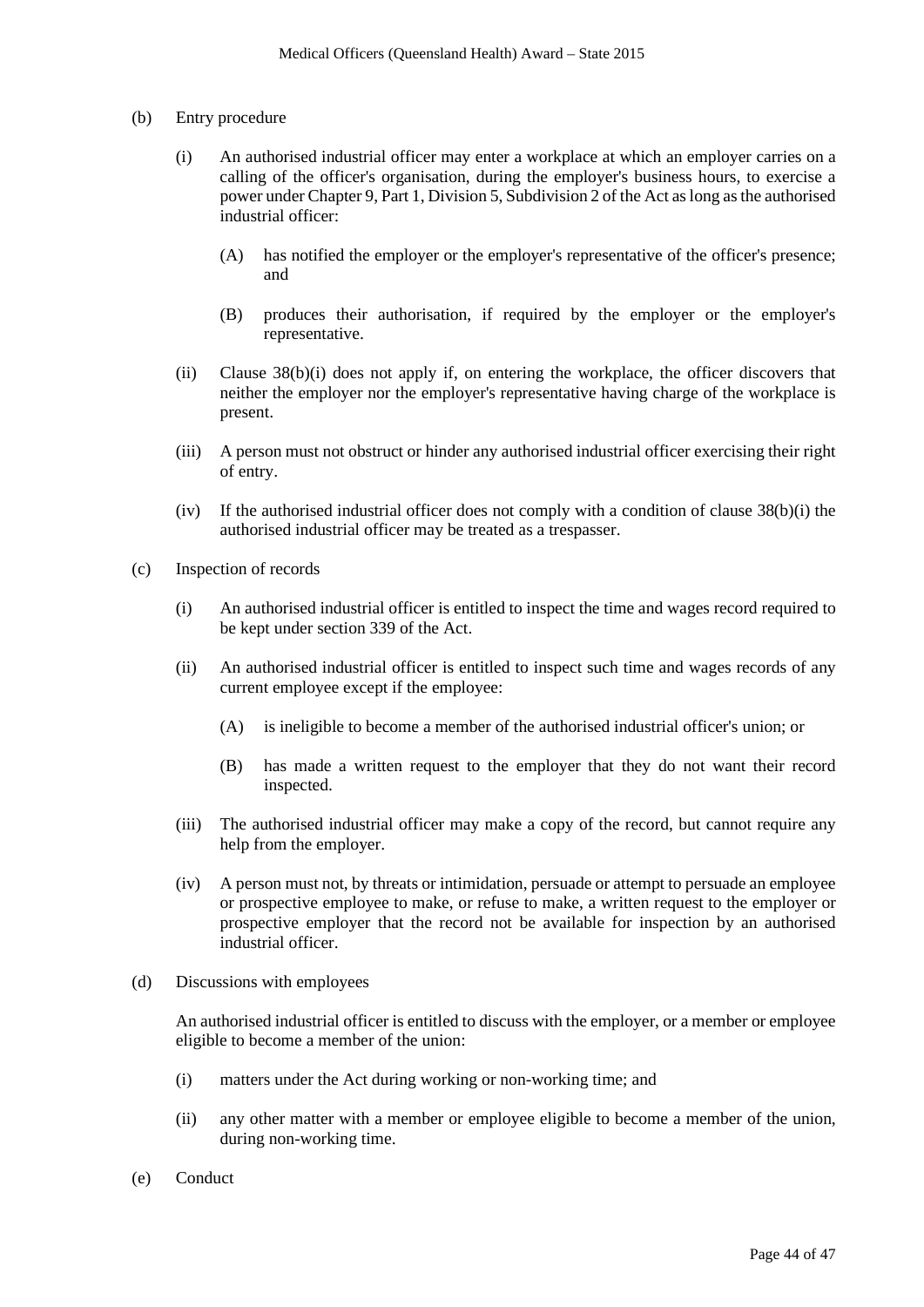(b) Entry procedure

(i) An authorised industrial officer may enter a workplace at which an employer carries on a calling of the officer's organisation, during the employer's business hours, to exercise a power under Chapter 9, Part 1, Division 5, Subdivision 2 of the Act as long as the authorised industrial officer:

(A) has notified the employer or the employer's representative of the officer's presence; and

(B) produces their authorisation, if required by the employer or the employer's representative.

(ii) Clause 38(b)(i) does not apply if, on entering the workplace, the officer discovers that neither the employer nor the employer's representative having charge of the workplace is present.

(iii) A person must not obstruct or hinder any authorised industrial officer exercising their right of entry.

(iv) If the authorised industrial officer does not comply with a condition of clause 38(b)(i) the authorised industrial officer may be treated as a trespasser.

(c) Inspection of records

(i) An authorised industrial officer is entitled to inspect the time and wages record required to be kept under section 339 of the Act.

(ii) An authorised industrial officer is entitled to inspect such time and wages records of any current employee except if the employee:

(A) is ineligible to become a member of the authorised industrial officer's union; or

(B) has made a written request to the employer that they do not want their record inspected.

(iii) The authorised industrial officer may make a copy of the record, but cannot require any help from the employer.

(iv) A person must not, by threats or intimidation, persuade or attempt to persuade an employee or prospective employee to make, or refuse to make, a written request to the employer or prospective employer that the record not be available for inspection by an authorised industrial officer.

(d) Discussions with employees

An authorised industrial officer is entitled to discuss with the employer, or a member or employee eligible to become a member of the union:

(i) matters under the Act during working or non-working time; and

(ii) any other matter with a member or employee eligible to become a member of the union, during non-working time.

(e) Conduct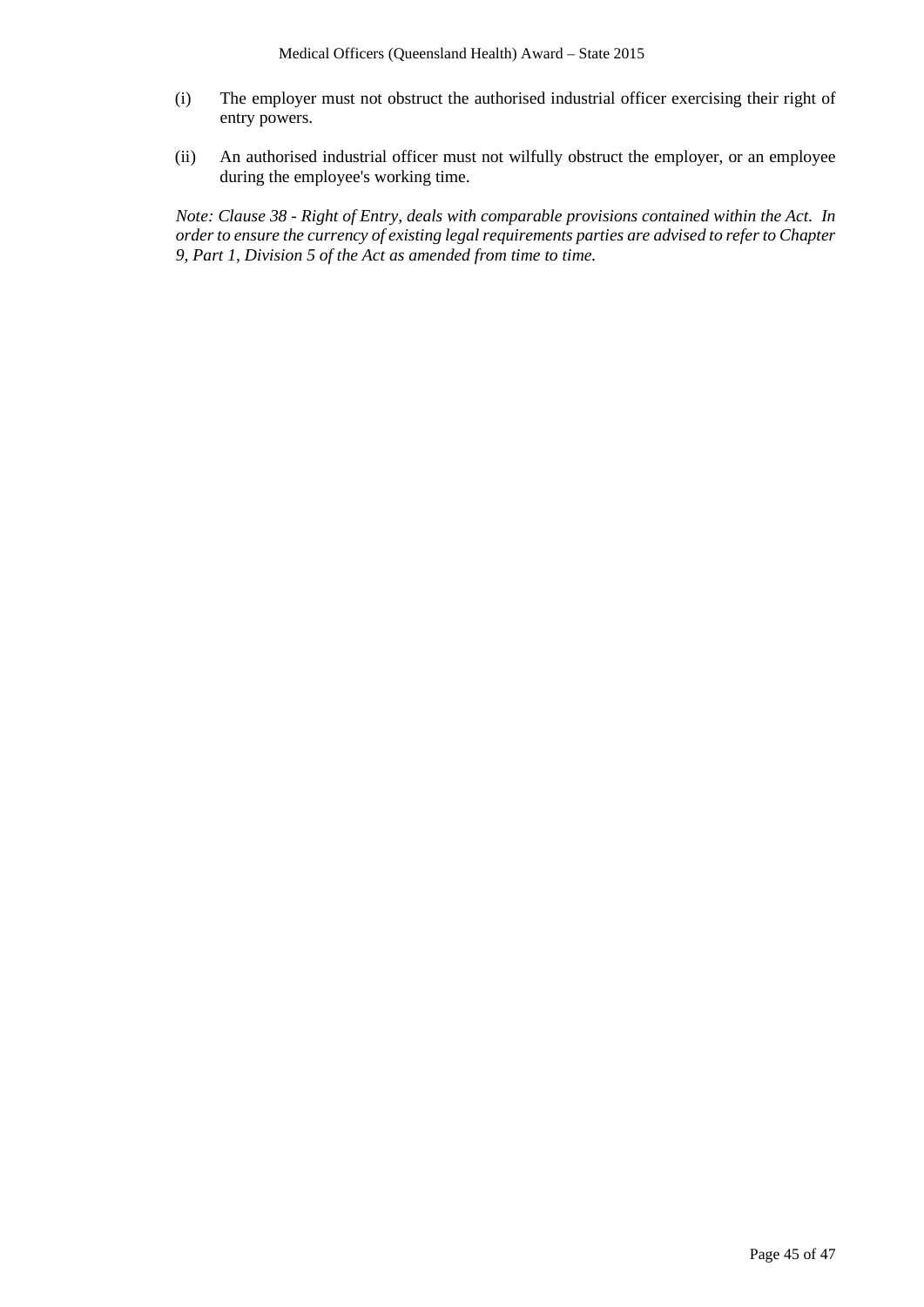(i) The employer must not obstruct the authorised industrial officer exercising their right of entry powers.

(ii) An authorised industrial officer must not wilfully obstruct the employer, or an employee during the employee's working time.

*Note: Clause 38 - Right of Entry, deals with comparable provisions contained within the Act. In order to ensure the currency of existing legal requirements parties are advised to refer to Chapter 9, Part 1, Division 5 of the Act as amended from time to time.*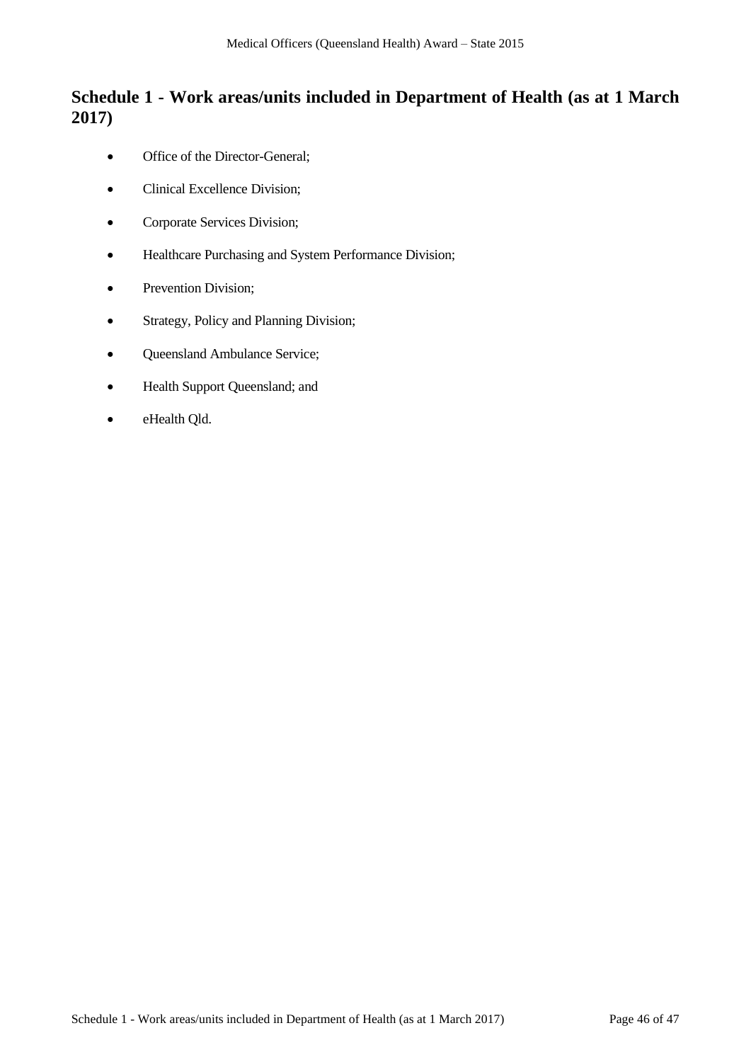## Schedule 1 - Work areas/units included in Department of Health (as at 1 March 2017)

- Office of the Director-General;
- Clinical Excellence Division;
- Corporate Services Division;
- Healthcare Purchasing and System Performance Division;
- Prevention Division;
- Strategy, Policy and Planning Division;
- Queensland Ambulance Service;
- Health Support Queensland; and
- eHealth Qld.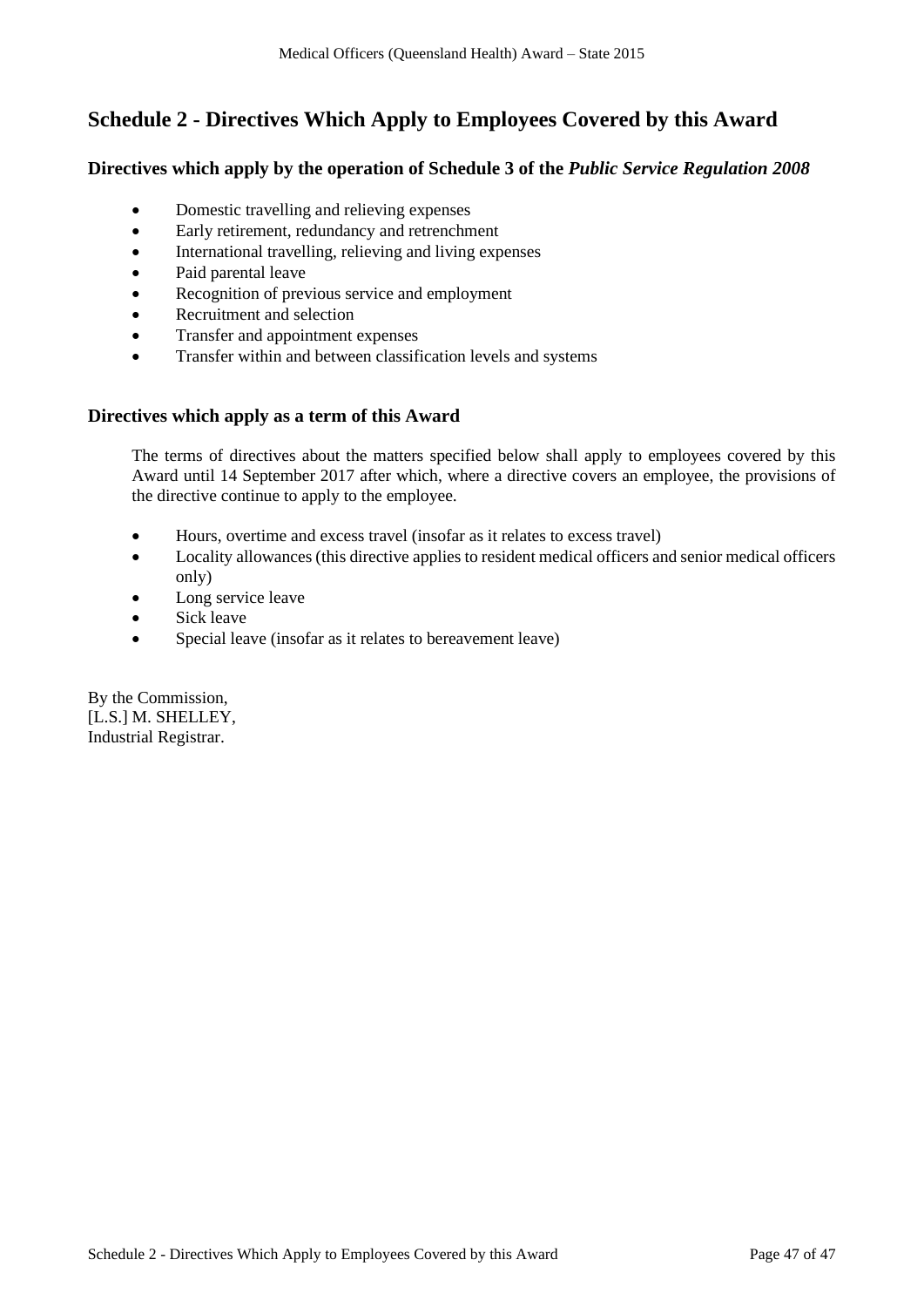## Schedule 2 - Directives Which Apply to Employees Covered by this Award

### Directives which apply by the operation of Schedule 3 of the *Public Service Regulation 2008*

- Domestic travelling and relieving expenses
- Early retirement, redundancy and retrenchment
- International travelling, relieving and living expenses
- Paid parental leave
- Recognition of previous service and employment
- Recruitment and selection
- Transfer and appointment expenses
- Transfer within and between classification levels and systems

### Directives which apply as a term of this Award

The terms of directives about the matters specified below shall apply to employees covered by this Award until 14 September 2017 after which, where a directive covers an employee, the provisions of the directive continue to apply to the employee.

- Hours, overtime and excess travel (insofar as it relates to excess travel)
- Locality allowances (this directive applies to resident medical officers and senior medical officers only)
- Long service leave
- Sick leave
- Special leave (insofar as it relates to bereavement leave)

By the Commission,
[L.S.] M. SHELLEY,
Industrial Registrar.